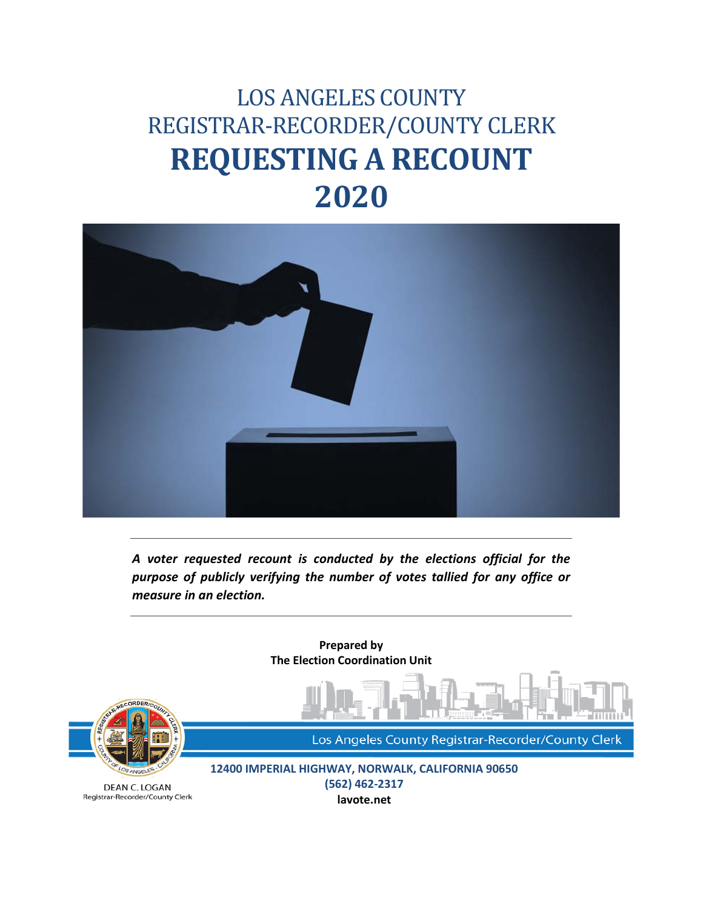# LOS ANGELES COUNTY
# REGISTRAR-RECORDER/COUNTY CLERK
# **REQUESTING A RECOUNT**
# **2020**

---

***A voter requested recount is conducted by the elections official for the purpose of publicly verifying the number of votes tallied for any office or measure in an election.***

---

**Prepared by**
**The Election Coordination Unit**

Los Angeles County Registrar-Recorder/County Clerk

DEAN C. LOGAN
Registrar-Recorder/County Clerk

**12400 IMPERIAL HIGHWAY, NORWALK, CALIFORNIA 90650**
**(562) 462-2317**
**lavote.net**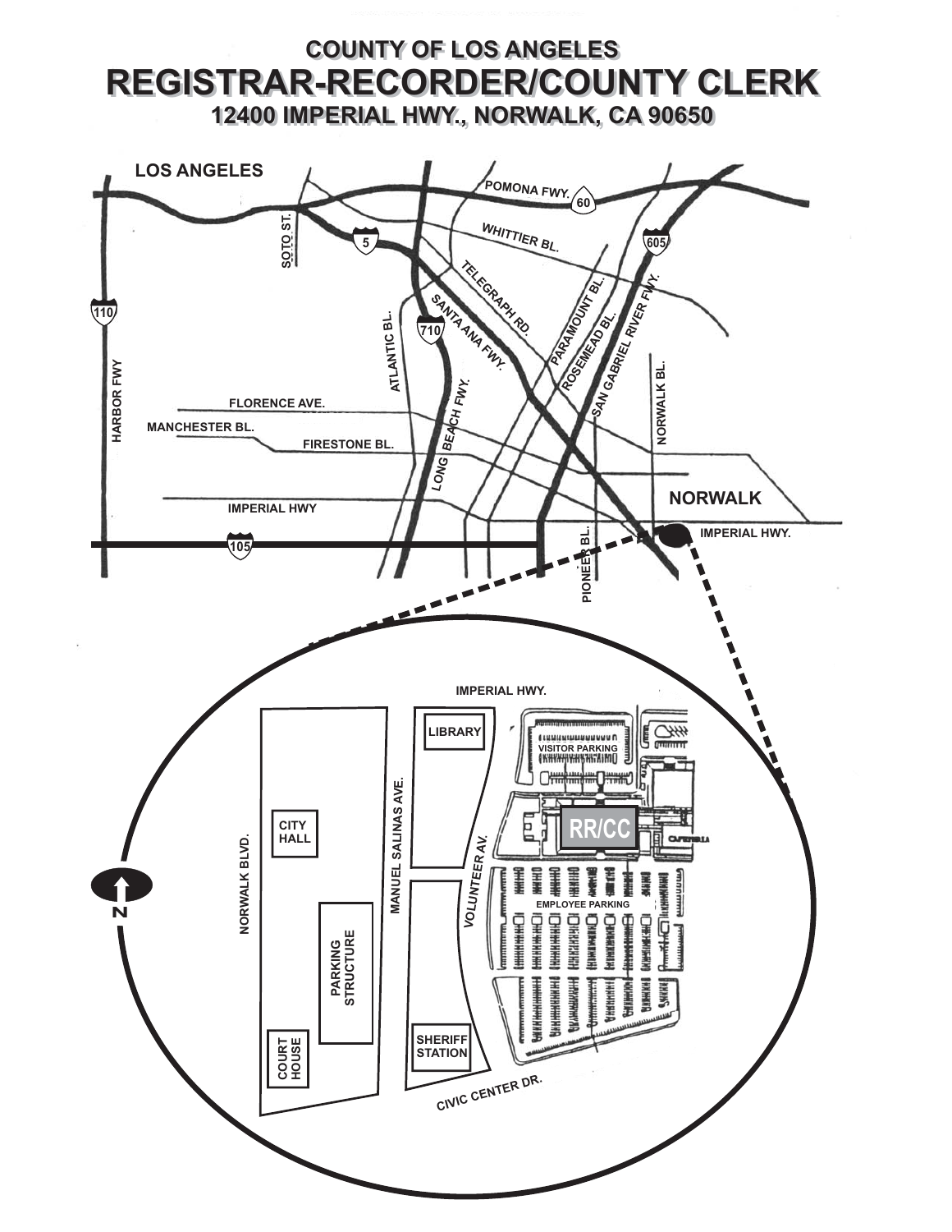# COUNTY OF LOS ANGELES

# REGISTRAR-RECORDER/COUNTY CLERK

## 12400 IMPERIAL HWY., NORWALK, CA 90650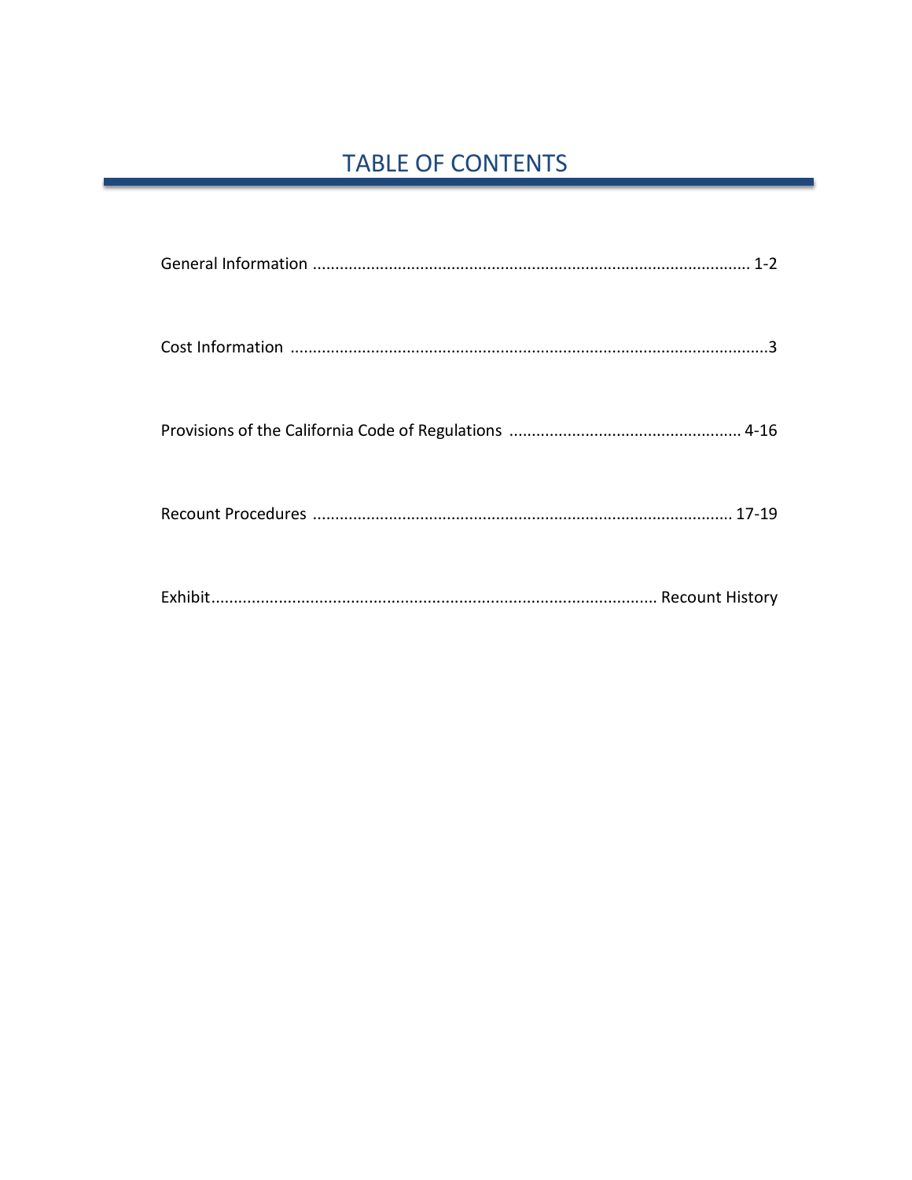# TABLE OF CONTENTS

General Information ................................................................................................. 1-2

Cost Information ..........................................................................................................3

Provisions of the California Code of Regulations .................................................... 4-16

Recount Procedures ............................................................................................. 17-19

Exhibit.................................................................................................. Recount History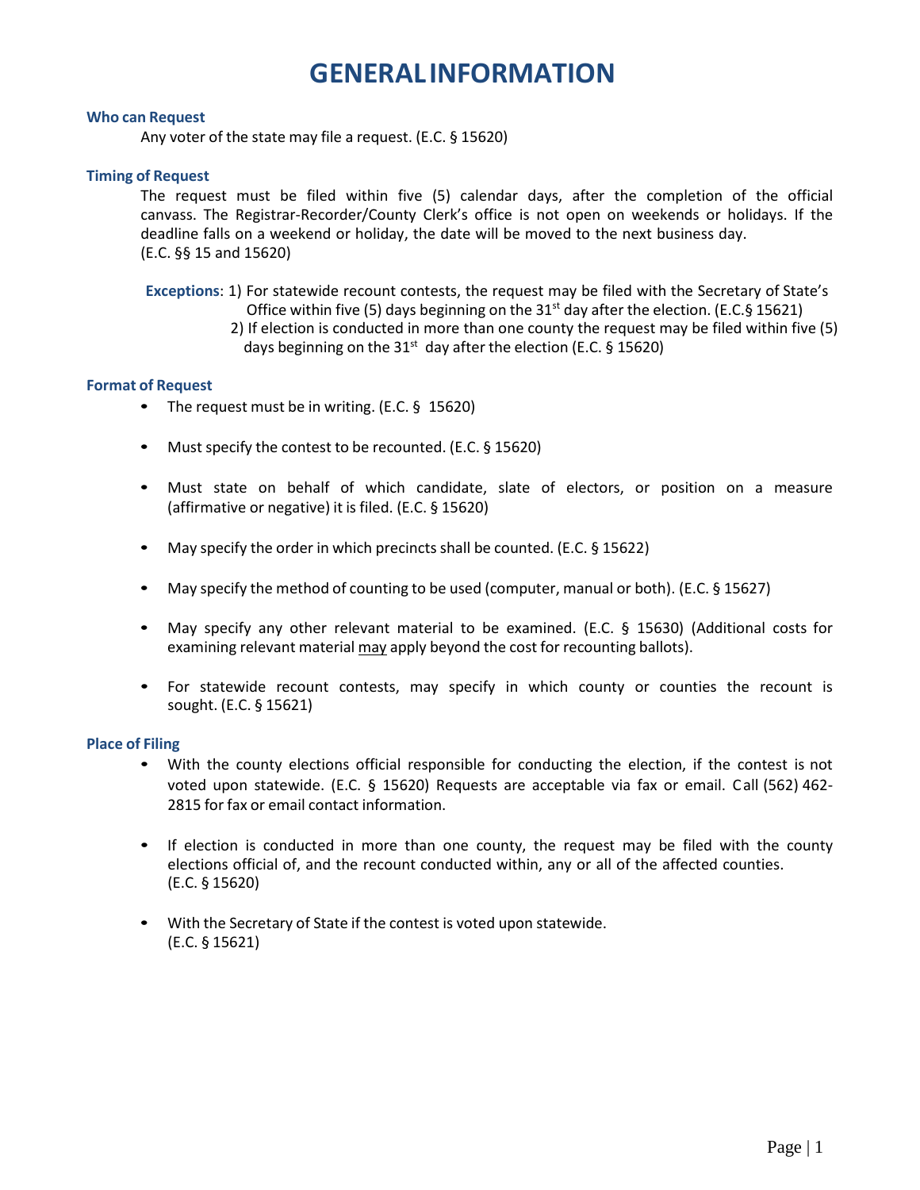# GENERAL INFORMATION

### Who can Request

Any voter of the state may file a request. (E.C. § 15620)

### Timing of Request

The request must be filed within five (5) calendar days, after the completion of the official canvass. The Registrar-Recorder/County Clerk's office is not open on weekends or holidays. If the deadline falls on a weekend or holiday, the date will be moved to the next business day. (E.C. §§ 15 and 15620)

**Exceptions**: 1) For statewide recount contests, the request may be filed with the Secretary of State's Office within five (5) days beginning on the 31st day after the election. (E.C.§ 15621)
2) If election is conducted in more than one county the request may be filed within five (5) days beginning on the 31st day after the election (E.C. § 15620)

### Format of Request

- The request must be in writing. (E.C. § 15620)
- Must specify the contest to be recounted. (E.C. § 15620)
- Must state on behalf of which candidate, slate of electors, or position on a measure (affirmative or negative) it is filed. (E.C. § 15620)
- May specify the order in which precincts shall be counted. (E.C. § 15622)
- May specify the method of counting to be used (computer, manual or both). (E.C. § 15627)
- May specify any other relevant material to be examined. (E.C. § 15630) (Additional costs for examining relevant material <u>may</u> apply beyond the cost for recounting ballots).
- For statewide recount contests, may specify in which county or counties the recount is sought. (E.C. § 15621)

### Place of Filing

- With the county elections official responsible for conducting the election, if the contest is not voted upon statewide. (E.C. § 15620) Requests are acceptable via fax or email. Call (562) 462-2815 for fax or email contact information.
- If election is conducted in more than one county, the request may be filed with the county elections official of, and the recount conducted within, any or all of the affected counties. (E.C. § 15620)
- With the Secretary of State if the contest is voted upon statewide. (E.C. § 15621)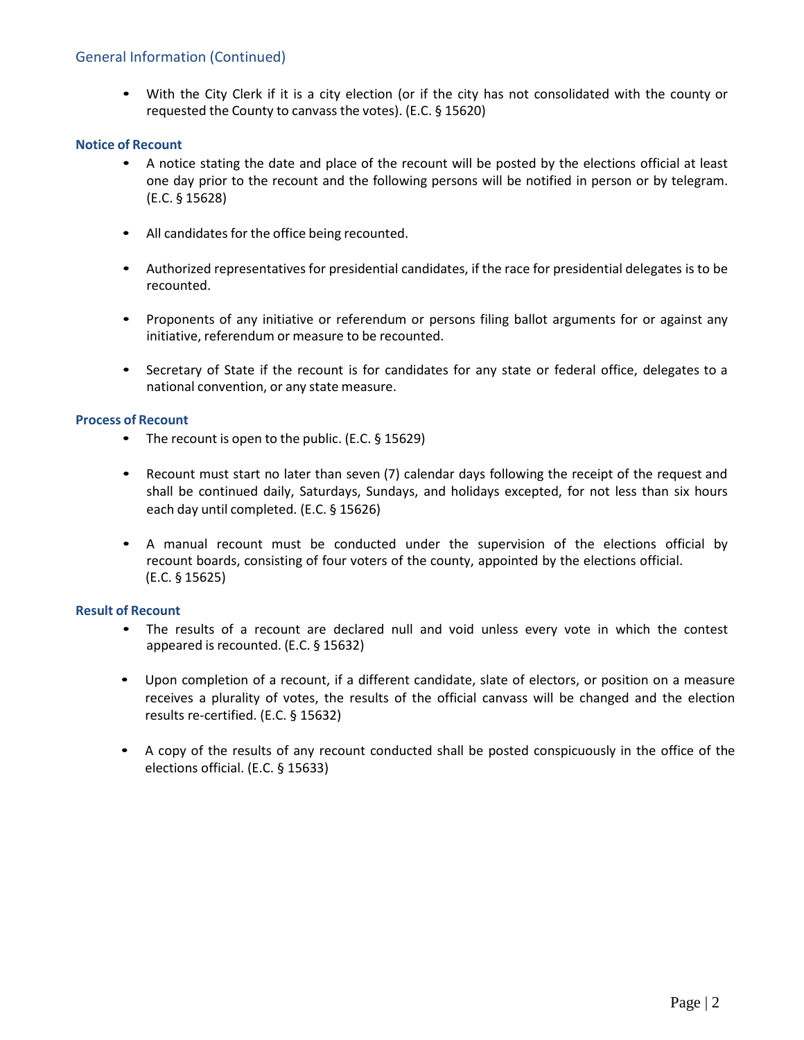## General Information (Continued)

- With the City Clerk if it is a city election (or if the city has not consolidated with the county or requested the County to canvass the votes). (E.C. § 15620)

### Notice of Recount

- A notice stating the date and place of the recount will be posted by the elections official at least one day prior to the recount and the following persons will be notified in person or by telegram. (E.C. § 15628)
- All candidates for the office being recounted.
- Authorized representatives for presidential candidates, if the race for presidential delegates is to be recounted.
- Proponents of any initiative or referendum or persons filing ballot arguments for or against any initiative, referendum or measure to be recounted.
- Secretary of State if the recount is for candidates for any state or federal office, delegates to a national convention, or any state measure.

### Process of Recount

- The recount is open to the public. (E.C. § 15629)
- Recount must start no later than seven (7) calendar days following the receipt of the request and shall be continued daily, Saturdays, Sundays, and holidays excepted, for not less than six hours each day until completed. (E.C. § 15626)
- A manual recount must be conducted under the supervision of the elections official by recount boards, consisting of four voters of the county, appointed by the elections official. (E.C. § 15625)

### Result of Recount

- The results of a recount are declared null and void unless every vote in which the contest appeared is recounted. (E.C. § 15632)
- Upon completion of a recount, if a different candidate, slate of electors, or position on a measure receives a plurality of votes, the results of the official canvass will be changed and the election results re-certified. (E.C. § 15632)
- A copy of the results of any recount conducted shall be posted conspicuously in the office of the elections official. (E.C. § 15633)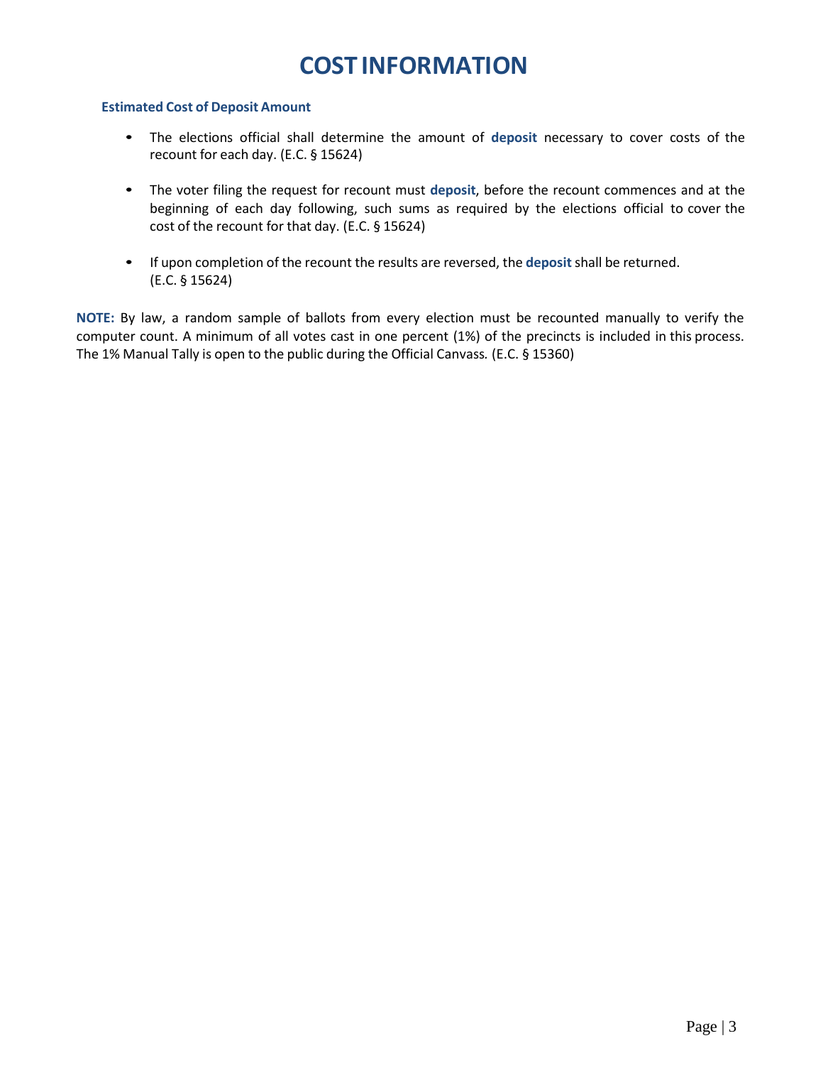# COST INFORMATION

### Estimated Cost of Deposit Amount

- The elections official shall determine the amount of **deposit** necessary to cover costs of the recount for each day. (E.C. § 15624)
- The voter filing the request for recount must **deposit**, before the recount commences and at the beginning of each day following, such sums as required by the elections official to cover the cost of the recount for that day. (E.C. § 15624)
- If upon completion of the recount the results are reversed, the **deposit** shall be returned. (E.C. § 15624)

**NOTE:** By law, a random sample of ballots from every election must be recounted manually to verify the computer count. A minimum of all votes cast in one percent (1%) of the precincts is included in this process. The 1% Manual Tally is open to the public during the Official Canvass. (E.C. § 15360)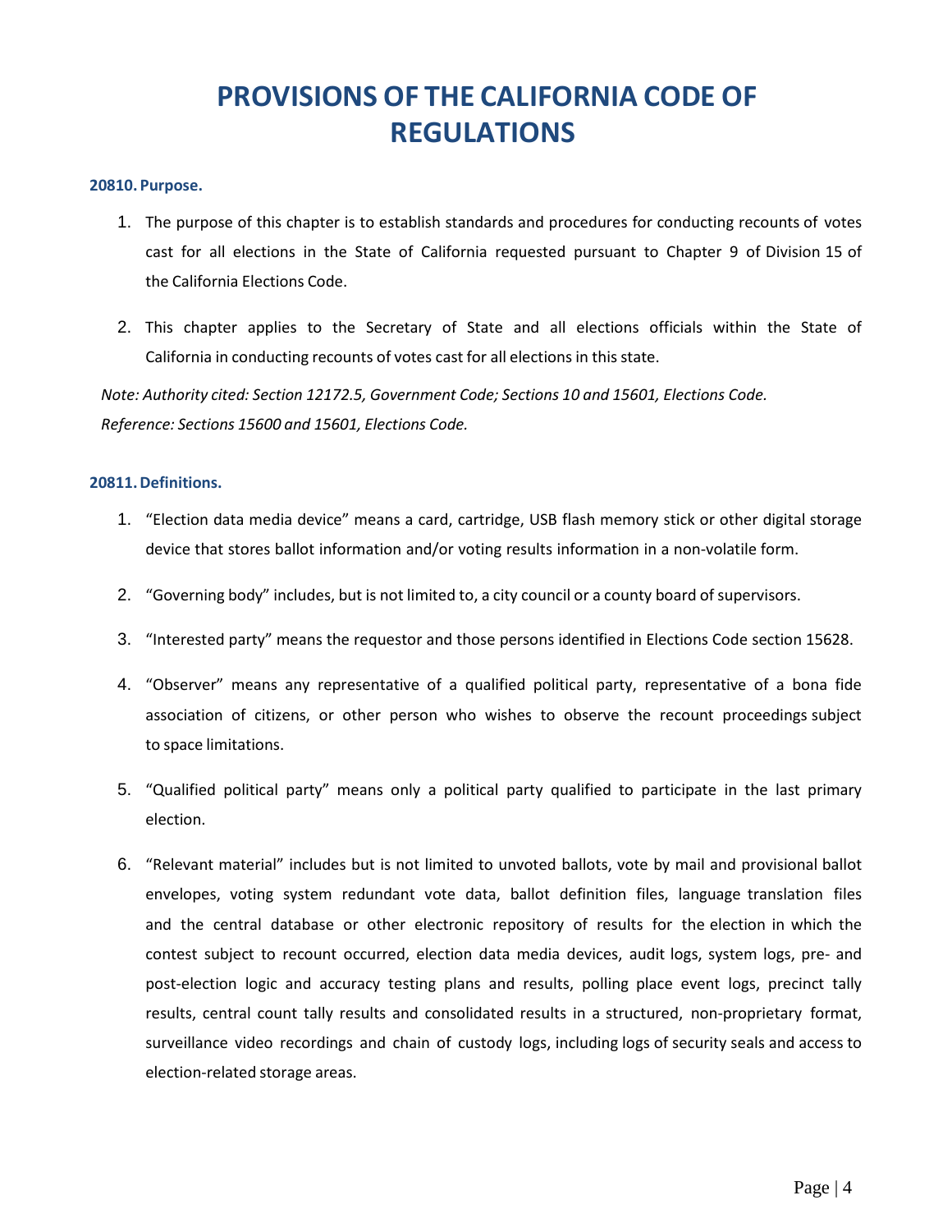# PROVISIONS OF THE CALIFORNIA CODE OF REGULATIONS

### 20810. Purpose.

1. The purpose of this chapter is to establish standards and procedures for conducting recounts of votes cast for all elections in the State of California requested pursuant to Chapter 9 of Division 15 of the California Elections Code.

2. This chapter applies to the Secretary of State and all elections officials within the State of California in conducting recounts of votes cast for all elections in this state.

*Note: Authority cited: Section 12172.5, Government Code; Sections 10 and 15601, Elections Code.*
*Reference: Sections 15600 and 15601, Elections Code.*

### 20811. Definitions.

1. "Election data media device" means a card, cartridge, USB flash memory stick or other digital storage device that stores ballot information and/or voting results information in a non-volatile form.

2. "Governing body" includes, but is not limited to, a city council or a county board of supervisors.

3. "Interested party" means the requestor and those persons identified in Elections Code section 15628.

4. "Observer" means any representative of a qualified political party, representative of a bona fide association of citizens, or other person who wishes to observe the recount proceedings subject to space limitations.

5. "Qualified political party" means only a political party qualified to participate in the last primary election.

6. "Relevant material" includes but is not limited to unvoted ballots, vote by mail and provisional ballot envelopes, voting system redundant vote data, ballot definition files, language translation files and the central database or other electronic repository of results for the election in which the contest subject to recount occurred, election data media devices, audit logs, system logs, pre- and post-election logic and accuracy testing plans and results, polling place event logs, precinct tally results, central count tally results and consolidated results in a structured, non-proprietary format, surveillance video recordings and chain of custody logs, including logs of security seals and access to election-related storage areas.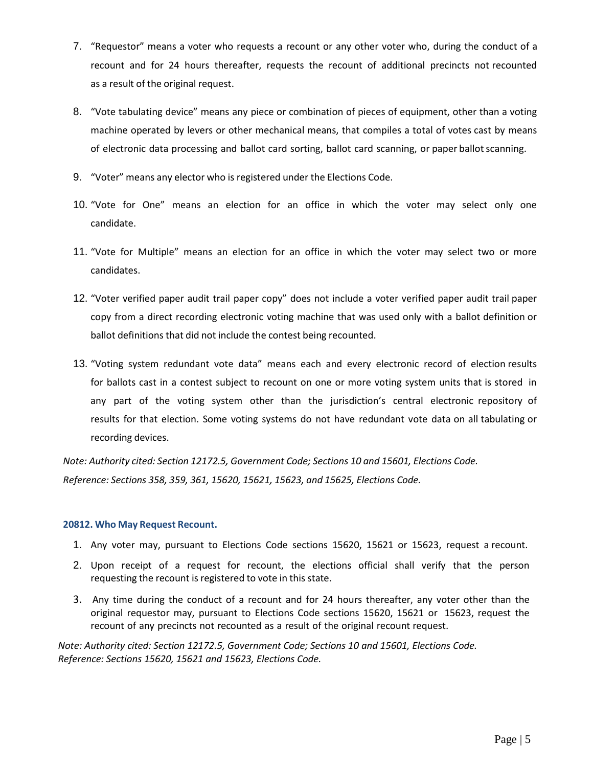7. “Requestor” means a voter who requests a recount or any other voter who, during the conduct of a recount and for 24 hours thereafter, requests the recount of additional precincts not recounted as a result of the original request.

8. “Vote tabulating device” means any piece or combination of pieces of equipment, other than a voting machine operated by levers or other mechanical means, that compiles a total of votes cast by means of electronic data processing and ballot card sorting, ballot card scanning, or paper ballot scanning.

9. “Voter” means any elector who is registered under the Elections Code.

10. “Vote for One” means an election for an office in which the voter may select only one candidate.

11. “Vote for Multiple” means an election for an office in which the voter may select two or more candidates.

12. “Voter verified paper audit trail paper copy” does not include a voter verified paper audit trail paper copy from a direct recording electronic voting machine that was used only with a ballot definition or ballot definitions that did not include the contest being recounted.

13. “Voting system redundant vote data” means each and every electronic record of election results for ballots cast in a contest subject to recount on one or more voting system units that is stored in any part of the voting system other than the jurisdiction’s central electronic repository of results for that election. Some voting systems do not have redundant vote data on all tabulating or recording devices.

*Note: Authority cited: Section 12172.5, Government Code; Sections 10 and 15601, Elections Code.*
*Reference: Sections 358, 359, 361, 15620, 15621, 15623, and 15625, Elections Code.*

#### 20812. Who May Request Recount.

1. Any voter may, pursuant to Elections Code sections 15620, 15621 or 15623, request a recount.
2. Upon receipt of a request for recount, the elections official shall verify that the person requesting the recount is registered to vote in this state.
3. Any time during the conduct of a recount and for 24 hours thereafter, any voter other than the original requestor may, pursuant to Elections Code sections 15620, 15621 or 15623, request the recount of any precincts not recounted as a result of the original recount request.

*Note: Authority cited: Section 12172.5, Government Code; Sections 10 and 15601, Elections Code.*
*Reference: Sections 15620, 15621 and 15623, Elections Code.*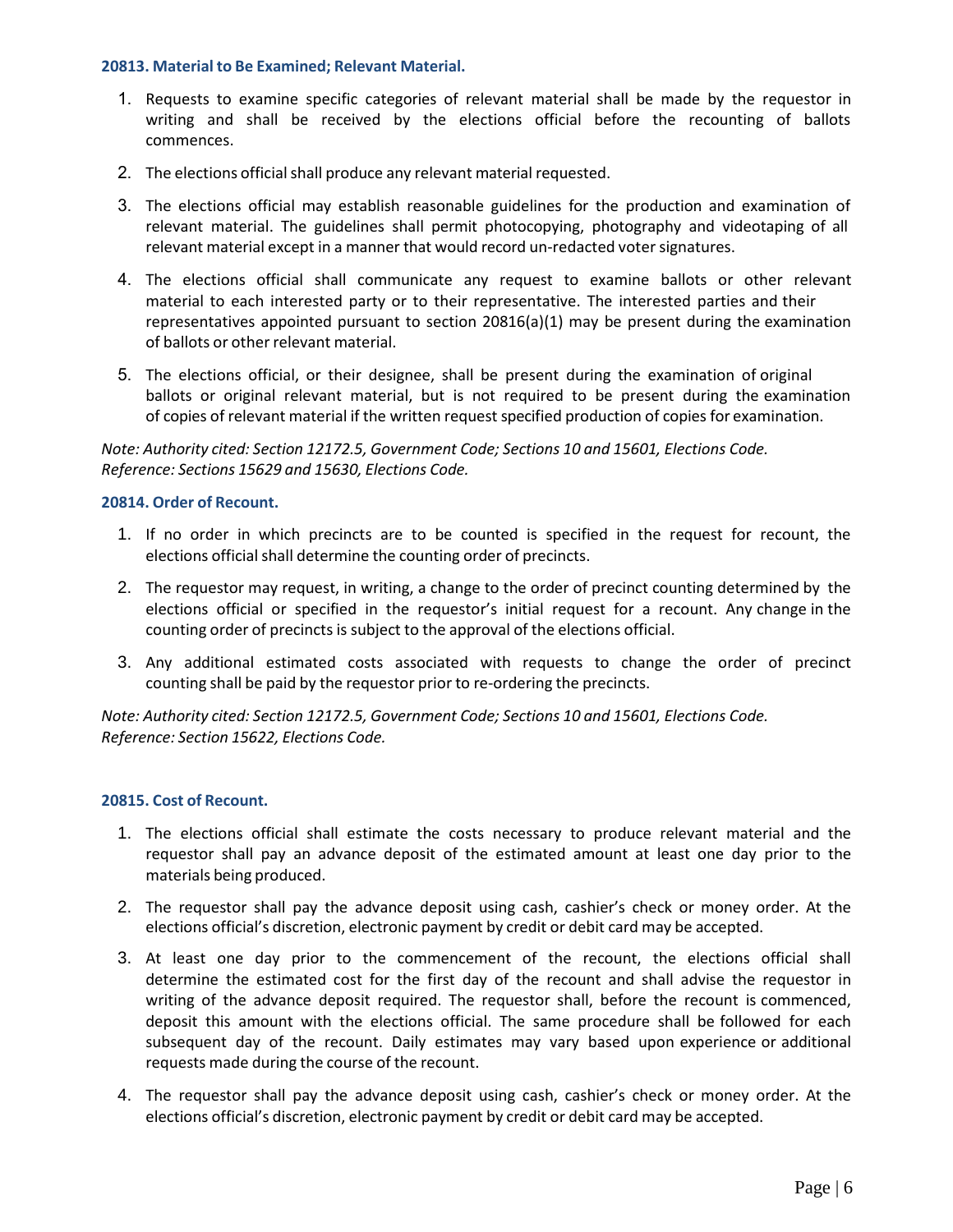### 20813. Material to Be Examined; Relevant Material.

1. Requests to examine specific categories of relevant material shall be made by the requestor in writing and shall be received by the elections official before the recounting of ballots commences.
2. The elections official shall produce any relevant material requested.
3. The elections official may establish reasonable guidelines for the production and examination of relevant material. The guidelines shall permit photocopying, photography and videotaping of all relevant material except in a manner that would record un-redacted voter signatures.
4. The elections official shall communicate any request to examine ballots or other relevant material to each interested party or to their representative. The interested parties and their representatives appointed pursuant to section 20816(a)(1) may be present during the examination of ballots or other relevant material.
5. The elections official, or their designee, shall be present during the examination of original ballots or original relevant material, but is not required to be present during the examination of copies of relevant material if the written request specified production of copies for examination.

*Note: Authority cited: Section 12172.5, Government Code; Sections 10 and 15601, Elections Code. Reference: Sections 15629 and 15630, Elections Code.*

### 20814. Order of Recount.

1. If no order in which precincts are to be counted is specified in the request for recount, the elections official shall determine the counting order of precincts.
2. The requestor may request, in writing, a change to the order of precinct counting determined by the elections official or specified in the requestor's initial request for a recount. Any change in the counting order of precincts is subject to the approval of the elections official.
3. Any additional estimated costs associated with requests to change the order of precinct counting shall be paid by the requestor prior to re-ordering the precincts.

*Note: Authority cited: Section 12172.5, Government Code; Sections 10 and 15601, Elections Code. Reference: Section 15622, Elections Code.*

### 20815. Cost of Recount.

1. The elections official shall estimate the costs necessary to produce relevant material and the requestor shall pay an advance deposit of the estimated amount at least one day prior to the materials being produced.
2. The requestor shall pay the advance deposit using cash, cashier's check or money order. At the elections official's discretion, electronic payment by credit or debit card may be accepted.
3. At least one day prior to the commencement of the recount, the elections official shall determine the estimated cost for the first day of the recount and shall advise the requestor in writing of the advance deposit required. The requestor shall, before the recount is commenced, deposit this amount with the elections official. The same procedure shall be followed for each subsequent day of the recount. Daily estimates may vary based upon experience or additional requests made during the course of the recount.
4. The requestor shall pay the advance deposit using cash, cashier's check or money order. At the elections official's discretion, electronic payment by credit or debit card may be accepted.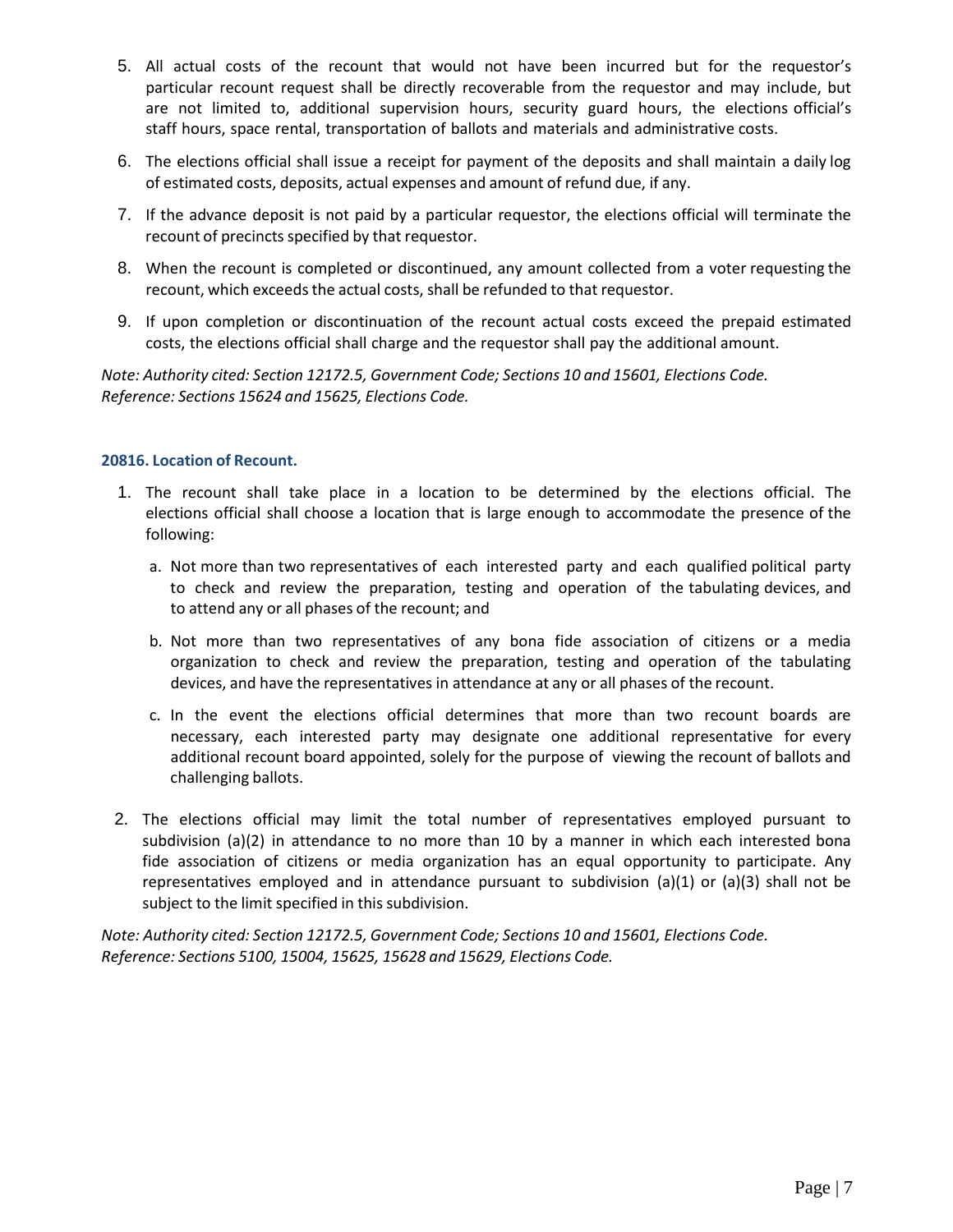5. All actual costs of the recount that would not have been incurred but for the requestor's particular recount request shall be directly recoverable from the requestor and may include, but are not limited to, additional supervision hours, security guard hours, the elections official's staff hours, space rental, transportation of ballots and materials and administrative costs.
6. The elections official shall issue a receipt for payment of the deposits and shall maintain a daily log of estimated costs, deposits, actual expenses and amount of refund due, if any.
7. If the advance deposit is not paid by a particular requestor, the elections official will terminate the recount of precincts specified by that requestor.
8. When the recount is completed or discontinued, any amount collected from a voter requesting the recount, which exceeds the actual costs, shall be refunded to that requestor.
9. If upon completion or discontinuation of the recount actual costs exceed the prepaid estimated costs, the elections official shall charge and the requestor shall pay the additional amount.

*Note: Authority cited: Section 12172.5, Government Code; Sections 10 and 15601, Elections Code. Reference: Sections 15624 and 15625, Elections Code.*

### 20816. Location of Recount.

1. The recount shall take place in a location to be determined by the elections official. The elections official shall choose a location that is large enough to accommodate the presence of the following:
   a. Not more than two representatives of each interested party and each qualified political party to check and review the preparation, testing and operation of the tabulating devices, and to attend any or all phases of the recount; and
   b. Not more than two representatives of any bona fide association of citizens or a media organization to check and review the preparation, testing and operation of the tabulating devices, and have the representatives in attendance at any or all phases of the recount.
   c. In the event the elections official determines that more than two recount boards are necessary, each interested party may designate one additional representative for every additional recount board appointed, solely for the purpose of viewing the recount of ballots and challenging ballots.
2. The elections official may limit the total number of representatives employed pursuant to subdivision (a)(2) in attendance to no more than 10 by a manner in which each interested bona fide association of citizens or media organization has an equal opportunity to participate. Any representatives employed and in attendance pursuant to subdivision (a)(1) or (a)(3) shall not be subject to the limit specified in this subdivision.

*Note: Authority cited: Section 12172.5, Government Code; Sections 10 and 15601, Elections Code. Reference: Sections 5100, 15004, 15625, 15628 and 15629, Elections Code.*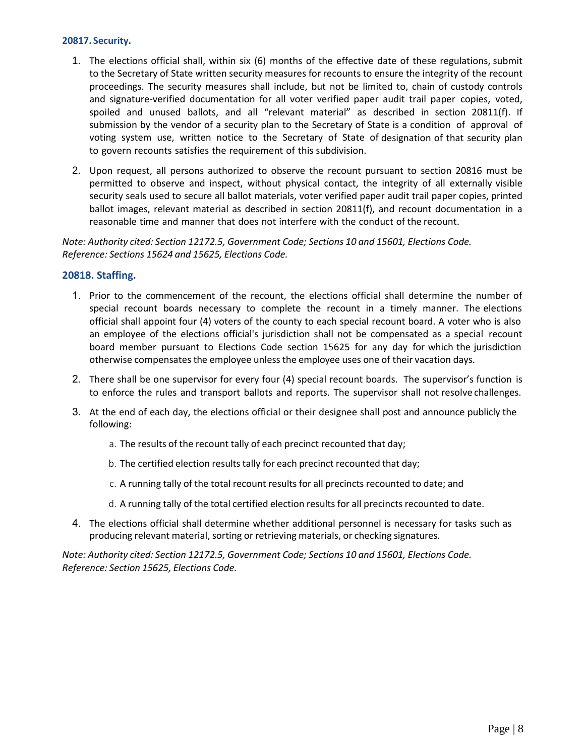### 20817. Security.

1. The elections official shall, within six (6) months of the effective date of these regulations, submit to the Secretary of State written security measures for recounts to ensure the integrity of the recount proceedings. The security measures shall include, but not be limited to, chain of custody controls and signature-verified documentation for all voter verified paper audit trail paper copies, voted, spoiled and unused ballots, and all "relevant material" as described in section 20811(f). If submission by the vendor of a security plan to the Secretary of State is a condition of approval of voting system use, written notice to the Secretary of State of designation of that security plan to govern recounts satisfies the requirement of this subdivision.

2. Upon request, all persons authorized to observe the recount pursuant to section 20816 must be permitted to observe and inspect, without physical contact, the integrity of all externally visible security seals used to secure all ballot materials, voter verified paper audit trail paper copies, printed ballot images, relevant material as described in section 20811(f), and recount documentation in a reasonable time and manner that does not interfere with the conduct of the recount.

*Note: Authority cited: Section 12172.5, Government Code; Sections 10 and 15601, Elections Code. Reference: Sections 15624 and 15625, Elections Code.*

### 20818. Staffing.

1. Prior to the commencement of the recount, the elections official shall determine the number of special recount boards necessary to complete the recount in a timely manner. The elections official shall appoint four (4) voters of the county to each special recount board. A voter who is also an employee of the elections official's jurisdiction shall not be compensated as a special recount board member pursuant to Elections Code section 15625 for any day for which the jurisdiction otherwise compensates the employee unless the employee uses one of their vacation days.

2. There shall be one supervisor for every four (4) special recount boards. The supervisor's function is to enforce the rules and transport ballots and reports. The supervisor shall not resolve challenges.

3. At the end of each day, the elections official or their designee shall post and announce publicly the following:

    a. The results of the recount tally of each precinct recounted that day;

    b. The certified election results tally for each precinct recounted that day;

    c. A running tally of the total recount results for all precincts recounted to date; and

    d. A running tally of the total certified election results for all precincts recounted to date.

4. The elections official shall determine whether additional personnel is necessary for tasks such as producing relevant material, sorting or retrieving materials, or checking signatures.

*Note: Authority cited: Section 12172.5, Government Code; Sections 10 and 15601, Elections Code. Reference: Section 15625, Elections Code.*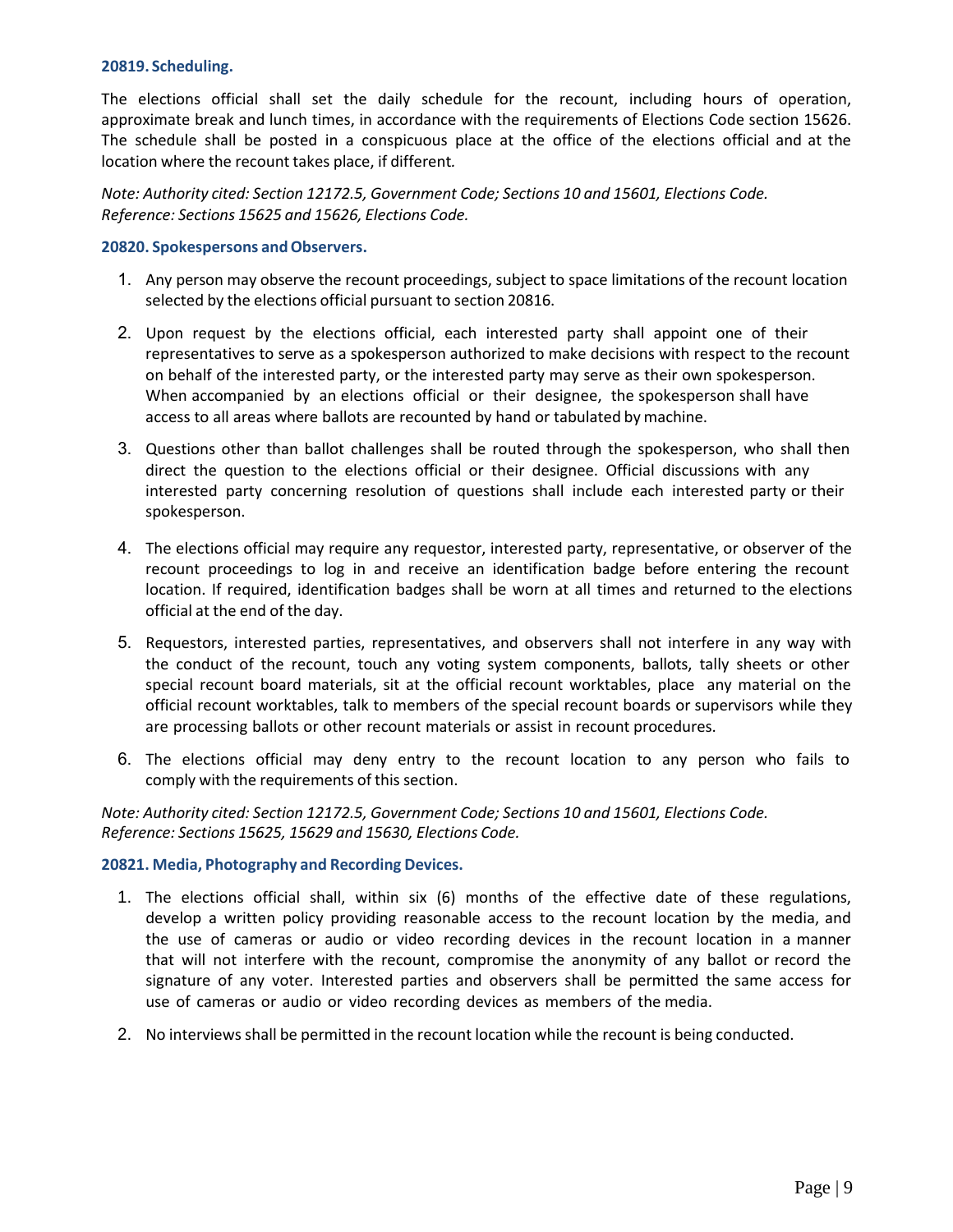### 20819. Scheduling.

The elections official shall set the daily schedule for the recount, including hours of operation, approximate break and lunch times, in accordance with the requirements of Elections Code section 15626. The schedule shall be posted in a conspicuous place at the office of the elections official and at the location where the recount takes place, if different.

*Note: Authority cited: Section 12172.5, Government Code; Sections 10 and 15601, Elections Code. Reference: Sections 15625 and 15626, Elections Code.*

### 20820. Spokespersons and Observers.

1. Any person may observe the recount proceedings, subject to space limitations of the recount location selected by the elections official pursuant to section 20816.
2. Upon request by the elections official, each interested party shall appoint one of their representatives to serve as a spokesperson authorized to make decisions with respect to the recount on behalf of the interested party, or the interested party may serve as their own spokesperson. When accompanied by an elections official or their designee, the spokesperson shall have access to all areas where ballots are recounted by hand or tabulated by machine.
3. Questions other than ballot challenges shall be routed through the spokesperson, who shall then direct the question to the elections official or their designee. Official discussions with any interested party concerning resolution of questions shall include each interested party or their spokesperson.
4. The elections official may require any requestor, interested party, representative, or observer of the recount proceedings to log in and receive an identification badge before entering the recount location. If required, identification badges shall be worn at all times and returned to the elections official at the end of the day.
5. Requestors, interested parties, representatives, and observers shall not interfere in any way with the conduct of the recount, touch any voting system components, ballots, tally sheets or other special recount board materials, sit at the official recount worktables, place any material on the official recount worktables, talk to members of the special recount boards or supervisors while they are processing ballots or other recount materials or assist in recount procedures.
6. The elections official may deny entry to the recount location to any person who fails to comply with the requirements of this section.

*Note: Authority cited: Section 12172.5, Government Code; Sections 10 and 15601, Elections Code. Reference: Sections 15625, 15629 and 15630, Elections Code.*

### 20821. Media, Photography and Recording Devices.

1. The elections official shall, within six (6) months of the effective date of these regulations, develop a written policy providing reasonable access to the recount location by the media, and the use of cameras or audio or video recording devices in the recount location in a manner that will not interfere with the recount, compromise the anonymity of any ballot or record the signature of any voter. Interested parties and observers shall be permitted the same access for use of cameras or audio or video recording devices as members of the media.
2. No interviews shall be permitted in the recount location while the recount is being conducted.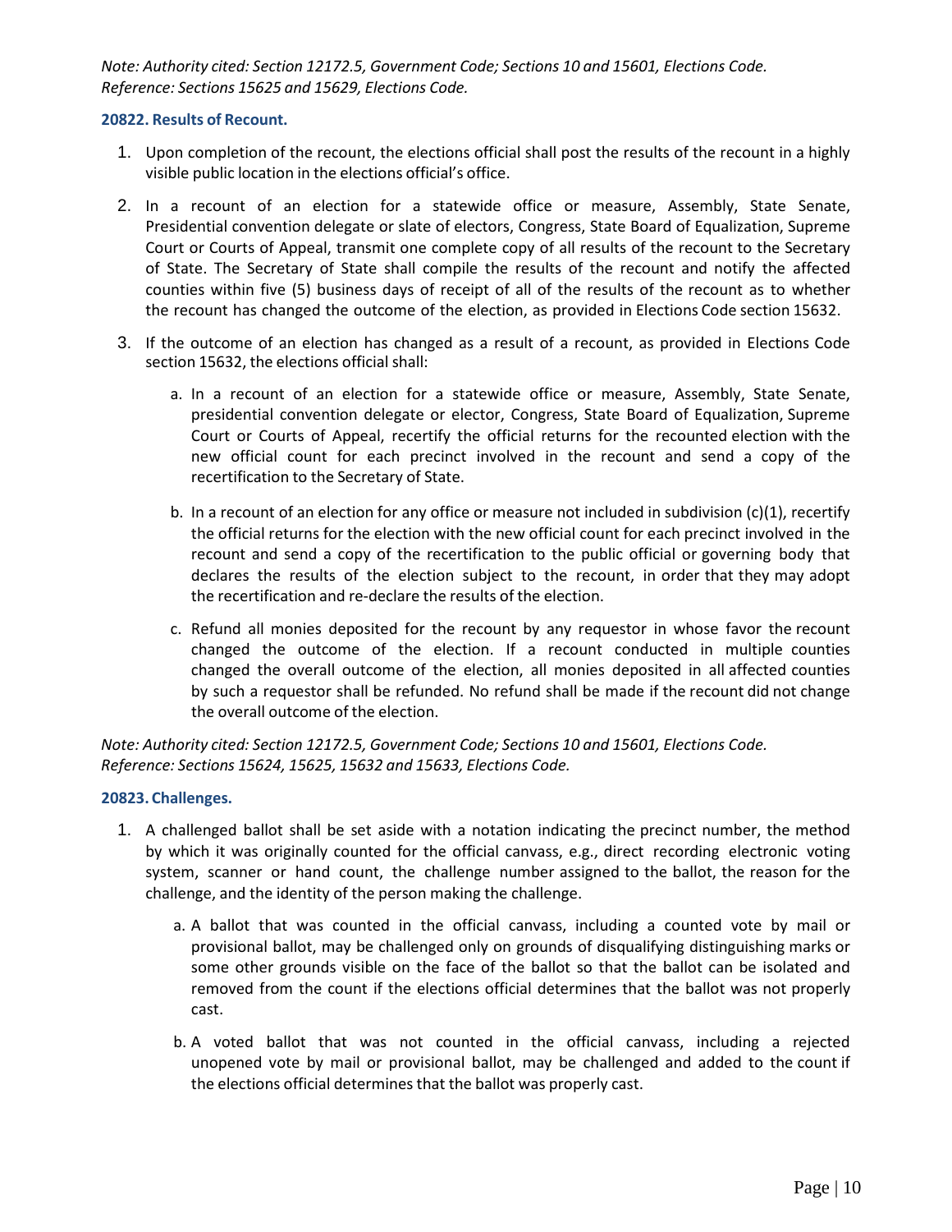*Note: Authority cited: Section 12172.5, Government Code; Sections 10 and 15601, Elections Code. Reference: Sections 15625 and 15629, Elections Code.*

### 20822. Results of Recount.

1. Upon completion of the recount, the elections official shall post the results of the recount in a highly visible public location in the elections official's office.
2. In a recount of an election for a statewide office or measure, Assembly, State Senate, Presidential convention delegate or slate of electors, Congress, State Board of Equalization, Supreme Court or Courts of Appeal, transmit one complete copy of all results of the recount to the Secretary of State. The Secretary of State shall compile the results of the recount and notify the affected counties within five (5) business days of receipt of all of the results of the recount as to whether the recount has changed the outcome of the election, as provided in Elections Code section 15632.
3. If the outcome of an election has changed as a result of a recount, as provided in Elections Code section 15632, the elections official shall:
   a. In a recount of an election for a statewide office or measure, Assembly, State Senate, presidential convention delegate or elector, Congress, State Board of Equalization, Supreme Court or Courts of Appeal, recertify the official returns for the recounted election with the new official count for each precinct involved in the recount and send a copy of the recertification to the Secretary of State.
   b. In a recount of an election for any office or measure not included in subdivision (c)(1), recertify the official returns for the election with the new official count for each precinct involved in the recount and send a copy of the recertification to the public official or governing body that declares the results of the election subject to the recount, in order that they may adopt the recertification and re-declare the results of the election.
   c. Refund all monies deposited for the recount by any requestor in whose favor the recount changed the outcome of the election. If a recount conducted in multiple counties changed the overall outcome of the election, all monies deposited in all affected counties by such a requestor shall be refunded. No refund shall be made if the recount did not change the overall outcome of the election.

*Note: Authority cited: Section 12172.5, Government Code; Sections 10 and 15601, Elections Code. Reference: Sections 15624, 15625, 15632 and 15633, Elections Code.*

### 20823. Challenges.

1. A challenged ballot shall be set aside with a notation indicating the precinct number, the method by which it was originally counted for the official canvass, e.g., direct recording electronic voting system, scanner or hand count, the challenge number assigned to the ballot, the reason for the challenge, and the identity of the person making the challenge.
   a. A ballot that was counted in the official canvass, including a counted vote by mail or provisional ballot, may be challenged only on grounds of disqualifying distinguishing marks or some other grounds visible on the face of the ballot so that the ballot can be isolated and removed from the count if the elections official determines that the ballot was not properly cast.
   b. A voted ballot that was not counted in the official canvass, including a rejected unopened vote by mail or provisional ballot, may be challenged and added to the count if the elections official determines that the ballot was properly cast.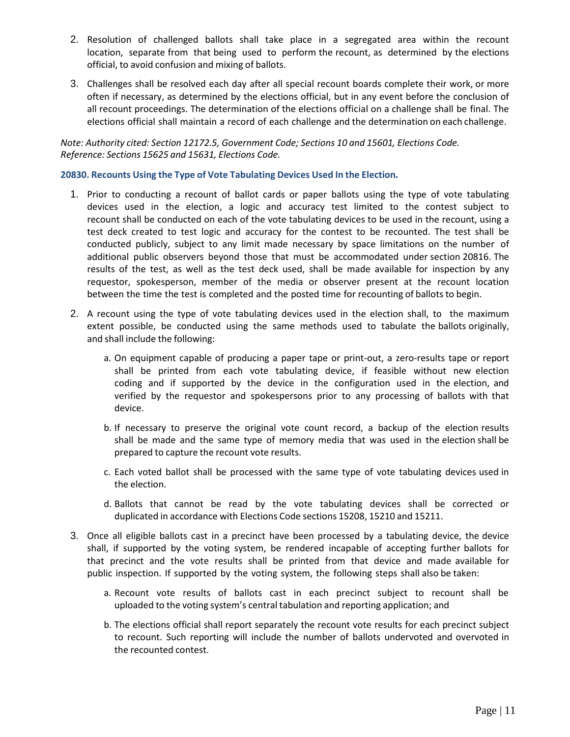2. Resolution of challenged ballots shall take place in a segregated area within the recount location, separate from that being used to perform the recount, as determined by the elections official, to avoid confusion and mixing of ballots.

3. Challenges shall be resolved each day after all special recount boards complete their work, or more often if necessary, as determined by the elections official, but in any event before the conclusion of all recount proceedings. The determination of the elections official on a challenge shall be final. The elections official shall maintain a record of each challenge and the determination on each challenge.

*Note: Authority cited: Section 12172.5, Government Code; Sections 10 and 15601, Elections Code. Reference: Sections 15625 and 15631, Elections Code.*

### 20830. Recounts Using the Type of Vote Tabulating Devices Used In the Election.

1. Prior to conducting a recount of ballot cards or paper ballots using the type of vote tabulating devices used in the election, a logic and accuracy test limited to the contest subject to recount shall be conducted on each of the vote tabulating devices to be used in the recount, using a test deck created to test logic and accuracy for the contest to be recounted. The test shall be conducted publicly, subject to any limit made necessary by space limitations on the number of additional public observers beyond those that must be accommodated under section 20816. The results of the test, as well as the test deck used, shall be made available for inspection by any requestor, spokesperson, member of the media or observer present at the recount location between the time the test is completed and the posted time for recounting of ballots to begin.

2. A recount using the type of vote tabulating devices used in the election shall, to the maximum extent possible, be conducted using the same methods used to tabulate the ballots originally, and shall include the following:

   a. On equipment capable of producing a paper tape or print-out, a zero-results tape or report shall be printed from each vote tabulating device, if feasible without new election coding and if supported by the device in the configuration used in the election, and verified by the requestor and spokespersons prior to any processing of ballots with that device.

   b. If necessary to preserve the original vote count record, a backup of the election results shall be made and the same type of memory media that was used in the election shall be prepared to capture the recount vote results.

   c. Each voted ballot shall be processed with the same type of vote tabulating devices used in the election.

   d. Ballots that cannot be read by the vote tabulating devices shall be corrected or duplicated in accordance with Elections Code sections 15208, 15210 and 15211.

3. Once all eligible ballots cast in a precinct have been processed by a tabulating device, the device shall, if supported by the voting system, be rendered incapable of accepting further ballots for that precinct and the vote results shall be printed from that device and made available for public inspection. If supported by the voting system, the following steps shall also be taken:

   a. Recount vote results of ballots cast in each precinct subject to recount shall be uploaded to the voting system's central tabulation and reporting application; and

   b. The elections official shall report separately the recount vote results for each precinct subject to recount. Such reporting will include the number of ballots undervoted and overvoted in the recounted contest.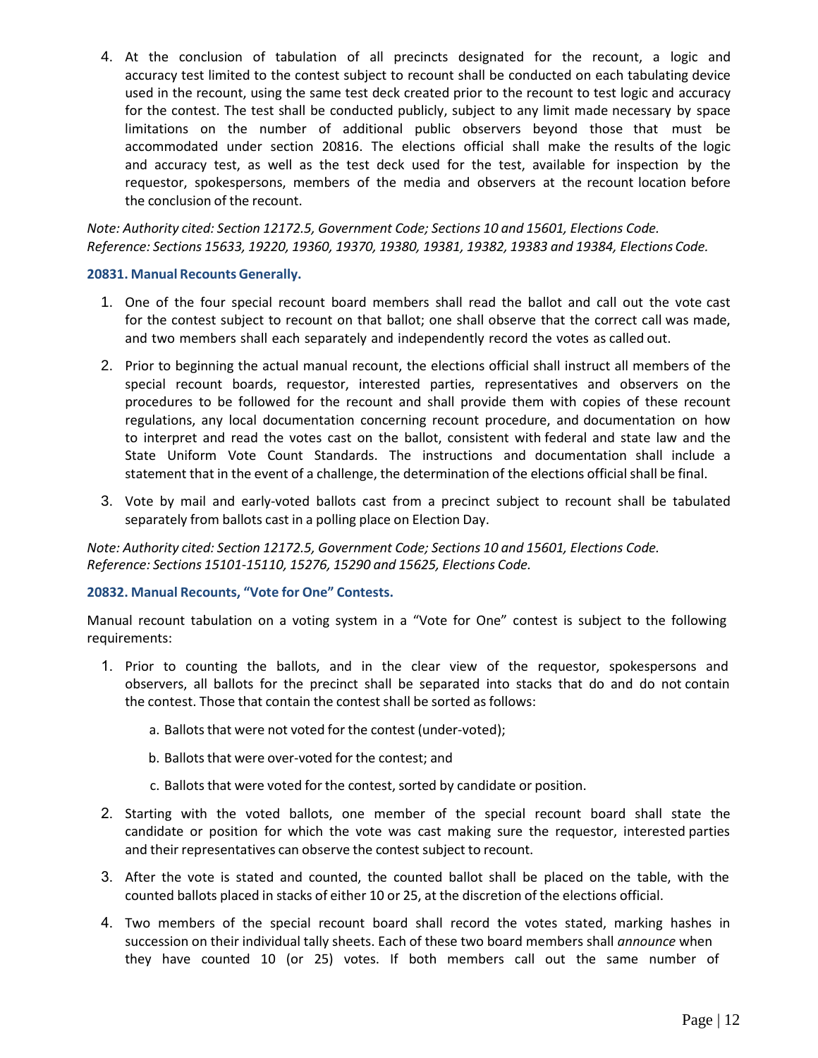4. At the conclusion of tabulation of all precincts designated for the recount, a logic and accuracy test limited to the contest subject to recount shall be conducted on each tabulating device used in the recount, using the same test deck created prior to the recount to test logic and accuracy for the contest. The test shall be conducted publicly, subject to any limit made necessary by space limitations on the number of additional public observers beyond those that must be accommodated under section 20816. The elections official shall make the results of the logic and accuracy test, as well as the test deck used for the test, available for inspection by the requestor, spokespersons, members of the media and observers at the recount location before the conclusion of the recount.

*Note: Authority cited: Section 12172.5, Government Code; Sections 10 and 15601, Elections Code. Reference: Sections 15633, 19220, 19360, 19370, 19380, 19381, 19382, 19383 and 19384, Elections Code.*

**20831. Manual Recounts Generally.**

1. One of the four special recount board members shall read the ballot and call out the vote cast for the contest subject to recount on that ballot; one shall observe that the correct call was made, and two members shall each separately and independently record the votes as called out.

2. Prior to beginning the actual manual recount, the elections official shall instruct all members of the special recount boards, requestor, interested parties, representatives and observers on the procedures to be followed for the recount and shall provide them with copies of these recount regulations, any local documentation concerning recount procedure, and documentation on how to interpret and read the votes cast on the ballot, consistent with federal and state law and the State Uniform Vote Count Standards. The instructions and documentation shall include a statement that in the event of a challenge, the determination of the elections official shall be final.

3. Vote by mail and early-voted ballots cast from a precinct subject to recount shall be tabulated separately from ballots cast in a polling place on Election Day.

*Note: Authority cited: Section 12172.5, Government Code; Sections 10 and 15601, Elections Code. Reference: Sections 15101-15110, 15276, 15290 and 15625, Elections Code.*

**20832. Manual Recounts, "Vote for One" Contests.**

Manual recount tabulation on a voting system in a "Vote for One" contest is subject to the following requirements:

1. Prior to counting the ballots, and in the clear view of the requestor, spokespersons and observers, all ballots for the precinct shall be separated into stacks that do and do not contain the contest. Those that contain the contest shall be sorted as follows:

   a. Ballots that were not voted for the contest (under-voted);

   b. Ballots that were over-voted for the contest; and

   c. Ballots that were voted for the contest, sorted by candidate or position.

2. Starting with the voted ballots, one member of the special recount board shall state the candidate or position for which the vote was cast making sure the requestor, interested parties and their representatives can observe the contest subject to recount.

3. After the vote is stated and counted, the counted ballot shall be placed on the table, with the counted ballots placed in stacks of either 10 or 25, at the discretion of the elections official.

4. Two members of the special recount board shall record the votes stated, marking hashes in succession on their individual tally sheets. Each of these two board members shall *announce* when they have counted 10 (or 25) votes. If both members call out the same number of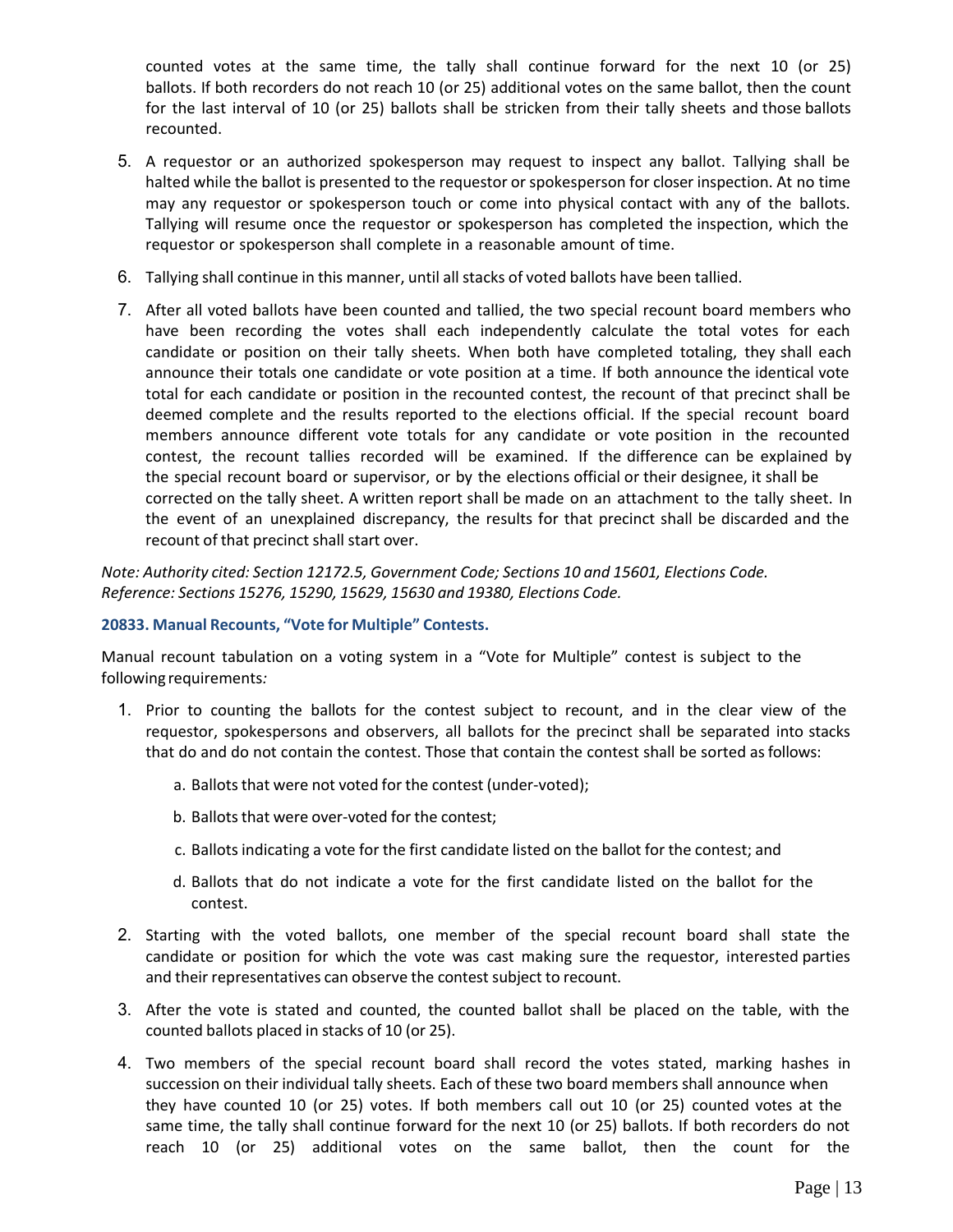counted votes at the same time, the tally shall continue forward for the next 10 (or 25) ballots. If both recorders do not reach 10 (or 25) additional votes on the same ballot, then the count for the last interval of 10 (or 25) ballots shall be stricken from their tally sheets and those ballots recounted.

5. A requestor or an authorized spokesperson may request to inspect any ballot. Tallying shall be halted while the ballot is presented to the requestor or spokesperson for closer inspection. At no time may any requestor or spokesperson touch or come into physical contact with any of the ballots. Tallying will resume once the requestor or spokesperson has completed the inspection, which the requestor or spokesperson shall complete in a reasonable amount of time.

6. Tallying shall continue in this manner, until all stacks of voted ballots have been tallied.

7. After all voted ballots have been counted and tallied, the two special recount board members who have been recording the votes shall each independently calculate the total votes for each candidate or position on their tally sheets. When both have completed totaling, they shall each announce their totals one candidate or vote position at a time. If both announce the identical vote total for each candidate or position in the recounted contest, the recount of that precinct shall be deemed complete and the results reported to the elections official. If the special recount board members announce different vote totals for any candidate or vote position in the recounted contest, the recount tallies recorded will be examined. If the difference can be explained by the special recount board or supervisor, or by the elections official or their designee, it shall be corrected on the tally sheet. A written report shall be made on an attachment to the tally sheet. In the event of an unexplained discrepancy, the results for that precinct shall be discarded and the recount of that precinct shall start over.

*Note: Authority cited: Section 12172.5, Government Code; Sections 10 and 15601, Elections Code. Reference: Sections 15276, 15290, 15629, 15630 and 19380, Elections Code.*

### 20833. Manual Recounts, "Vote for Multiple" Contests.

Manual recount tabulation on a voting system in a "Vote for Multiple" contest is subject to the following requirements*:*

1. Prior to counting the ballots for the contest subject to recount, and in the clear view of the requestor, spokespersons and observers, all ballots for the precinct shall be separated into stacks that do and do not contain the contest. Those that contain the contest shall be sorted as follows:

    a. Ballots that were not voted for the contest (under-voted);

    b. Ballots that were over-voted for the contest;

    c. Ballots indicating a vote for the first candidate listed on the ballot for the contest; and

    d. Ballots that do not indicate a vote for the first candidate listed on the ballot for the contest.

2. Starting with the voted ballots, one member of the special recount board shall state the candidate or position for which the vote was cast making sure the requestor, interested parties and their representatives can observe the contest subject to recount.

3. After the vote is stated and counted, the counted ballot shall be placed on the table, with the counted ballots placed in stacks of 10 (or 25).

4. Two members of the special recount board shall record the votes stated, marking hashes in succession on their individual tally sheets. Each of these two board members shall announce when they have counted 10 (or 25) votes. If both members call out 10 (or 25) counted votes at the same time, the tally shall continue forward for the next 10 (or 25) ballots. If both recorders do not reach 10 (or 25) additional votes on the same ballot, then the count for the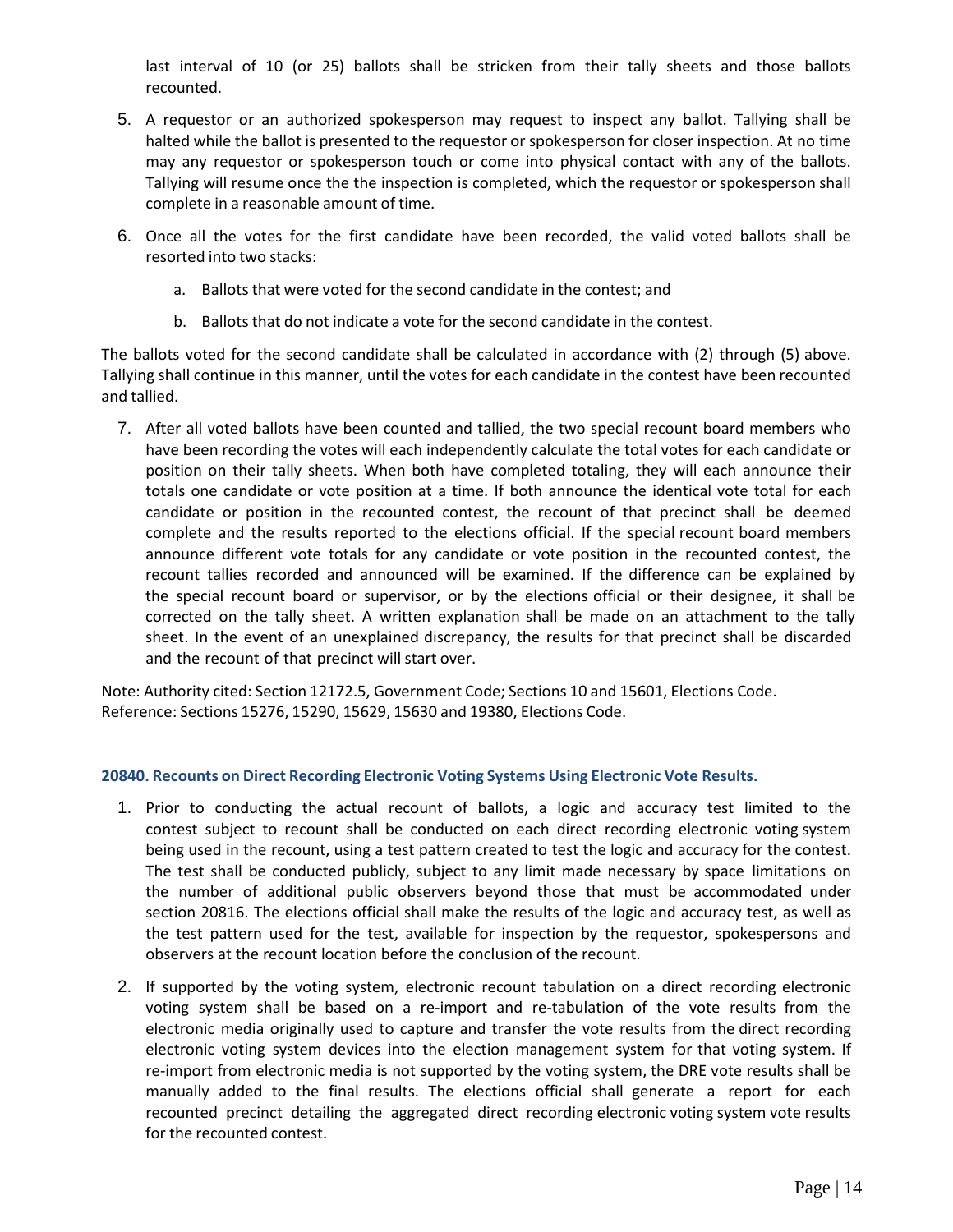last interval of 10 (or 25) ballots shall be stricken from their tally sheets and those ballots recounted.

5. A requestor or an authorized spokesperson may request to inspect any ballot. Tallying shall be halted while the ballot is presented to the requestor or spokesperson for closer inspection. At no time may any requestor or spokesperson touch or come into physical contact with any of the ballots. Tallying will resume once the the inspection is completed, which the requestor or spokesperson shall complete in a reasonable amount of time.

6. Once all the votes for the first candidate have been recorded, the valid voted ballots shall be resorted into two stacks:

   a. Ballots that were voted for the second candidate in the contest; and

   b. Ballots that do not indicate a vote for the second candidate in the contest.

The ballots voted for the second candidate shall be calculated in accordance with (2) through (5) above. Tallying shall continue in this manner, until the votes for each candidate in the contest have been recounted and tallied.

7. After all voted ballots have been counted and tallied, the two special recount board members who have been recording the votes will each independently calculate the total votes for each candidate or position on their tally sheets. When both have completed totaling, they will each announce their totals one candidate or vote position at a time. If both announce the identical vote total for each candidate or position in the recounted contest, the recount of that precinct shall be deemed complete and the results reported to the elections official. If the special recount board members announce different vote totals for any candidate or vote position in the recounted contest, the recount tallies recorded and announced will be examined. If the difference can be explained by the special recount board or supervisor, or by the elections official or their designee, it shall be corrected on the tally sheet. A written explanation shall be made on an attachment to the tally sheet. In the event of an unexplained discrepancy, the results for that precinct shall be discarded and the recount of that precinct will start over.

Note: Authority cited: Section 12172.5, Government Code; Sections 10 and 15601, Elections Code.
Reference: Sections 15276, 15290, 15629, 15630 and 19380, Elections Code.

### 20840. Recounts on Direct Recording Electronic Voting Systems Using Electronic Vote Results.

1. Prior to conducting the actual recount of ballots, a logic and accuracy test limited to the contest subject to recount shall be conducted on each direct recording electronic voting system being used in the recount, using a test pattern created to test the logic and accuracy for the contest. The test shall be conducted publicly, subject to any limit made necessary by space limitations on the number of additional public observers beyond those that must be accommodated under section 20816. The elections official shall make the results of the logic and accuracy test, as well as the test pattern used for the test, available for inspection by the requestor, spokespersons and observers at the recount location before the conclusion of the recount.

2. If supported by the voting system, electronic recount tabulation on a direct recording electronic voting system shall be based on a re-import and re-tabulation of the vote results from the electronic media originally used to capture and transfer the vote results from the direct recording electronic voting system devices into the election management system for that voting system. If re-import from electronic media is not supported by the voting system, the DRE vote results shall be manually added to the final results. The elections official shall generate a report for each recounted precinct detailing the aggregated direct recording electronic voting system vote results for the recounted contest.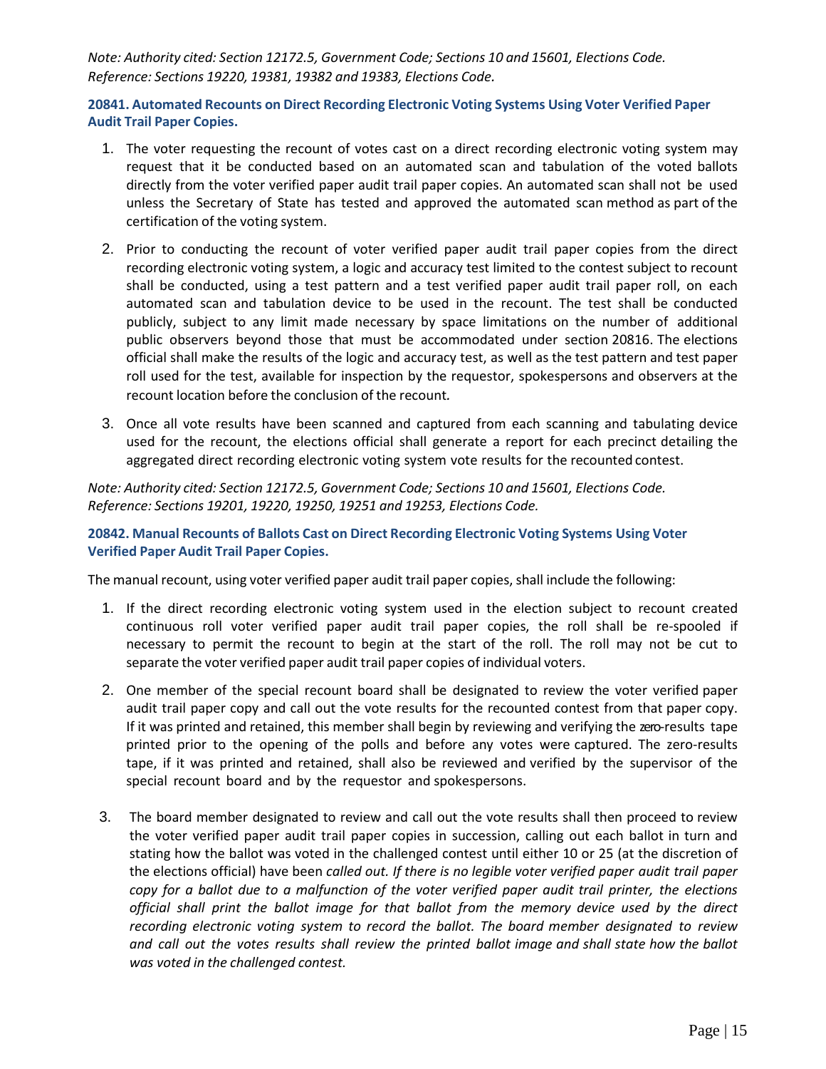*Note: Authority cited: Section 12172.5, Government Code; Sections 10 and 15601, Elections Code. Reference: Sections 19220, 19381, 19382 and 19383, Elections Code.*

### 20841. Automated Recounts on Direct Recording Electronic Voting Systems Using Voter Verified Paper Audit Trail Paper Copies.

1. The voter requesting the recount of votes cast on a direct recording electronic voting system may request that it be conducted based on an automated scan and tabulation of the voted ballots directly from the voter verified paper audit trail paper copies. An automated scan shall not be used unless the Secretary of State has tested and approved the automated scan method as part of the certification of the voting system.
2. Prior to conducting the recount of voter verified paper audit trail paper copies from the direct recording electronic voting system, a logic and accuracy test limited to the contest subject to recount shall be conducted, using a test pattern and a test verified paper audit trail paper roll, on each automated scan and tabulation device to be used in the recount. The test shall be conducted publicly, subject to any limit made necessary by space limitations on the number of additional public observers beyond those that must be accommodated under section 20816. The elections official shall make the results of the logic and accuracy test, as well as the test pattern and test paper roll used for the test, available for inspection by the requestor, spokespersons and observers at the recount location before the conclusion of the recount.
3. Once all vote results have been scanned and captured from each scanning and tabulating device used for the recount, the elections official shall generate a report for each precinct detailing the aggregated direct recording electronic voting system vote results for the recounted contest.

*Note: Authority cited: Section 12172.5, Government Code; Sections 10 and 15601, Elections Code. Reference: Sections 19201, 19220, 19250, 19251 and 19253, Elections Code.*

### 20842. Manual Recounts of Ballots Cast on Direct Recording Electronic Voting Systems Using Voter Verified Paper Audit Trail Paper Copies.

The manual recount, using voter verified paper audit trail paper copies, shall include the following:

1. If the direct recording electronic voting system used in the election subject to recount created continuous roll voter verified paper audit trail paper copies, the roll shall be re-spooled if necessary to permit the recount to begin at the start of the roll. The roll may not be cut to separate the voter verified paper audit trail paper copies of individual voters.
2. One member of the special recount board shall be designated to review the voter verified paper audit trail paper copy and call out the vote results for the recounted contest from that paper copy. If it was printed and retained, this member shall begin by reviewing and verifying the zero-results tape printed prior to the opening of the polls and before any votes were captured. The zero-results tape, if it was printed and retained, shall also be reviewed and verified by the supervisor of the special recount board and by the requestor and spokespersons.
3. The board member designated to review and call out the vote results shall then proceed to review the voter verified paper audit trail paper copies in succession, calling out each ballot in turn and stating how the ballot was voted in the challenged contest until either 10 or 25 (at the discretion of the elections official) have been *called out. If there is no legible voter verified paper audit trail paper copy for a ballot due to a malfunction of the voter verified paper audit trail printer, the elections official shall print the ballot image for that ballot from the memory device used by the direct recording electronic voting system to record the ballot. The board member designated to review and call out the votes results shall review the printed ballot image and shall state how the ballot was voted in the challenged contest.*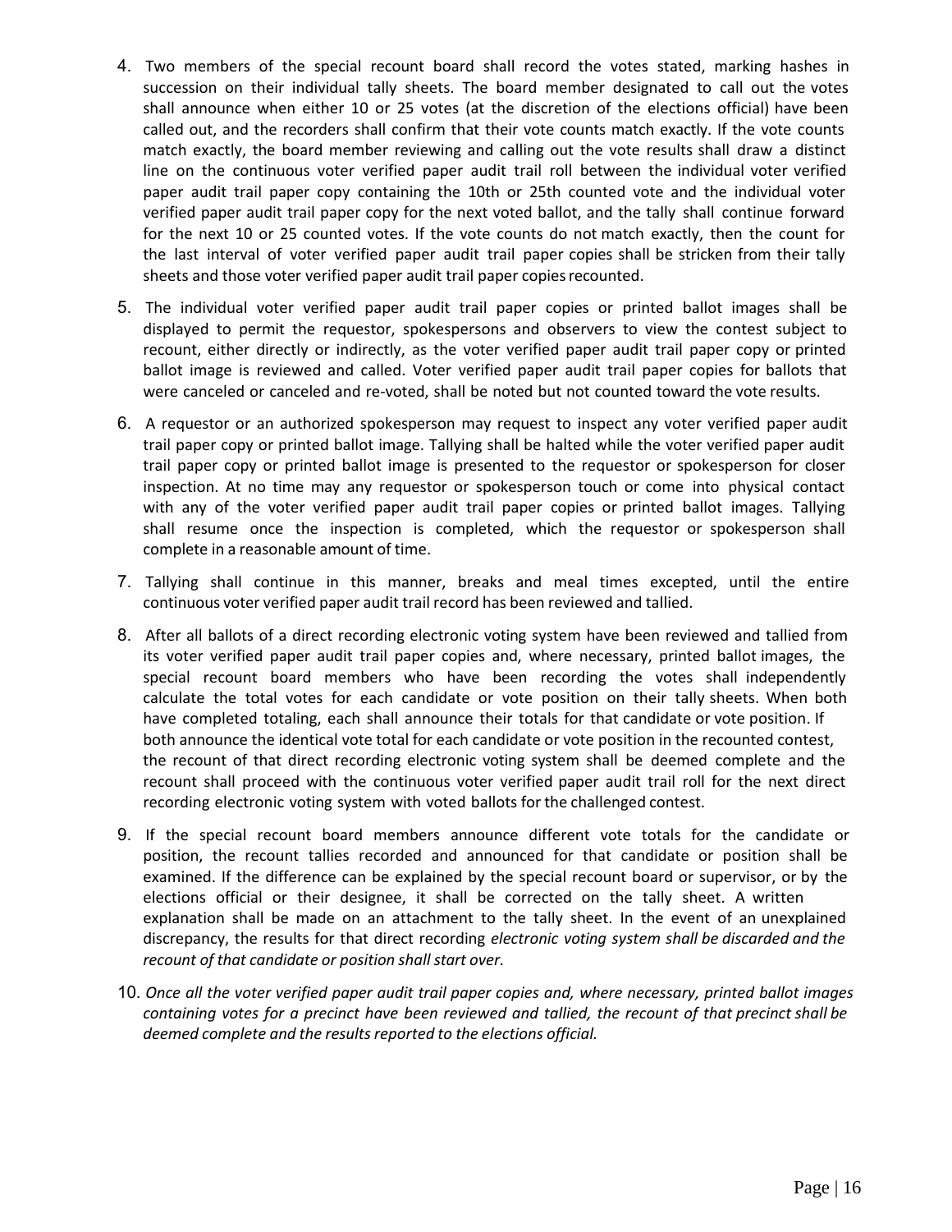4. Two members of the special recount board shall record the votes stated, marking hashes in succession on their individual tally sheets. The board member designated to call out the votes shall announce when either 10 or 25 votes (at the discretion of the elections official) have been called out, and the recorders shall confirm that their vote counts match exactly. If the vote counts match exactly, the board member reviewing and calling out the vote results shall draw a distinct line on the continuous voter verified paper audit trail roll between the individual voter verified paper audit trail paper copy containing the 10th or 25th counted vote and the individual voter verified paper audit trail paper copy for the next voted ballot, and the tally shall continue forward for the next 10 or 25 counted votes. If the vote counts do not match exactly, then the count for the last interval of voter verified paper audit trail paper copies shall be stricken from their tally sheets and those voter verified paper audit trail paper copies recounted.

5. The individual voter verified paper audit trail paper copies or printed ballot images shall be displayed to permit the requestor, spokespersons and observers to view the contest subject to recount, either directly or indirectly, as the voter verified paper audit trail paper copy or printed ballot image is reviewed and called. Voter verified paper audit trail paper copies for ballots that were canceled or canceled and re-voted, shall be noted but not counted toward the vote results.

6. A requestor or an authorized spokesperson may request to inspect any voter verified paper audit trail paper copy or printed ballot image. Tallying shall be halted while the voter verified paper audit trail paper copy or printed ballot image is presented to the requestor or spokesperson for closer inspection. At no time may any requestor or spokesperson touch or come into physical contact with any of the voter verified paper audit trail paper copies or printed ballot images. Tallying shall resume once the inspection is completed, which the requestor or spokesperson shall complete in a reasonable amount of time.

7. Tallying shall continue in this manner, breaks and meal times excepted, until the entire continuous voter verified paper audit trail record has been reviewed and tallied.

8. After all ballots of a direct recording electronic voting system have been reviewed and tallied from its voter verified paper audit trail paper copies and, where necessary, printed ballot images, the special recount board members who have been recording the votes shall independently calculate the total votes for each candidate or vote position on their tally sheets. When both have completed totaling, each shall announce their totals for that candidate or vote position. If both announce the identical vote total for each candidate or vote position in the recounted contest, the recount of that direct recording electronic voting system shall be deemed complete and the recount shall proceed with the continuous voter verified paper audit trail roll for the next direct recording electronic voting system with voted ballots for the challenged contest.

9. If the special recount board members announce different vote totals for the candidate or position, the recount tallies recorded and announced for that candidate or position shall be examined. If the difference can be explained by the special recount board or supervisor, or by the elections official or their designee, it shall be corrected on the tally sheet. A written explanation shall be made on an attachment to the tally sheet. In the event of an unexplained discrepancy, the results for that direct recording *electronic voting system shall be discarded and the recount of that candidate or position shall start over.*

10. *Once all the voter verified paper audit trail paper copies and, where necessary, printed ballot images containing votes for a precinct have been reviewed and tallied, the recount of that precinct shall be deemed complete and the results reported to the elections official.*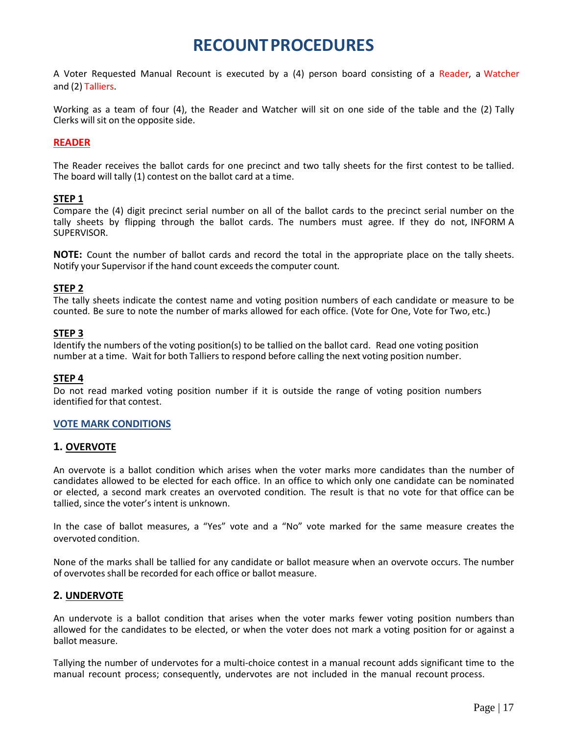# RECOUNT PROCEDURES

A Voter Requested Manual Recount is executed by a (4) person board consisting of a Reader, a Watcher and (2) Talliers.

Working as a team of four (4), the Reader and Watcher will sit on one side of the table and the (2) Tally Clerks will sit on the opposite side.

## READER

The Reader receives the ballot cards for one precinct and two tally sheets for the first contest to be tallied. The board will tally (1) contest on the ballot card at a time.

### STEP 1

Compare the (4) digit precinct serial number on all of the ballot cards to the precinct serial number on the tally sheets by flipping through the ballot cards. The numbers must agree. If they do not, INFORM A SUPERVISOR.

**NOTE:** Count the number of ballot cards and record the total in the appropriate place on the tally sheets. Notify your Supervisor if the hand count exceeds the computer count.

### STEP 2

The tally sheets indicate the contest name and voting position numbers of each candidate or measure to be counted. Be sure to note the number of marks allowed for each office. (Vote for One, Vote for Two, etc.)

### STEP 3

Identify the numbers of the voting position(s) to be tallied on the ballot card. Read one voting position number at a time. Wait for both Talliers to respond before calling the next voting position number.

### STEP 4

Do not read marked voting position number if it is outside the range of voting position numbers identified for that contest.

## VOTE MARK CONDITIONS

### 1. OVERVOTE

An overvote is a ballot condition which arises when the voter marks more candidates than the number of candidates allowed to be elected for each office. In an office to which only one candidate can be nominated or elected, a second mark creates an overvoted condition. The result is that no vote for that office can be tallied, since the voter's intent is unknown.

In the case of ballot measures, a "Yes" vote and a "No" vote marked for the same measure creates the overvoted condition.

None of the marks shall be tallied for any candidate or ballot measure when an overvote occurs. The number of overvotes shall be recorded for each office or ballot measure.

### 2. UNDERVOTE

An undervote is a ballot condition that arises when the voter marks fewer voting position numbers than allowed for the candidates to be elected, or when the voter does not mark a voting position for or against a ballot measure.

Tallying the number of undervotes for a multi-choice contest in a manual recount adds significant time to the manual recount process; consequently, undervotes are not included in the manual recount process.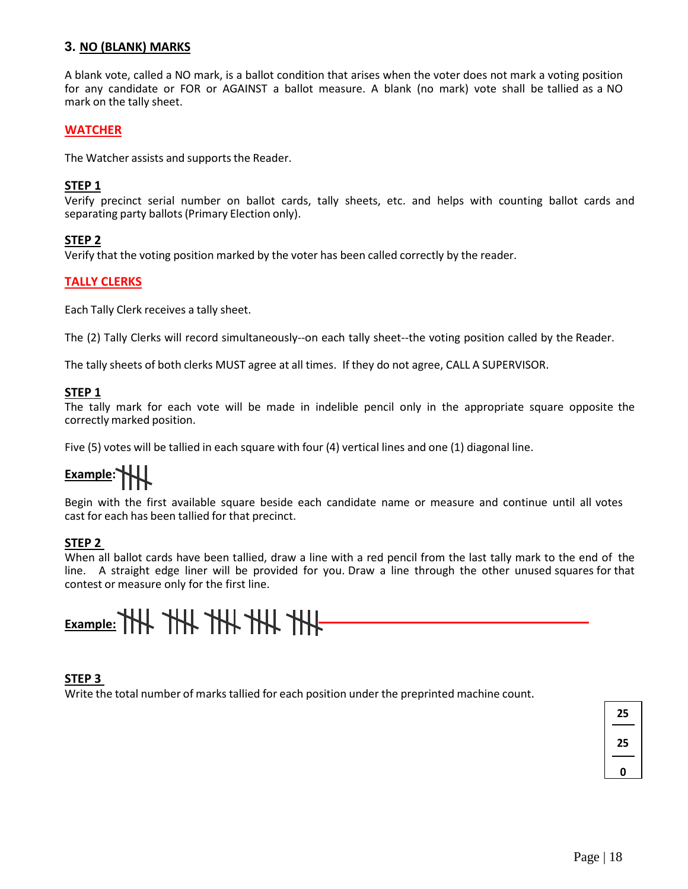### 3. NO (BLANK) MARKS

A blank vote, called a NO mark, is a ballot condition that arises when the voter does not mark a voting position for any candidate or FOR or AGAINST a ballot measure. A blank (no mark) vote shall be tallied as a NO mark on the tally sheet.

#### WATCHER

The Watcher assists and supports the Reader.

**STEP 1**
Verify precinct serial number on ballot cards, tally sheets, etc. and helps with counting ballot cards and separating party ballots (Primary Election only).

**STEP 2**
Verify that the voting position marked by the voter has been called correctly by the reader.

#### TALLY CLERKS

Each Tally Clerk receives a tally sheet.

The (2) Tally Clerks will record simultaneously--on each tally sheet--the voting position called by the Reader.

The tally sheets of both clerks MUST agree at all times. If they do not agree, CALL A SUPERVISOR.

**STEP 1**
The tally mark for each vote will be made in indelible pencil only in the appropriate square opposite the correctly marked position.

Five (5) votes will be tallied in each square with four (4) vertical lines and one (1) diagonal line.

**Example:** ~~||||~~

Begin with the first available square beside each candidate name or measure and continue until all votes cast for each has been tallied for that precinct.

**STEP 2**
When all ballot cards have been tallied, draw a line with a red pencil from the last tally mark to the end of the line. A straight edge liner will be provided for you. Draw a line through the other unused squares for that contest or measure only for the first line.

**Example:** ~~||||~~ ~~||||~~ ~~||||~~ ~~||||~~ ~~||||~~ ———————————————

**STEP 3**
Write the total number of marks tallied for each position under the preprinted machine count.

| 25 |
|---|
| 25 |
| 0 |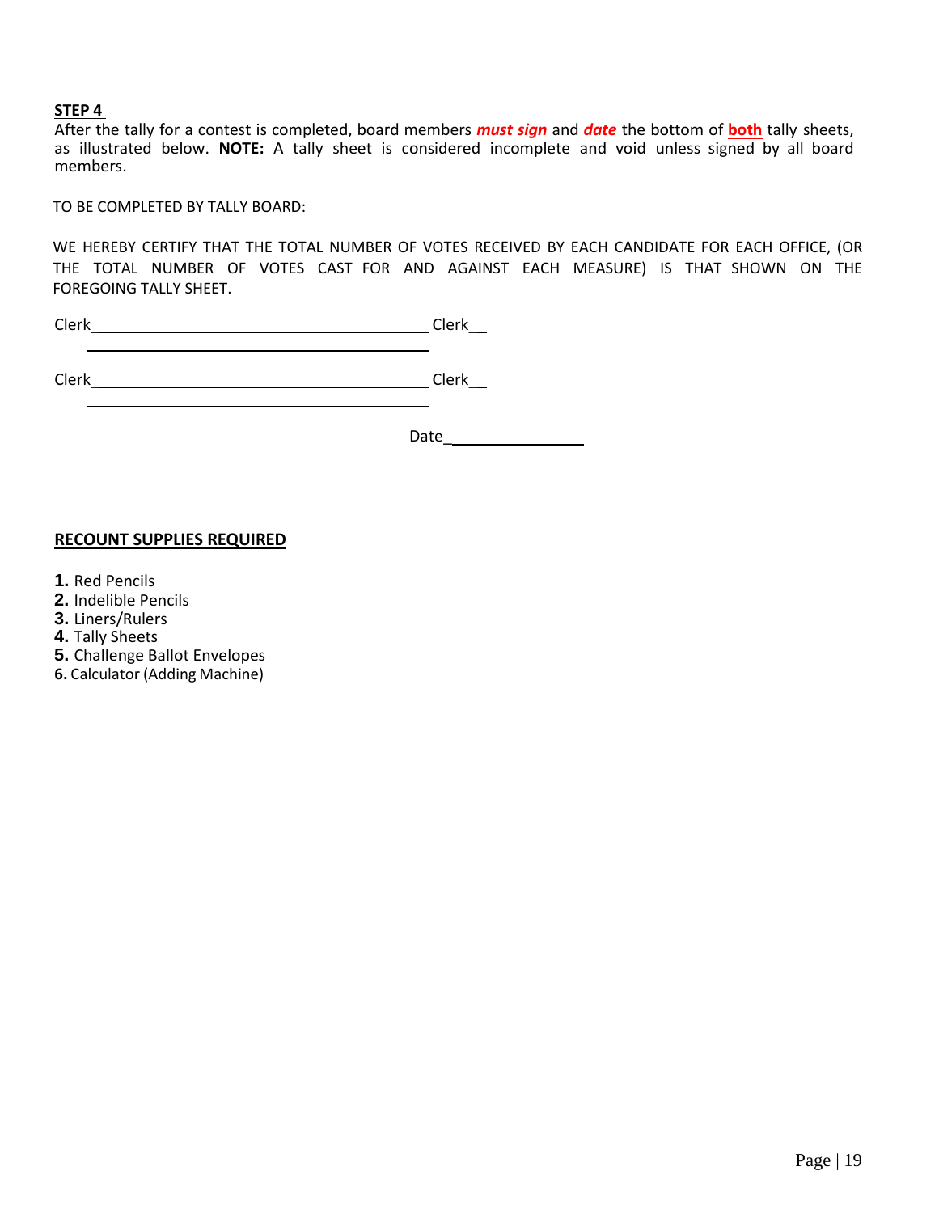**STEP 4**

After the tally for a contest is completed, board members ***must sign*** and ***date*** the bottom of **both** tally sheets, as illustrated below. **NOTE:** A tally sheet is considered incomplete and void unless signed by all board members.

TO BE COMPLETED BY TALLY BOARD:

WE HEREBY CERTIFY THAT THE TOTAL NUMBER OF VOTES RECEIVED BY EACH CANDIDATE FOR EACH OFFICE, (OR THE TOTAL NUMBER OF VOTES CAST FOR AND AGAINST EACH MEASURE) IS THAT SHOWN ON THE FOREGOING TALLY SHEET.

Clerk_______________________________ Clerk__

Clerk_______________________________ Clerk__

Date________________

**RECOUNT SUPPLIES REQUIRED**

1. Red Pencils
2. Indelible Pencils
3. Liners/Rulers
4. Tally Sheets
5. Challenge Ballot Envelopes
6. Calculator (Adding Machine)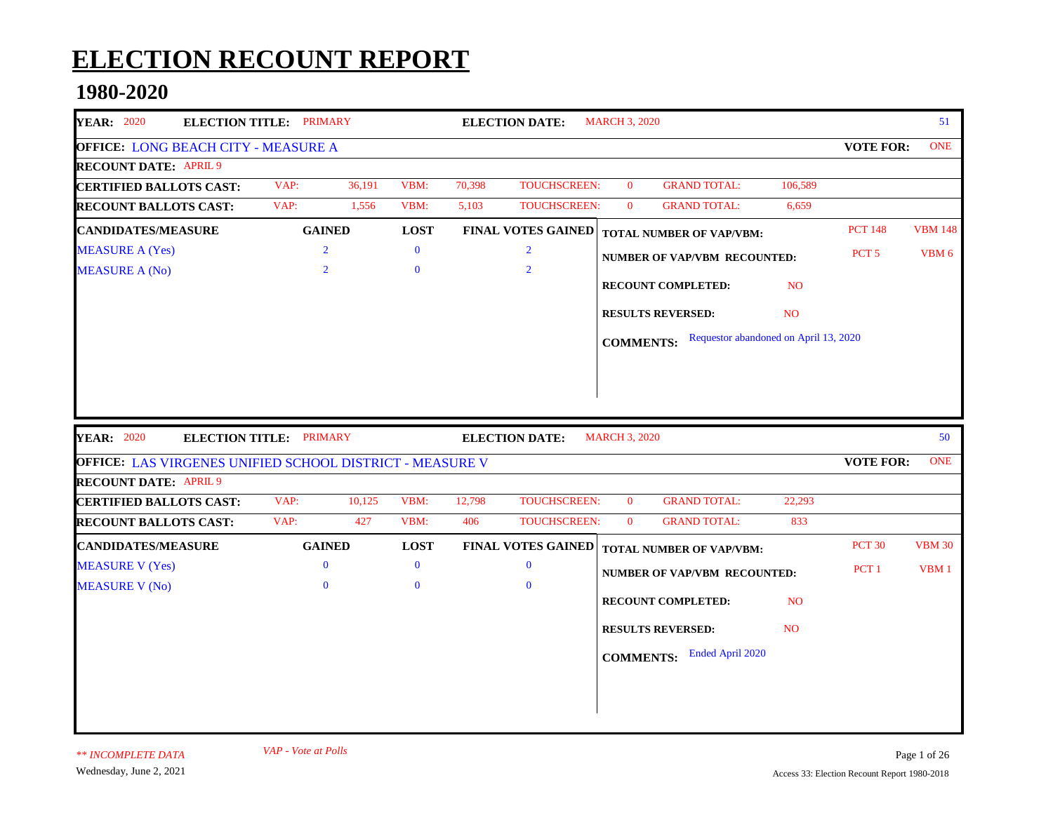# ELECTION RECOUNT REPORT

## 1980-2020

| | | | | | | | | | |
|---|---|---|---|---|---|---|---|---|---|
| **YEAR:** 2020 | **ELECTION TITLE:** PRIMARY | | | **ELECTION DATE:** | MARCH 3, 2020 | | | | 51 |
| **OFFICE:** LONG BEACH CITY - MEASURE A | | | | | | | | **VOTE FOR:** | ONE |
| **RECOUNT DATE:** APRIL 9 | | | | | | | | | |
| **CERTIFIED BALLOTS CAST:** | VAP: 36,191 | VBM: 70,398 | | TOUCHSCREEN: 0 | GRAND TOTAL: 106,589 | | | | |
| **RECOUNT BALLOTS CAST:** | VAP: 1,556 | VBM: 5,103 | | TOUCHSCREEN: 0 | GRAND TOTAL: 6,659 | | | | |

| CANDIDATES/MEASURE | GAINED | LOST | FINAL VOTES GAINED |
|---|---|---|---|
| MEASURE A (Yes) | 2 | 0 | 2 |
| MEASURE A (No) | 2 | 0 | 2 |

**TOTAL NUMBER OF VAP/VBM:** PCT 148 VBM 148

**NUMBER OF VAP/VBM RECOUNTED:** PCT 5 VBM 6

**RECOUNT COMPLETED:** NO

**RESULTS REVERSED:** NO

**COMMENTS:** Requestor abandoned on April 13, 2020

| | | | | | | | | | |
|---|---|---|---|---|---|---|---|---|---|
| **YEAR:** 2020 | **ELECTION TITLE:** PRIMARY | | | **ELECTION DATE:** | MARCH 3, 2020 | | | | 50 |
| **OFFICE:** LAS VIRGENES UNIFIED SCHOOL DISTRICT - MEASURE V | | | | | | | | **VOTE FOR:** | ONE |
| **RECOUNT DATE:** APRIL 9 | | | | | | | | | |
| **CERTIFIED BALLOTS CAST:** | VAP: 10,125 | VBM: 12,798 | | TOUCHSCREEN: 0 | GRAND TOTAL: 22,293 | | | | |
| **RECOUNT BALLOTS CAST:** | VAP: 427 | VBM: 406 | | TOUCHSCREEN: 0 | GRAND TOTAL: 833 | | | | |

| CANDIDATES/MEASURE | GAINED | LOST | FINAL VOTES GAINED |
|---|---|---|---|
| MEASURE V (Yes) | 0 | 0 | 0 |
| MEASURE V (No) | 0 | 0 | 0 |

**TOTAL NUMBER OF VAP/VBM:** PCT 30 VBM 30

**NUMBER OF VAP/VBM RECOUNTED:** PCT 1 VBM 1

**RECOUNT COMPLETED:** NO

**RESULTS REVERSED:** NO

**COMMENTS:** Ended April 2020

*** INCOMPLETE DATA* *VAP - Vote at Polls*

Wednesday, June 2, 2021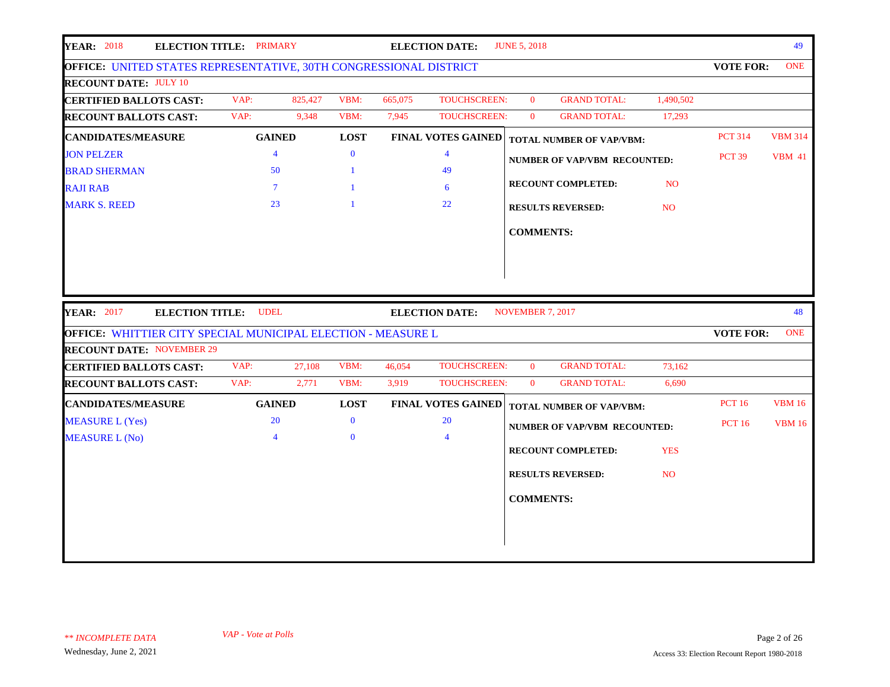**YEAR:** 2018 **ELECTION TITLE:** PRIMARY **ELECTION DATE:** JUNE 5, 2018 49

**OFFICE:** UNITED STATES REPRESENTATIVE, 30TH CONGRESSIONAL DISTRICT **VOTE FOR:** ONE

**RECOUNT DATE:** JULY 10

| | | | | | | | | |
|---|---|---|---|---|---|---|---|---|
| **CERTIFIED BALLOTS CAST:** | VAP: | 825,427 | VBM: | 665,075 | TOUCHSCREEN: | 0 | GRAND TOTAL: | 1,490,502 |
| **RECOUNT BALLOTS CAST:** | VAP: | 9,348 | VBM: | 7,945 | TOUCHSCREEN: | 0 | GRAND TOTAL: | 17,293 |

| CANDIDATES/MEASURE | GAINED | LOST | FINAL VOTES GAINED |
|---|---|---|---|
| JON PELZER | 4 | 0 | 4 |
| BRAD SHERMAN | 50 | 1 | 49 |
| RAJI RAB | 7 | 1 | 6 |
| MARK S. REED | 23 | 1 | 22 |

| | | |
|---|---|---|
| **TOTAL NUMBER OF VAP/VBM:** | PCT 314 | VBM 314 |
| **NUMBER OF VAP/VBM RECOUNTED:** | PCT 39 | VBM 41 |
| **RECOUNT COMPLETED:** | NO | |
| **RESULTS REVERSED:** | NO | |
| **COMMENTS:** | | |

---

**YEAR:** 2017 **ELECTION TITLE:** UDEL **ELECTION DATE:** NOVEMBER 7, 2017 48

**OFFICE:** WHITTIER CITY SPECIAL MUNICIPAL ELECTION - MEASURE L **VOTE FOR:** ONE

**RECOUNT DATE:** NOVEMBER 29

| | | | | | | | | |
|---|---|---|---|---|---|---|---|---|
| **CERTIFIED BALLOTS CAST:** | VAP: | 27,108 | VBM: | 46,054 | TOUCHSCREEN: | 0 | GRAND TOTAL: | 73,162 |
| **RECOUNT BALLOTS CAST:** | VAP: | 2,771 | VBM: | 3,919 | TOUCHSCREEN: | 0 | GRAND TOTAL: | 6,690 |

| CANDIDATES/MEASURE | GAINED | LOST | FINAL VOTES GAINED |
|---|---|---|---|
| MEASURE L (Yes) | 20 | 0 | 20 |
| MEASURE L (No) | 4 | 0 | 4 |

| | | |
|---|---|---|
| **TOTAL NUMBER OF VAP/VBM:** | PCT 16 | VBM 16 |
| **NUMBER OF VAP/VBM RECOUNTED:** | PCT 16 | VBM 16 |
| **RECOUNT COMPLETED:** | YES | |
| **RESULTS REVERSED:** | NO | |
| **COMMENTS:** | | |

*** INCOMPLETE DATA* *VAP - Vote at Polls*

Wednesday, June 2, 2021

Access 33: Election Recount Report 1980-2018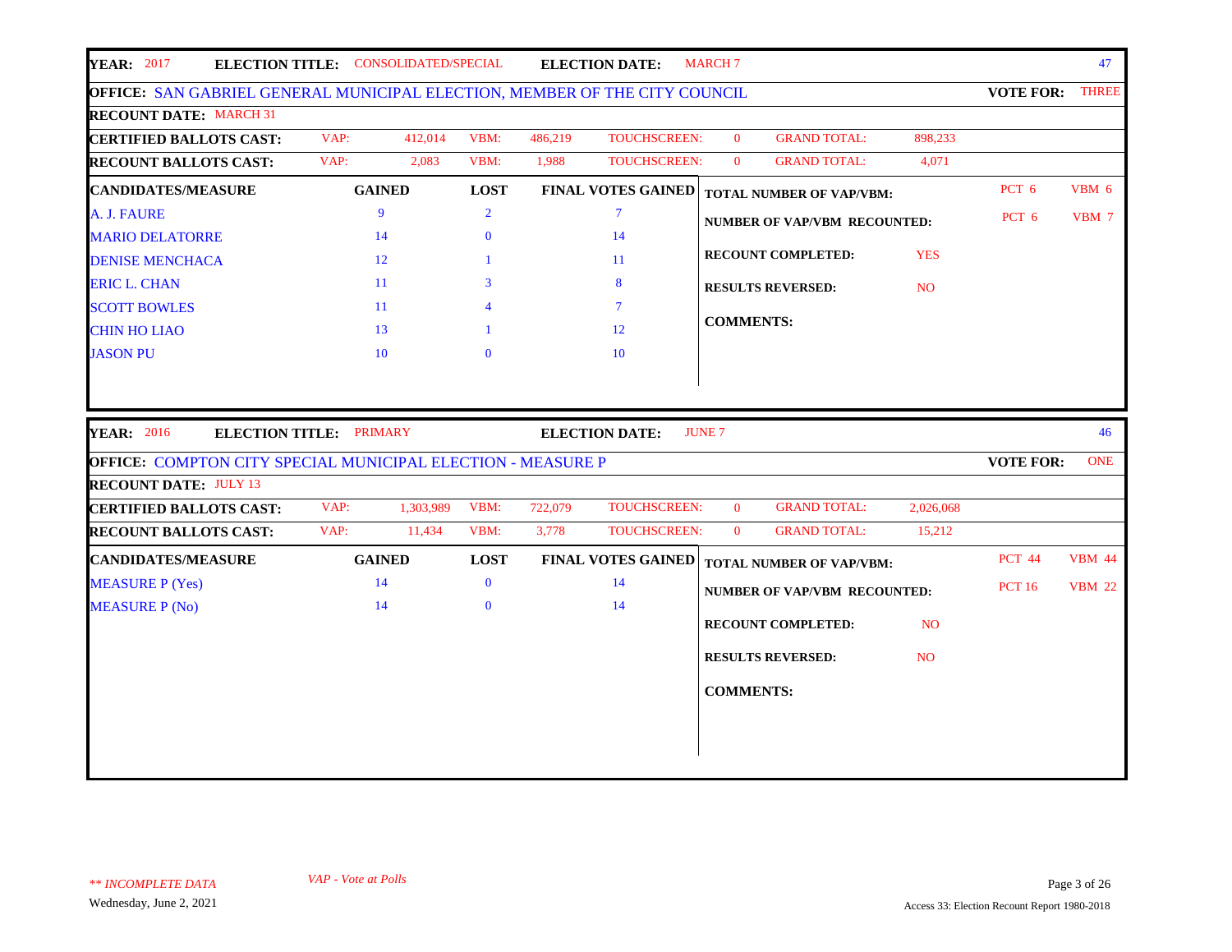**YEAR:** 2017 **ELECTION TITLE:** CONSOLIDATED/SPECIAL **ELECTION DATE:** MARCH 7 47

**OFFICE:** SAN GABRIEL GENERAL MUNICIPAL ELECTION, MEMBER OF THE CITY COUNCIL **VOTE FOR:** THREE

**RECOUNT DATE:** MARCH 31

| | | | | | | | | |
|---|---|---|---|---|---|---|---|---|
| **CERTIFIED BALLOTS CAST:** | VAP: | 412,014 | VBM: | 486,219 | TOUCHSCREEN: | 0 | GRAND TOTAL: | 898,233 |
| **RECOUNT BALLOTS CAST:** | VAP: | 2,083 | VBM: | 1,988 | TOUCHSCREEN: | 0 | GRAND TOTAL: | 4,071 |

| CANDIDATES/MEASURE | GAINED | LOST | FINAL VOTES GAINED |
|---|---|---|---|
| A. J. FAURE | 9 | 2 | 7 |
| MARIO DELATORRE | 14 | 0 | 14 |
| DENISE MENCHACA | 12 | 1 | 11 |
| ERIC L. CHAN | 11 | 3 | 8 |
| SCOTT BOWLES | 11 | 4 | 7 |
| CHIN HO LIAO | 13 | 1 | 12 |
| JASON PU | 10 | 0 | 10 |

**TOTAL NUMBER OF VAP/VBM:** PCT 6 VBM 6

**NUMBER OF VAP/VBM RECOUNTED:** PCT 6 VBM 7

**RECOUNT COMPLETED:** YES

**RESULTS REVERSED:** NO

**COMMENTS:**

---

**YEAR:** 2016 **ELECTION TITLE:** PRIMARY **ELECTION DATE:** JUNE 7 46

**OFFICE:** COMPTON CITY SPECIAL MUNICIPAL ELECTION - MEASURE P **VOTE FOR:** ONE

**RECOUNT DATE:** JULY 13

| | | | | | | | | |
|---|---|---|---|---|---|---|---|---|
| **CERTIFIED BALLOTS CAST:** | VAP: | 1,303,989 | VBM: | 722,079 | TOUCHSCREEN: | 0 | GRAND TOTAL: | 2,026,068 |
| **RECOUNT BALLOTS CAST:** | VAP: | 11,434 | VBM: | 3,778 | TOUCHSCREEN: | 0 | GRAND TOTAL: | 15,212 |

| CANDIDATES/MEASURE | GAINED | LOST | FINAL VOTES GAINED |
|---|---|---|---|
| MEASURE P (Yes) | 14 | 0 | 14 |
| MEASURE P (No) | 14 | 0 | 14 |

**TOTAL NUMBER OF VAP/VBM:** PCT 44 VBM 44

**NUMBER OF VAP/VBM RECOUNTED:** PCT 16 VBM 22

**RECOUNT COMPLETED:** NO

**RESULTS REVERSED:** NO

**COMMENTS:**

*\*\* INCOMPLETE DATA*

*VAP - Vote at Polls*

Wednesday, June 2, 2021

Access 33: Election Recount Report 1980-2018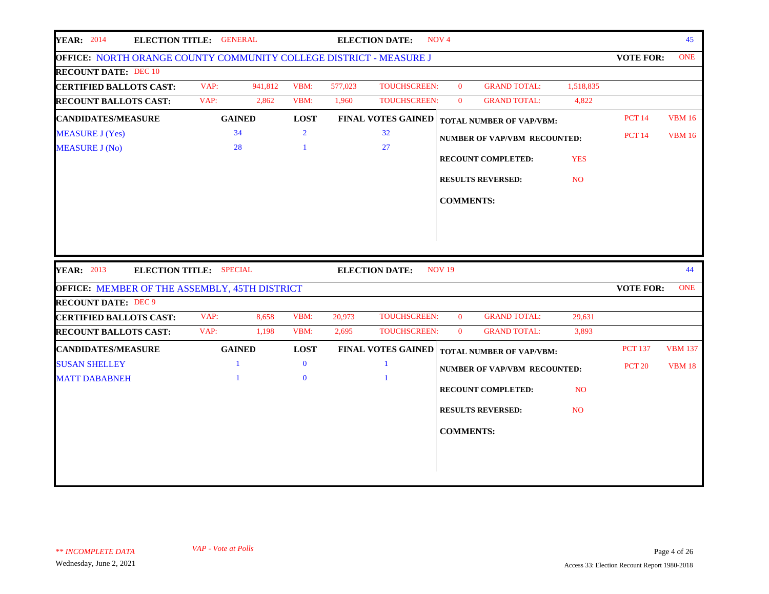**YEAR:** 2014 **ELECTION TITLE:** GENERAL **ELECTION DATE:** NOV 4 45

**OFFICE:** NORTH ORANGE COUNTY COMMUNITY COLLEGE DISTRICT - MEASURE J **VOTE FOR:** ONE

**RECOUNT DATE:** DEC 10

| | VAP: | | VBM: | | TOUCHSCREEN: | | GRAND TOTAL: | |
|---|---|---|---|---|---|---|---|---|
| **CERTIFIED BALLOTS CAST:** | VAP: | 941,812 | VBM: | 577,023 | TOUCHSCREEN: | 0 | GRAND TOTAL: | 1,518,835 |
| **RECOUNT BALLOTS CAST:** | VAP: | 2,862 | VBM: | 1,960 | TOUCHSCREEN: | 0 | GRAND TOTAL: | 4,822 |

| CANDIDATES/MEASURE | GAINED | LOST | FINAL VOTES GAINED |
|---|---|---|---|
| MEASURE J (Yes) | 34 | 2 | 32 |
| MEASURE J (No) | 28 | 1 | 27 |

**TOTAL NUMBER OF VAP/VBM:** PCT 14 VBM 16

**NUMBER OF VAP/VBM RECOUNTED:** PCT 14 VBM 16

**RECOUNT COMPLETED:** YES

**RESULTS REVERSED:** NO

**COMMENTS:**

---

**YEAR:** 2013 **ELECTION TITLE:** SPECIAL **ELECTION DATE:** NOV 19 44

**OFFICE:** MEMBER OF THE ASSEMBLY, 45TH DISTRICT **VOTE FOR:** ONE

**RECOUNT DATE:** DEC 9

| | VAP: | | VBM: | | TOUCHSCREEN: | | GRAND TOTAL: | |
|---|---|---|---|---|---|---|---|---|
| **CERTIFIED BALLOTS CAST:** | VAP: | 8,658 | VBM: | 20,973 | TOUCHSCREEN: | 0 | GRAND TOTAL: | 29,631 |
| **RECOUNT BALLOTS CAST:** | VAP: | 1,198 | VBM: | 2,695 | TOUCHSCREEN: | 0 | GRAND TOTAL: | 3,893 |

| CANDIDATES/MEASURE | GAINED | LOST | FINAL VOTES GAINED |
|---|---|---|---|
| SUSAN SHELLEY | 1 | 0 | 1 |
| MATT DABABNEH | 1 | 0 | 1 |

**TOTAL NUMBER OF VAP/VBM:** PCT 137 VBM 137

**NUMBER OF VAP/VBM RECOUNTED:** PCT 20 VBM 18

**RECOUNT COMPLETED:** NO

**RESULTS REVERSED:** NO

**COMMENTS:**

*\*\* INCOMPLETE DATA*

*VAP - Vote at Polls*

Wednesday, June 2, 2021

Access 33: Election Recount Report 1980-2018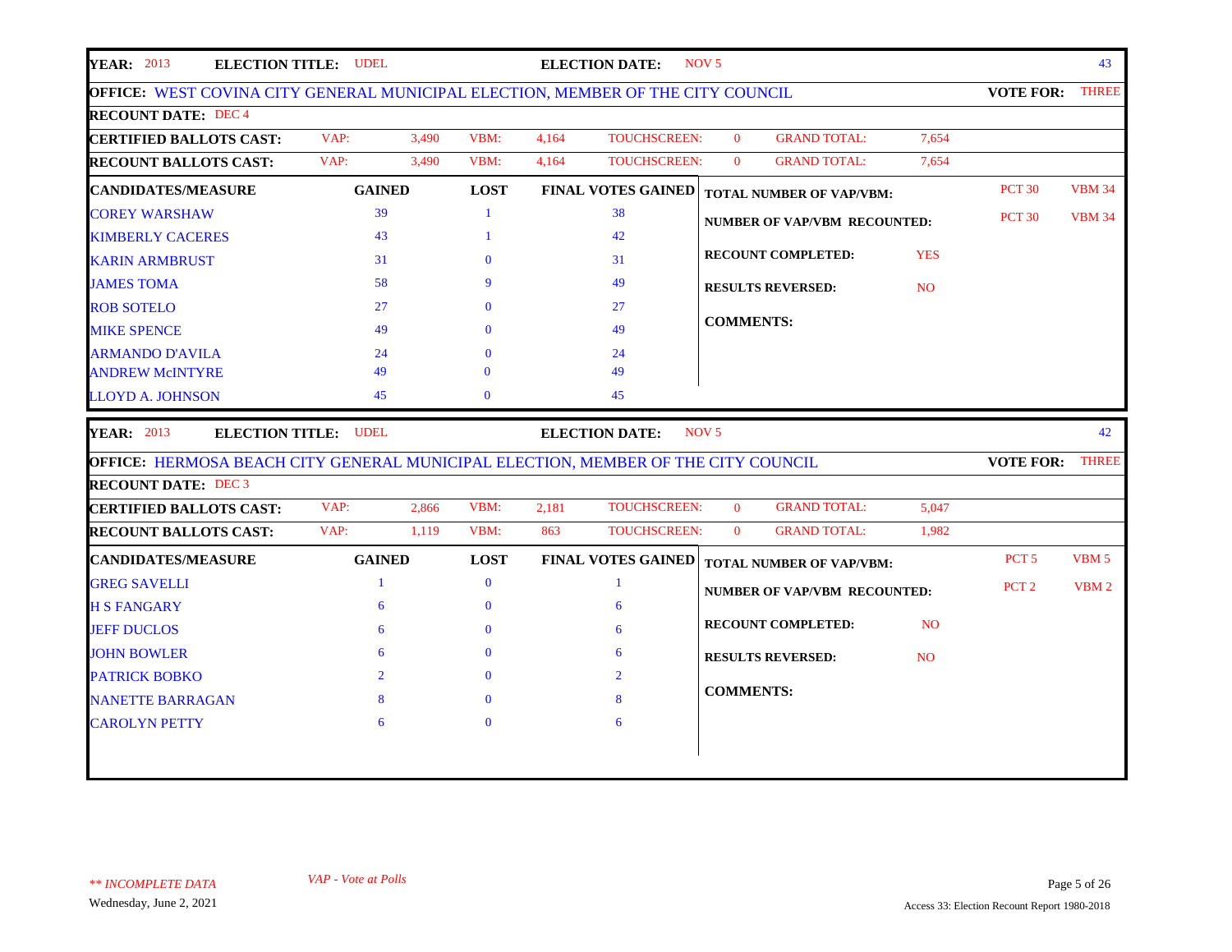**YEAR:** 2013 **ELECTION TITLE:** UDEL **ELECTION DATE:** NOV 5 — 43

**OFFICE:** WEST COVINA CITY GENERAL MUNICIPAL ELECTION, MEMBER OF THE CITY COUNCIL — **VOTE FOR:** THREE

**RECOUNT DATE:** DEC 4

| | VAP: | VBM: | TOUCHSCREEN: | GRAND TOTAL: |
|---|---|---|---|---|
| **CERTIFIED BALLOTS CAST:** | 3,490 | 4,164 | 0 | 7,654 |
| **RECOUNT BALLOTS CAST:** | 3,490 | 4,164 | 0 | 7,654 |

| CANDIDATES/MEASURE | GAINED | LOST | FINAL VOTES GAINED |
|---|---|---|---|
| COREY WARSHAW | 39 | 1 | 38 |
| KIMBERLY CACERES | 43 | 1 | 42 |
| KARIN ARMBRUST | 31 | 0 | 31 |
| JAMES TOMA | 58 | 9 | 49 |
| ROB SOTELO | 27 | 0 | 27 |
| MIKE SPENCE | 49 | 0 | 49 |
| ARMANDO D'AVILA | 24 | 0 | 24 |
| ANDREW McINTYRE | 49 | 0 | 49 |
| LLOYD A. JOHNSON | 45 | 0 | 45 |

**TOTAL NUMBER OF VAP/VBM:** PCT 30 VBM 34

**NUMBER OF VAP/VBM RECOUNTED:** PCT 30 VBM 34

**RECOUNT COMPLETED:** YES

**RESULTS REVERSED:** NO

**COMMENTS:**

---

**YEAR:** 2013 **ELECTION TITLE:** UDEL **ELECTION DATE:** NOV 5 — 42

**OFFICE:** HERMOSA BEACH CITY GENERAL MUNICIPAL ELECTION, MEMBER OF THE CITY COUNCIL — **VOTE FOR:** THREE

**RECOUNT DATE:** DEC 3

| | VAP: | VBM: | TOUCHSCREEN: | GRAND TOTAL: |
|---|---|---|---|---|
| **CERTIFIED BALLOTS CAST:** | 2,866 | 2,181 | 0 | 5,047 |
| **RECOUNT BALLOTS CAST:** | 1,119 | 863 | 0 | 1,982 |

| CANDIDATES/MEASURE | GAINED | LOST | FINAL VOTES GAINED |
|---|---|---|---|
| GREG SAVELLI | 1 | 0 | 1 |
| H S FANGARY | 6 | 0 | 6 |
| JEFF DUCLOS | 6 | 0 | 6 |
| JOHN BOWLER | 6 | 0 | 6 |
| PATRICK BOBKO | 2 | 0 | 2 |
| NANETTE BARRAGAN | 8 | 0 | 8 |
| CAROLYN PETTY | 6 | 0 | 6 |

**TOTAL NUMBER OF VAP/VBM:** PCT 5 VBM 5

**NUMBER OF VAP/VBM RECOUNTED:** PCT 2 VBM 2

**RECOUNT COMPLETED:** NO

**RESULTS REVERSED:** NO

**COMMENTS:**

*** INCOMPLETE DATA*

*VAP - Vote at Polls*

Wednesday, June 2, 2021

Access 33: Election Recount Report 1980-2018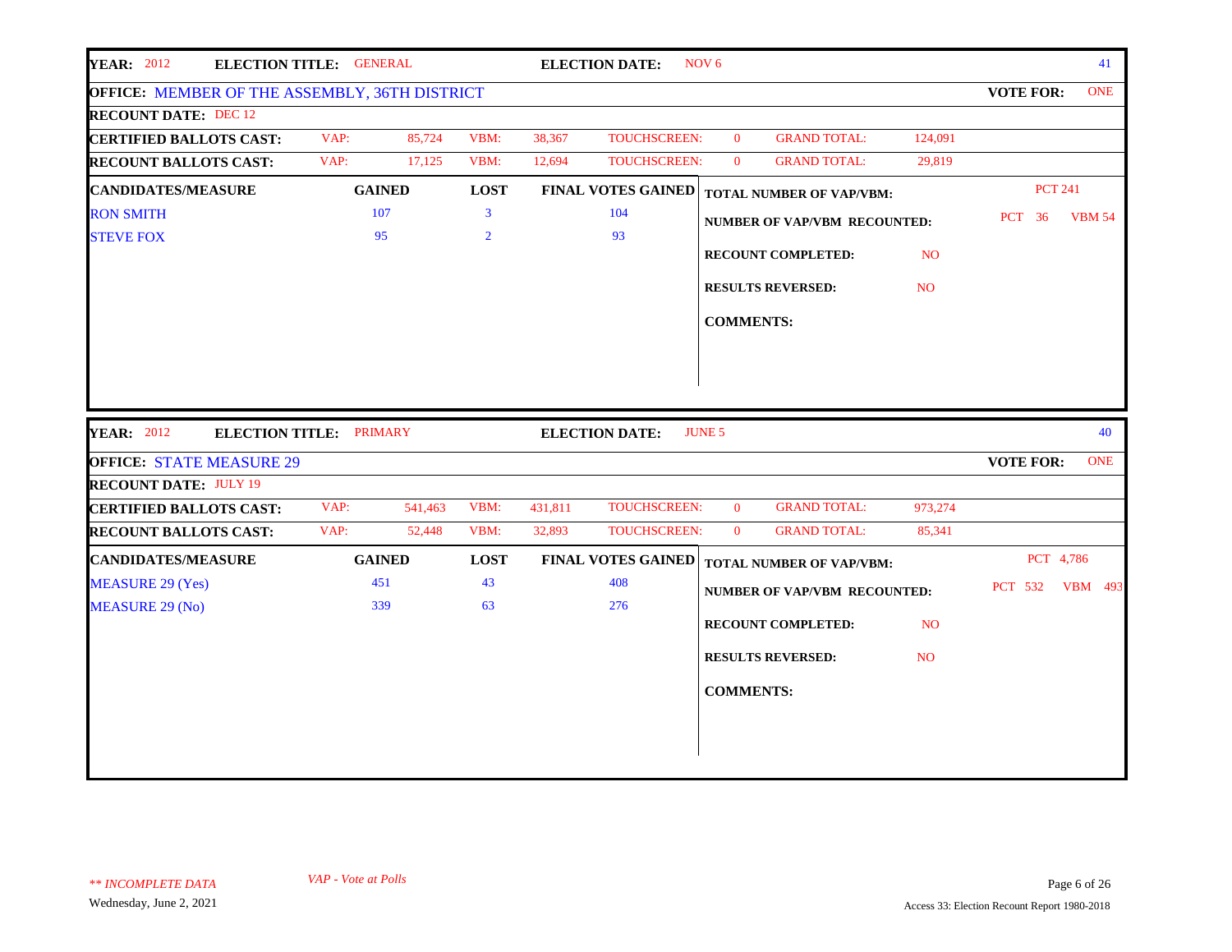**YEAR:** 2012 **ELECTION TITLE:** GENERAL **ELECTION DATE:** NOV 6 41

**OFFICE:** MEMBER OF THE ASSEMBLY, 36TH DISTRICT **VOTE FOR:** ONE

**RECOUNT DATE:** DEC 12

| | | | | | | | | |
|---|---|---|---|---|---|---|---|---|
| **CERTIFIED BALLOTS CAST:** | VAP: | 85,724 | VBM: | 38,367 | TOUCHSCREEN: | 0 | GRAND TOTAL: | 124,091 |
| **RECOUNT BALLOTS CAST:** | VAP: | 17,125 | VBM: | 12,694 | TOUCHSCREEN: | 0 | GRAND TOTAL: | 29,819 |

| CANDIDATES/MEASURE | GAINED | LOST | FINAL VOTES GAINED |
|---|---|---|---|
| RON SMITH | 107 | 3 | 104 |
| STEVE FOX | 95 | 2 | 93 |

**TOTAL NUMBER OF VAP/VBM:** PCT 241

**NUMBER OF VAP/VBM RECOUNTED:** PCT 36 VBM 54

**RECOUNT COMPLETED:** NO

**RESULTS REVERSED:** NO

**COMMENTS:**

---

**YEAR:** 2012 **ELECTION TITLE:** PRIMARY **ELECTION DATE:** JUNE 5 40

**OFFICE:** STATE MEASURE 29 **VOTE FOR:** ONE

**RECOUNT DATE:** JULY 19

| | | | | | | | | |
|---|---|---|---|---|---|---|---|---|
| **CERTIFIED BALLOTS CAST:** | VAP: | 541,463 | VBM: | 431,811 | TOUCHSCREEN: | 0 | GRAND TOTAL: | 973,274 |
| **RECOUNT BALLOTS CAST:** | VAP: | 52,448 | VBM: | 32,893 | TOUCHSCREEN: | 0 | GRAND TOTAL: | 85,341 |

| CANDIDATES/MEASURE | GAINED | LOST | FINAL VOTES GAINED |
|---|---|---|---|
| MEASURE 29 (Yes) | 451 | 43 | 408 |
| MEASURE 29 (No) | 339 | 63 | 276 |

**TOTAL NUMBER OF VAP/VBM:** PCT 4,786

**NUMBER OF VAP/VBM RECOUNTED:** PCT 532 VBM 493

**RECOUNT COMPLETED:** NO

**RESULTS REVERSED:** NO

**COMMENTS:**

---

*** INCOMPLETE DATA*

*VAP - Vote at Polls*

Wednesday, June 2, 2021

Access 33: Election Recount Report 1980-2018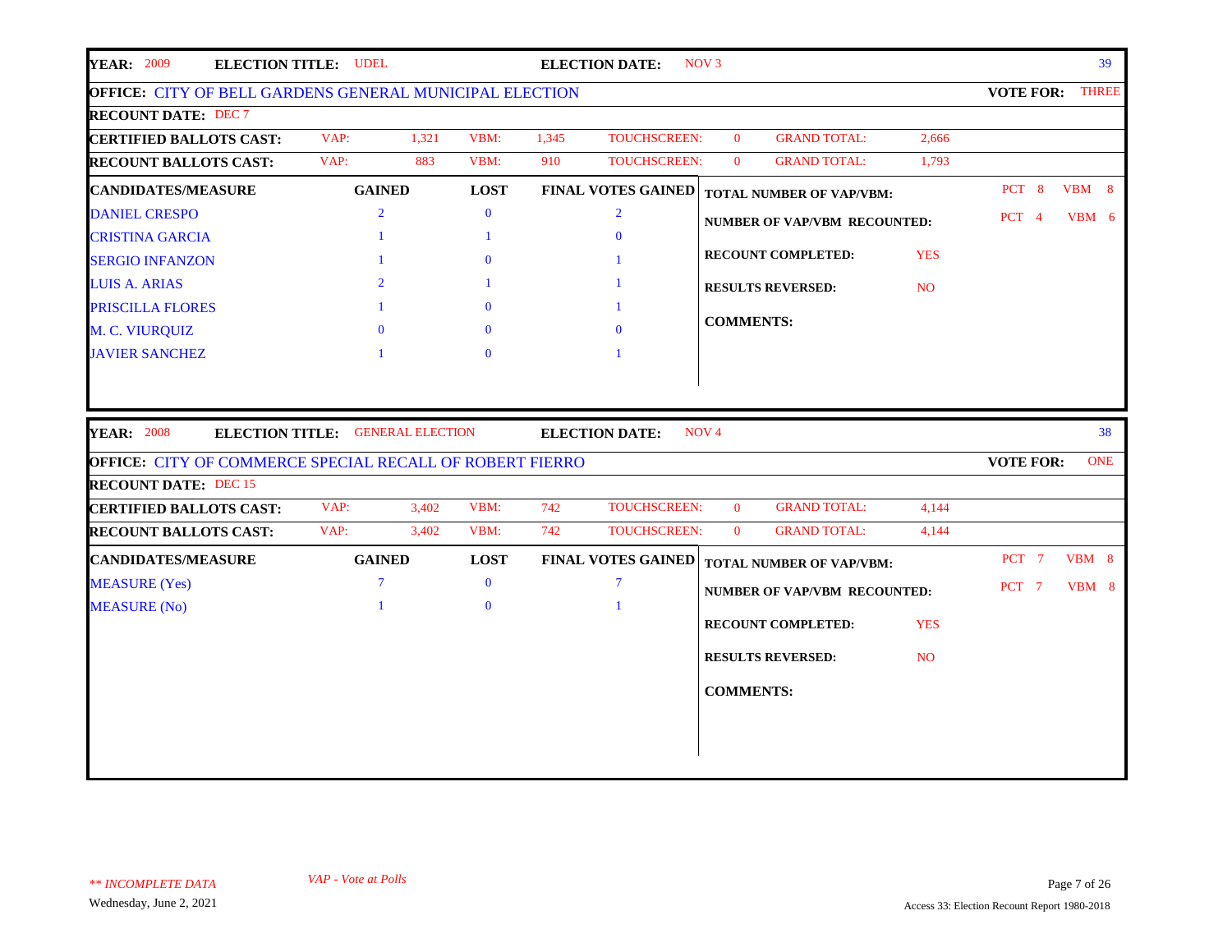**YEAR:** 2009 **ELECTION TITLE:** UDEL **ELECTION DATE:** NOV 3 — 39

**OFFICE:** CITY OF BELL GARDENS GENERAL MUNICIPAL ELECTION **VOTE FOR:** THREE

**RECOUNT DATE:** DEC 7

| | VAP | VBM | TOUCHSCREEN | GRAND TOTAL |
|---|---|---|---|---|
| **CERTIFIED BALLOTS CAST:** | 1,321 | 1,345 | 0 | 2,666 |
| **RECOUNT BALLOTS CAST:** | 883 | 910 | 0 | 1,793 |

| CANDIDATES/MEASURE | GAINED | LOST | FINAL VOTES GAINED |
|---|---|---|---|
| DANIEL CRESPO | 2 | 0 | 2 |
| CRISTINA GARCIA | 1 | 1 | 0 |
| SERGIO INFANZON | 1 | 0 | 1 |
| LUIS A. ARIAS | 2 | 1 | 1 |
| PRISCILLA FLORES | 1 | 0 | 1 |
| M. C. VIURQUIZ | 0 | 0 | 0 |
| JAVIER SANCHEZ | 1 | 0 | 1 |

**TOTAL NUMBER OF VAP/VBM:** PCT 8 VBM 8

**NUMBER OF VAP/VBM RECOUNTED:** PCT 4 VBM 6

**RECOUNT COMPLETED:** YES

**RESULTS REVERSED:** NO

**COMMENTS:**

---

**YEAR:** 2008 **ELECTION TITLE:** GENERAL ELECTION **ELECTION DATE:** NOV 4 — 38

**OFFICE:** CITY OF COMMERCE SPECIAL RECALL OF ROBERT FIERRO **VOTE FOR:** ONE

**RECOUNT DATE:** DEC 15

| | VAP | VBM | TOUCHSCREEN | GRAND TOTAL |
|---|---|---|---|---|
| **CERTIFIED BALLOTS CAST:** | 3,402 | 742 | 0 | 4,144 |
| **RECOUNT BALLOTS CAST:** | 3,402 | 742 | 0 | 4,144 |

| CANDIDATES/MEASURE | GAINED | LOST | FINAL VOTES GAINED |
|---|---|---|---|
| MEASURE (Yes) | 7 | 0 | 7 |
| MEASURE (No) | 1 | 0 | 1 |

**TOTAL NUMBER OF VAP/VBM:** PCT 7 VBM 8

**NUMBER OF VAP/VBM RECOUNTED:** PCT 7 VBM 8

**RECOUNT COMPLETED:** YES

**RESULTS REVERSED:** NO

**COMMENTS:**

---

*** INCOMPLETE DATA*  *VAP - Vote at Polls*

Wednesday, June 2, 2021

Access 33: Election Recount Report 1980-2018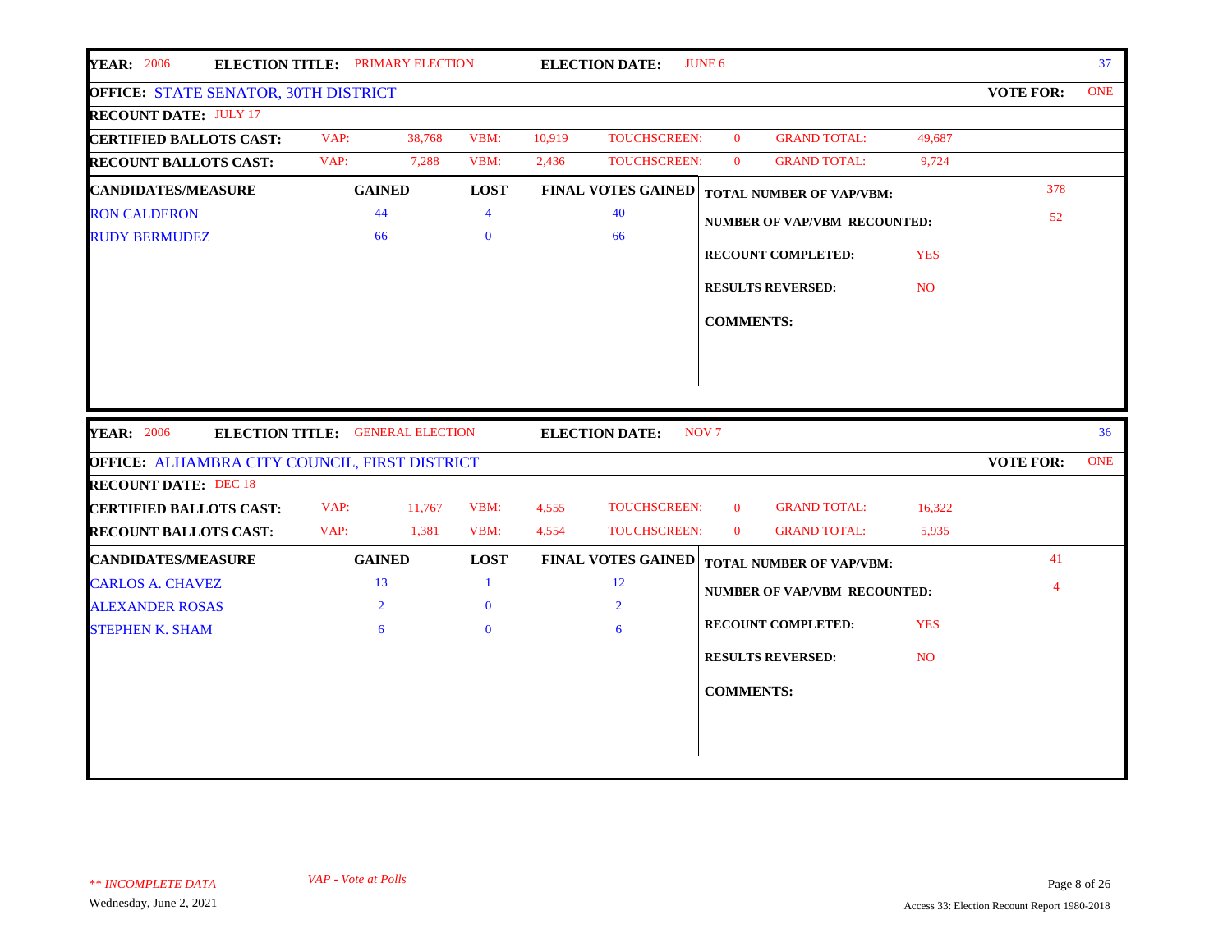**YEAR:** 2006 **ELECTION TITLE:** PRIMARY ELECTION **ELECTION DATE:** JUNE 6 — 37

**OFFICE:** STATE SENATOR, 30TH DISTRICT **VOTE FOR:** ONE

**RECOUNT DATE:** JULY 17

| | VAP | VBM | TOUCHSCREEN | GRAND TOTAL |
|---|---|---|---|---|
| **CERTIFIED BALLOTS CAST:** | 38,768 | 10,919 | 0 | 49,687 |
| **RECOUNT BALLOTS CAST:** | 7,288 | 2,436 | 0 | 9,724 |

| CANDIDATES/MEASURE | GAINED | LOST | FINAL VOTES GAINED |
|---|---|---|---|
| RON CALDERON | 44 | 4 | 40 |
| RUDY BERMUDEZ | 66 | 0 | 66 |

**TOTAL NUMBER OF VAP/VBM:** 378

**NUMBER OF VAP/VBM RECOUNTED:** 52

**RECOUNT COMPLETED:** YES

**RESULTS REVERSED:** NO

**COMMENTS:**

---

**YEAR:** 2006 **ELECTION TITLE:** GENERAL ELECTION **ELECTION DATE:** NOV 7 — 36

**OFFICE:** ALHAMBRA CITY COUNCIL, FIRST DISTRICT **VOTE FOR:** ONE

**RECOUNT DATE:** DEC 18

| | VAP | VBM | TOUCHSCREEN | GRAND TOTAL |
|---|---|---|---|---|
| **CERTIFIED BALLOTS CAST:** | 11,767 | 4,555 | 0 | 16,322 |
| **RECOUNT BALLOTS CAST:** | 1,381 | 4,554 | 0 | 5,935 |

| CANDIDATES/MEASURE | GAINED | LOST | FINAL VOTES GAINED |
|---|---|---|---|
| CARLOS A. CHAVEZ | 13 | 1 | 12 |
| ALEXANDER ROSAS | 2 | 0 | 2 |
| STEPHEN K. SHAM | 6 | 0 | 6 |

**TOTAL NUMBER OF VAP/VBM:** 41

**NUMBER OF VAP/VBM RECOUNTED:** 4

**RECOUNT COMPLETED:** YES

**RESULTS REVERSED:** NO

**COMMENTS:**

---

*** INCOMPLETE DATA* *VAP - Vote at Polls*

Wednesday, June 2, 2021

Access 33: Election Recount Report 1980-2018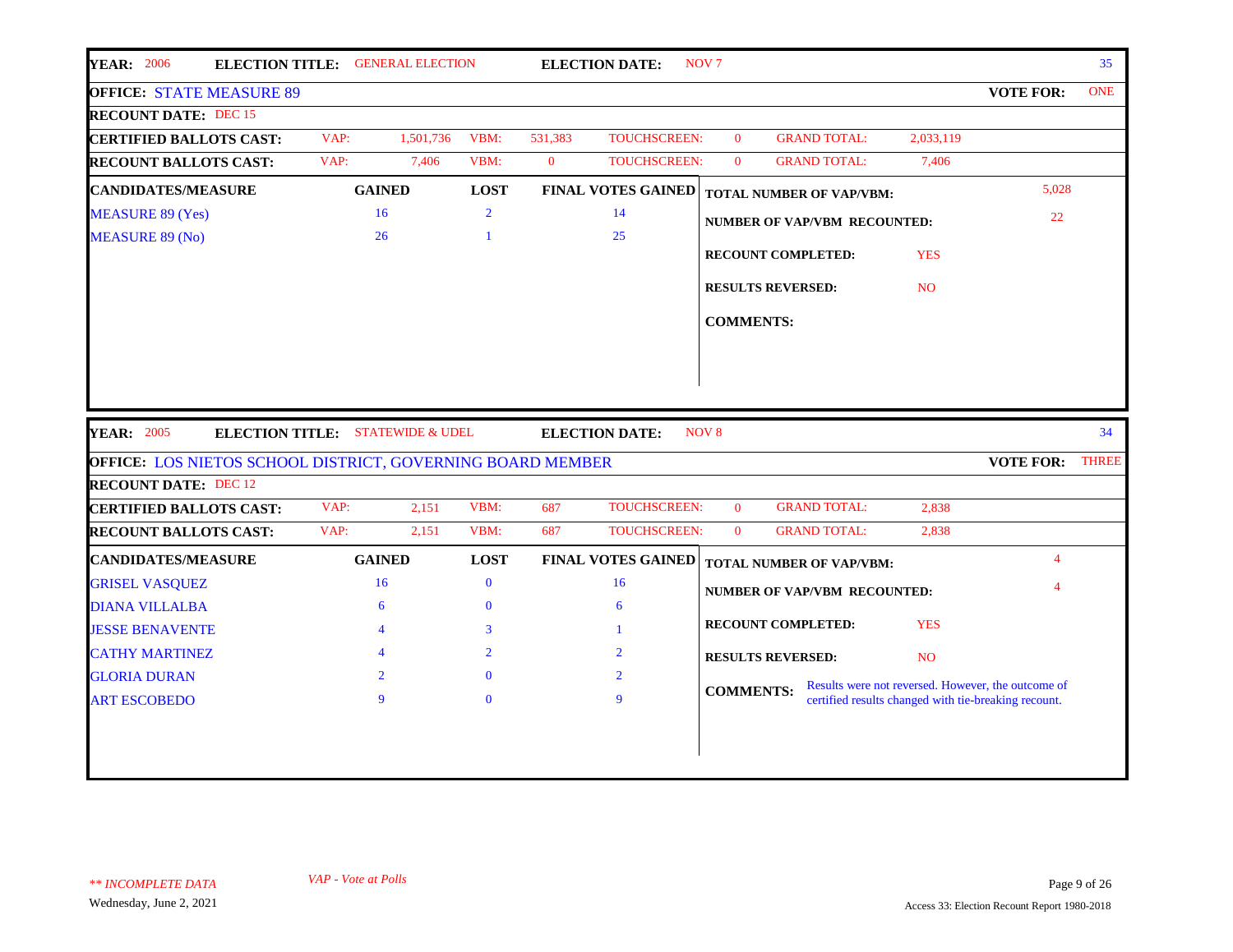**YEAR:** 2006 **ELECTION TITLE:** GENERAL ELECTION **ELECTION DATE:** NOV 7 35

**OFFICE:** STATE MEASURE 89 **VOTE FOR:** ONE

**RECOUNT DATE:** DEC 15

| | VAP: | | VBM: | | TOUCHSCREEN: | | GRAND TOTAL: | |
|---|---|---|---|---|---|---|---|---|
| **CERTIFIED BALLOTS CAST:** | VAP: | 1,501,736 | VBM: | 531,383 | TOUCHSCREEN: | 0 | GRAND TOTAL: | 2,033,119 |
| **RECOUNT BALLOTS CAST:** | VAP: | 7,406 | VBM: | 0 | TOUCHSCREEN: | 0 | GRAND TOTAL: | 7,406 |

| CANDIDATES/MEASURE | GAINED | LOST | FINAL VOTES GAINED |
|---|---|---|---|
| MEASURE 89 (Yes) | 16 | 2 | 14 |
| MEASURE 89 (No) | 26 | 1 | 25 |

**TOTAL NUMBER OF VAP/VBM:** 5,028

**NUMBER OF VAP/VBM RECOUNTED:** 22

**RECOUNT COMPLETED:** YES

**RESULTS REVERSED:** NO

**COMMENTS:**

---

**YEAR:** 2005 **ELECTION TITLE:** STATEWIDE & UDEL **ELECTION DATE:** NOV 8 34

**OFFICE:** LOS NIETOS SCHOOL DISTRICT, GOVERNING BOARD MEMBER **VOTE FOR:** THREE

**RECOUNT DATE:** DEC 12

| | VAP: | | VBM: | | TOUCHSCREEN: | | GRAND TOTAL: | |
|---|---|---|---|---|---|---|---|---|
| **CERTIFIED BALLOTS CAST:** | VAP: | 2,151 | VBM: | 687 | TOUCHSCREEN: | 0 | GRAND TOTAL: | 2,838 |
| **RECOUNT BALLOTS CAST:** | VAP: | 2,151 | VBM: | 687 | TOUCHSCREEN: | 0 | GRAND TOTAL: | 2,838 |

| CANDIDATES/MEASURE | GAINED | LOST | FINAL VOTES GAINED |
|---|---|---|---|
| GRISEL VASQUEZ | 16 | 0 | 16 |
| DIANA VILLALBA | 6 | 0 | 6 |
| JESSE BENAVENTE | 4 | 3 | 1 |
| CATHY MARTINEZ | 4 | 2 | 2 |
| GLORIA DURAN | 2 | 0 | 2 |
| ART ESCOBEDO | 9 | 0 | 9 |

**TOTAL NUMBER OF VAP/VBM:** 4

**NUMBER OF VAP/VBM RECOUNTED:** 4

**RECOUNT COMPLETED:** YES

**RESULTS REVERSED:** NO

**COMMENTS:** Results were not reversed. However, the outcome of certified results changed with tie-breaking recount.

*** INCOMPLETE DATA*

*VAP - Vote at Polls*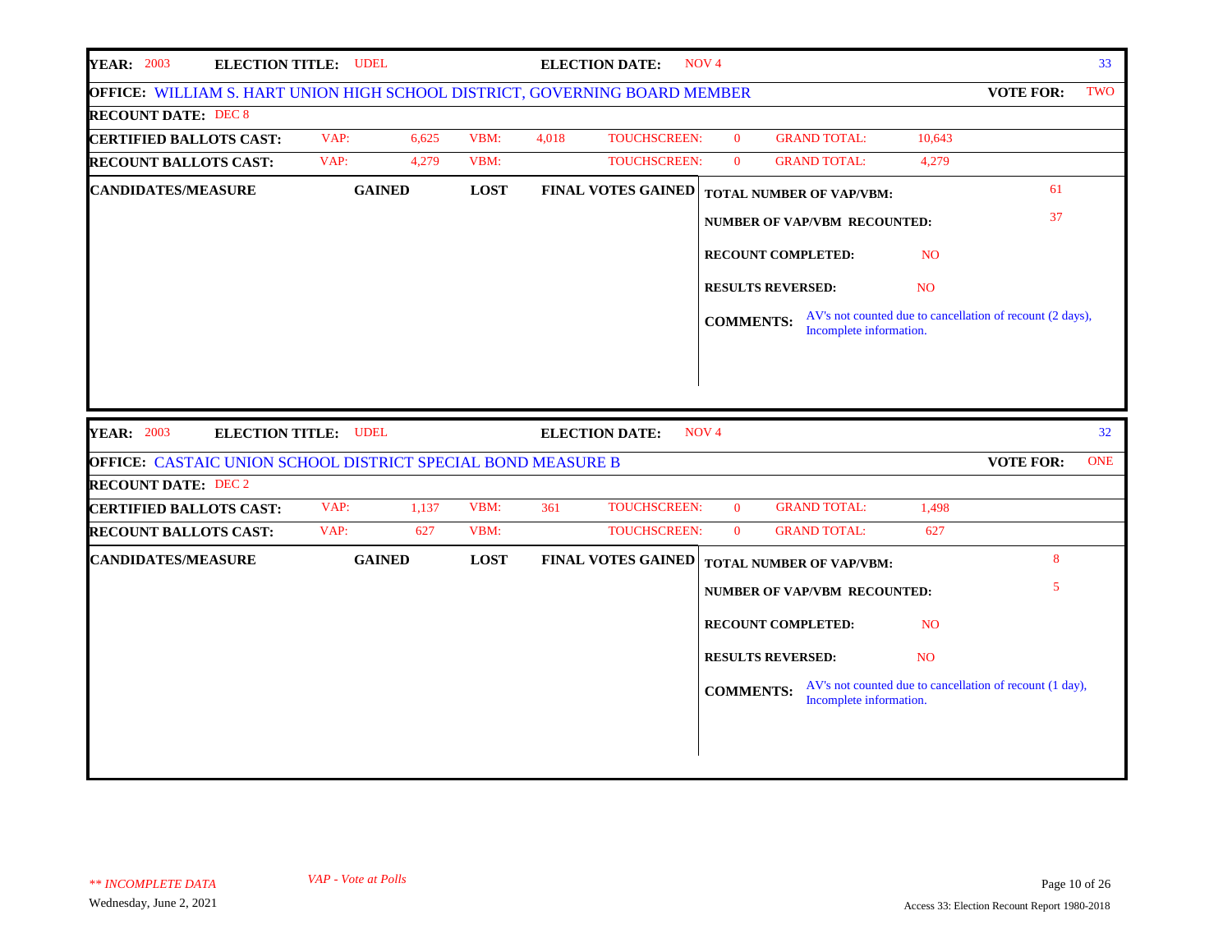| **YEAR:** 2003 | **ELECTION TITLE:** UDEL | **ELECTION DATE:** NOV 4 | 33 |
|---|---|---|---|

**OFFICE:** WILLIAM S. HART UNION HIGH SCHOOL DISTRICT, GOVERNING BOARD MEMBER — **VOTE FOR:** TWO

**RECOUNT DATE:** DEC 8

| | VAP: | | VBM: | | TOUCHSCREEN: | | GRAND TOTAL: | |
|---|---|---|---|---|---|---|---|---|
| **CERTIFIED BALLOTS CAST:** | VAP: | 6,625 | VBM: | 4,018 | TOUCHSCREEN: | 0 | GRAND TOTAL: | 10,643 |
| **RECOUNT BALLOTS CAST:** | VAP: | 4,279 | VBM: | | TOUCHSCREEN: | 0 | GRAND TOTAL: | 4,279 |

| CANDIDATES/MEASURE | GAINED | LOST | FINAL VOTES GAINED |
|---|---|---|---|

**TOTAL NUMBER OF VAP/VBM:** 61

**NUMBER OF VAP/VBM RECOUNTED:** 37

**RECOUNT COMPLETED:** NO

**RESULTS REVERSED:** NO

**COMMENTS:** AV's not counted due to cancellation of recount (2 days), Incomplete information.

---

| **YEAR:** 2003 | **ELECTION TITLE:** UDEL | **ELECTION DATE:** NOV 4 | 32 |
|---|---|---|---|

**OFFICE:** CASTAIC UNION SCHOOL DISTRICT SPECIAL BOND MEASURE B — **VOTE FOR:** ONE

**RECOUNT DATE:** DEC 2

| | VAP: | | VBM: | | TOUCHSCREEN: | | GRAND TOTAL: | |
|---|---|---|---|---|---|---|---|---|
| **CERTIFIED BALLOTS CAST:** | VAP: | 1,137 | VBM: | 361 | TOUCHSCREEN: | 0 | GRAND TOTAL: | 1,498 |
| **RECOUNT BALLOTS CAST:** | VAP: | 627 | VBM: | | TOUCHSCREEN: | 0 | GRAND TOTAL: | 627 |

| CANDIDATES/MEASURE | GAINED | LOST | FINAL VOTES GAINED |
|---|---|---|---|

**TOTAL NUMBER OF VAP/VBM:** 8

**NUMBER OF VAP/VBM RECOUNTED:** 5

**RECOUNT COMPLETED:** NO

**RESULTS REVERSED:** NO

**COMMENTS:** AV's not counted due to cancellation of recount (1 day), Incomplete information.

*** INCOMPLETE DATA*

*VAP - Vote at Polls*

Wednesday, June 2, 2021

Access 33: Election Recount Report 1980-2018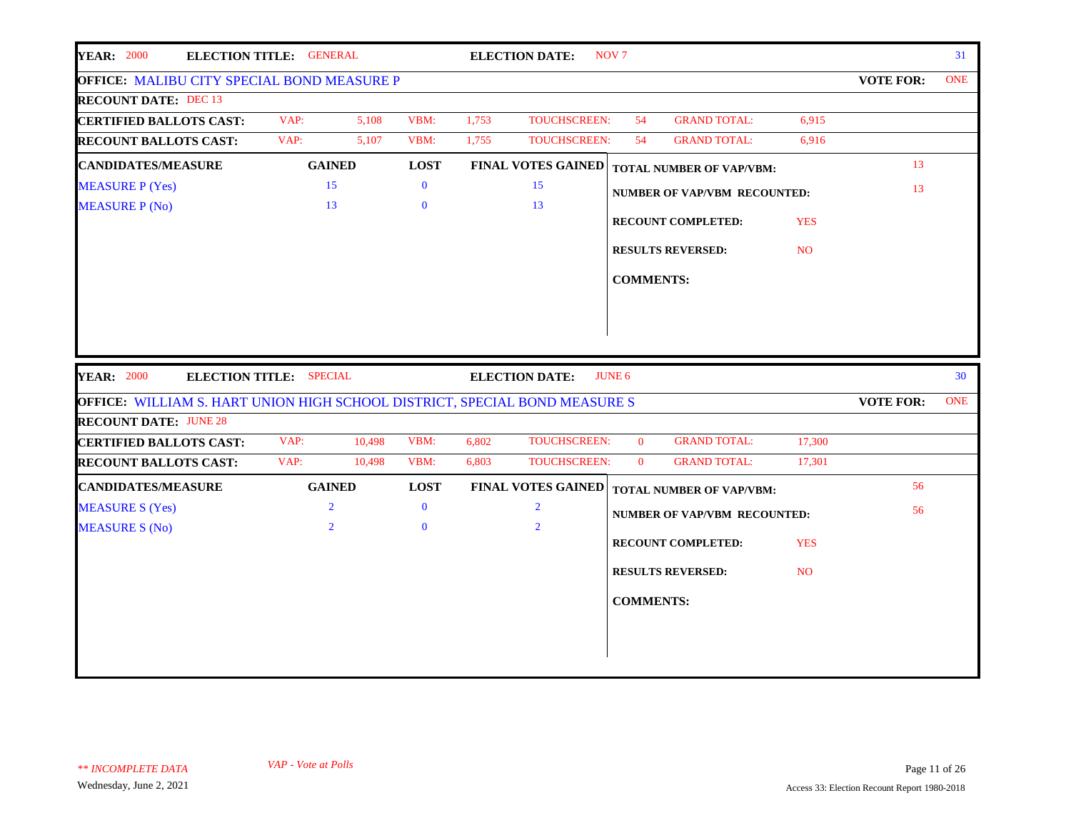**YEAR:** 2000 **ELECTION TITLE:** GENERAL **ELECTION DATE:** NOV 7 31

**OFFICE:** MALIBU CITY SPECIAL BOND MEASURE P **VOTE FOR:** ONE

**RECOUNT DATE:** DEC 13

| | | | | | | | | |
|---|---|---|---|---|---|---|---|---|
| **CERTIFIED BALLOTS CAST:** | VAP: | 5,108 | VBM: | 1,753 | TOUCHSCREEN: | 54 | GRAND TOTAL: | 6,915 |
| **RECOUNT BALLOTS CAST:** | VAP: | 5,107 | VBM: | 1,755 | TOUCHSCREEN: | 54 | GRAND TOTAL: | 6,916 |

| CANDIDATES/MEASURE | GAINED | LOST | FINAL VOTES GAINED |
|---|---|---|---|
| MEASURE P (Yes) | 15 | 0 | 15 |
| MEASURE P (No) | 13 | 0 | 13 |

**TOTAL NUMBER OF VAP/VBM:** 13

**NUMBER OF VAP/VBM RECOUNTED:** 13

**RECOUNT COMPLETED:** YES

**RESULTS REVERSED:** NO

**COMMENTS:**

---

**YEAR:** 2000 **ELECTION TITLE:** SPECIAL **ELECTION DATE:** JUNE 6 30

**OFFICE:** WILLIAM S. HART UNION HIGH SCHOOL DISTRICT, SPECIAL BOND MEASURE S **VOTE FOR:** ONE

**RECOUNT DATE:** JUNE 28

| | | | | | | | | |
|---|---|---|---|---|---|---|---|---|
| **CERTIFIED BALLOTS CAST:** | VAP: | 10,498 | VBM: | 6,802 | TOUCHSCREEN: | 0 | GRAND TOTAL: | 17,300 |
| **RECOUNT BALLOTS CAST:** | VAP: | 10,498 | VBM: | 6,803 | TOUCHSCREEN: | 0 | GRAND TOTAL: | 17,301 |

| CANDIDATES/MEASURE | GAINED | LOST | FINAL VOTES GAINED |
|---|---|---|---|
| MEASURE S (Yes) | 2 | 0 | 2 |
| MEASURE S (No) | 2 | 0 | 2 |

**TOTAL NUMBER OF VAP/VBM:** 56

**NUMBER OF VAP/VBM RECOUNTED:** 56

**RECOUNT COMPLETED:** YES

**RESULTS REVERSED:** NO

**COMMENTS:**

*** INCOMPLETE DATA* *VAP - Vote at Polls*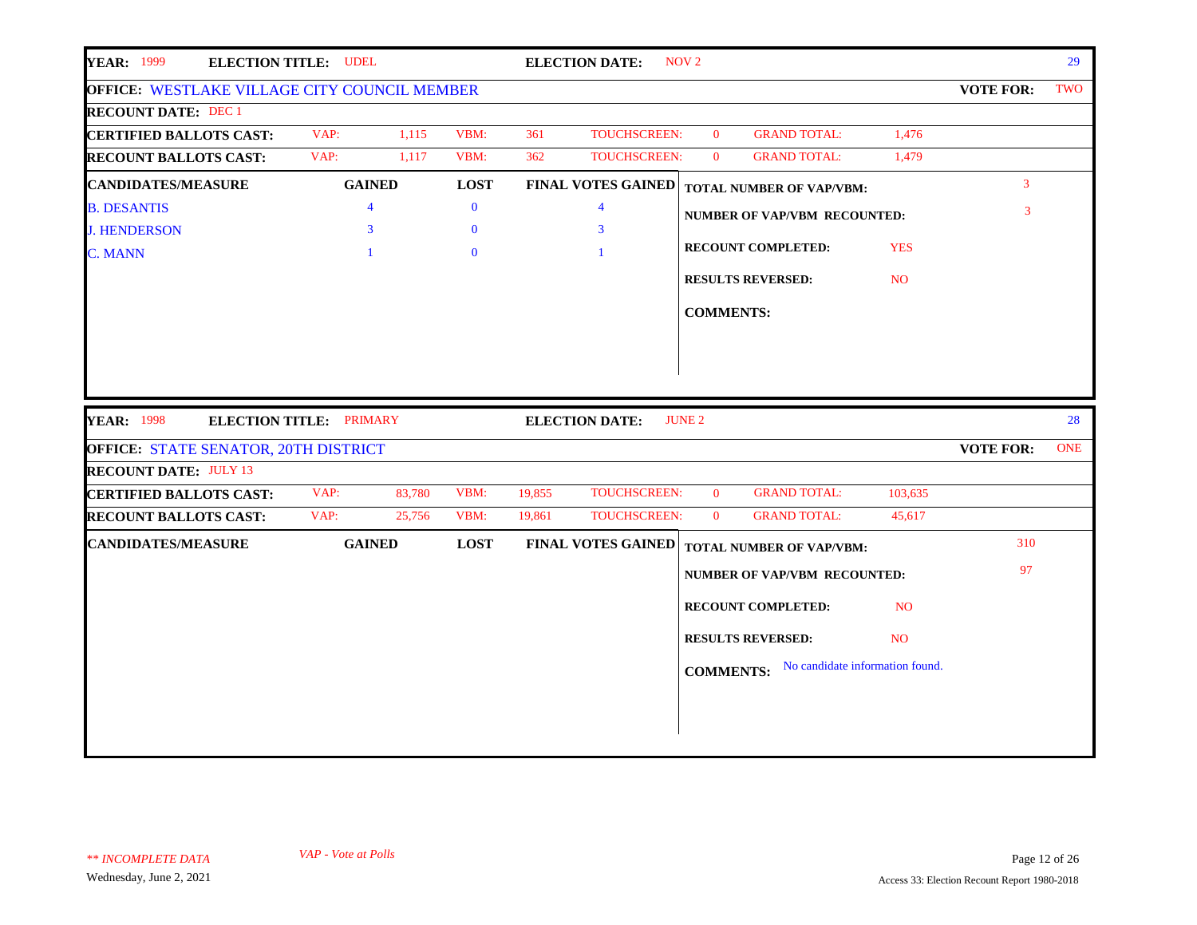| YEAR: 1999 | ELECTION TITLE: UDEL | ELECTION DATE: NOV 2 | 29 |
|---|---|---|---|

**OFFICE:** WESTLAKE VILLAGE CITY COUNCIL MEMBER — **VOTE FOR:** TWO

**RECOUNT DATE:** DEC 1

| | VAP: | VBM: | TOUCHSCREEN: | GRAND TOTAL: |
|---|---|---|---|---|
| **CERTIFIED BALLOTS CAST:** | 1,115 | 361 | 0 | 1,476 |
| **RECOUNT BALLOTS CAST:** | 1,117 | 362 | 0 | 1,479 |

| CANDIDATES/MEASURE | GAINED | LOST | FINAL VOTES GAINED |
|---|---|---|---|
| B. DESANTIS | 4 | 0 | 4 |
| J. HENDERSON | 3 | 0 | 3 |
| C. MANN | 1 | 0 | 1 |

**TOTAL NUMBER OF VAP/VBM:** 3

**NUMBER OF VAP/VBM RECOUNTED:** 3

**RECOUNT COMPLETED:** YES

**RESULTS REVERSED:** NO

**COMMENTS:**

| YEAR: 1998 | ELECTION TITLE: PRIMARY | ELECTION DATE: JUNE 2 | 28 |
|---|---|---|---|

**OFFICE:** STATE SENATOR, 20TH DISTRICT — **VOTE FOR:** ONE

**RECOUNT DATE:** JULY 13

| | VAP: | VBM: | TOUCHSCREEN: | GRAND TOTAL: |
|---|---|---|---|---|
| **CERTIFIED BALLOTS CAST:** | 83,780 | 19,855 | 0 | 103,635 |
| **RECOUNT BALLOTS CAST:** | 25,756 | 19,861 | 0 | 45,617 |

| CANDIDATES/MEASURE | GAINED | LOST | FINAL VOTES GAINED |
|---|---|---|---|

**TOTAL NUMBER OF VAP/VBM:** 310

**NUMBER OF VAP/VBM RECOUNTED:** 97

**RECOUNT COMPLETED:** NO

**RESULTS REVERSED:** NO

**COMMENTS:** No candidate information found.

*\*\* INCOMPLETE DATA*

*VAP - Vote at Polls*

Wednesday, June 2, 2021

Access 33: Election Recount Report 1980-2018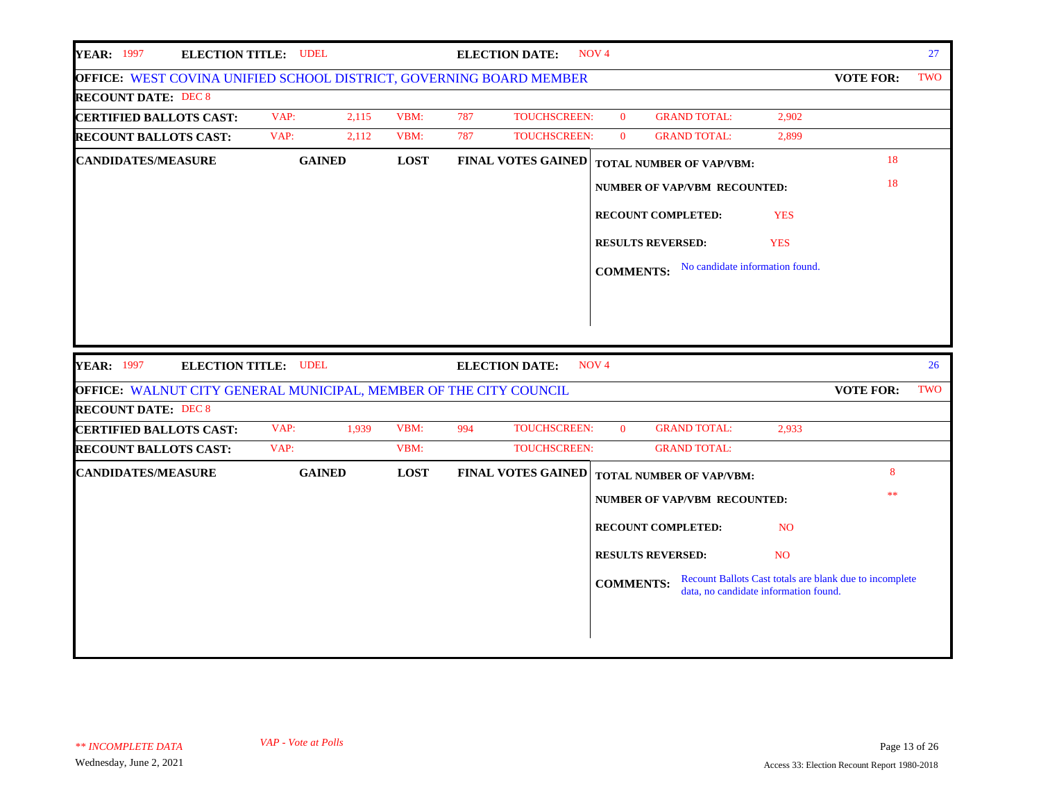| **YEAR:** 1997 | **ELECTION TITLE:** UDEL | | **ELECTION DATE:** NOV 4 | | 27 |
|---|---|---|---|---|---|

**OFFICE:** WEST COVINA UNIFIED SCHOOL DISTRICT, GOVERNING BOARD MEMBER — **VOTE FOR:** TWO

**RECOUNT DATE:** DEC 8

| | VAP | VBM | TOUCHSCREEN | GRAND TOTAL |
|---|---|---|---|---|
| **CERTIFIED BALLOTS CAST:** | 2,115 | 787 | 0 | 2,902 |
| **RECOUNT BALLOTS CAST:** | 2,112 | 787 | 0 | 2,899 |

| **CANDIDATES/MEASURE** | **GAINED** | **LOST** | **FINAL VOTES GAINED** |
|---|---|---|---|

**TOTAL NUMBER OF VAP/VBM:** 18

**NUMBER OF VAP/VBM RECOUNTED:** 18

**RECOUNT COMPLETED:** YES

**RESULTS REVERSED:** YES

**COMMENTS:** No candidate information found.

---

| **YEAR:** 1997 | **ELECTION TITLE:** UDEL | | **ELECTION DATE:** NOV 4 | | 26 |
|---|---|---|---|---|---|

**OFFICE:** WALNUT CITY GENERAL MUNICIPAL, MEMBER OF THE CITY COUNCIL — **VOTE FOR:** TWO

**RECOUNT DATE:** DEC 8

| | VAP | VBM | TOUCHSCREEN | GRAND TOTAL |
|---|---|---|---|---|
| **CERTIFIED BALLOTS CAST:** | 1,939 | 994 | 0 | 2,933 |
| **RECOUNT BALLOTS CAST:** | | | | |

| **CANDIDATES/MEASURE** | **GAINED** | **LOST** | **FINAL VOTES GAINED** |
|---|---|---|---|

**TOTAL NUMBER OF VAP/VBM:** 8

**NUMBER OF VAP/VBM RECOUNTED:** **

**RECOUNT COMPLETED:** NO

**RESULTS REVERSED:** NO

**COMMENTS:** Recount Ballots Cast totals are blank due to incomplete data, no candidate information found.

---

*** INCOMPLETE DATA* *VAP - Vote at Polls*

Wednesday, June 2, 2021

Access 33: Election Recount Report 1980-2018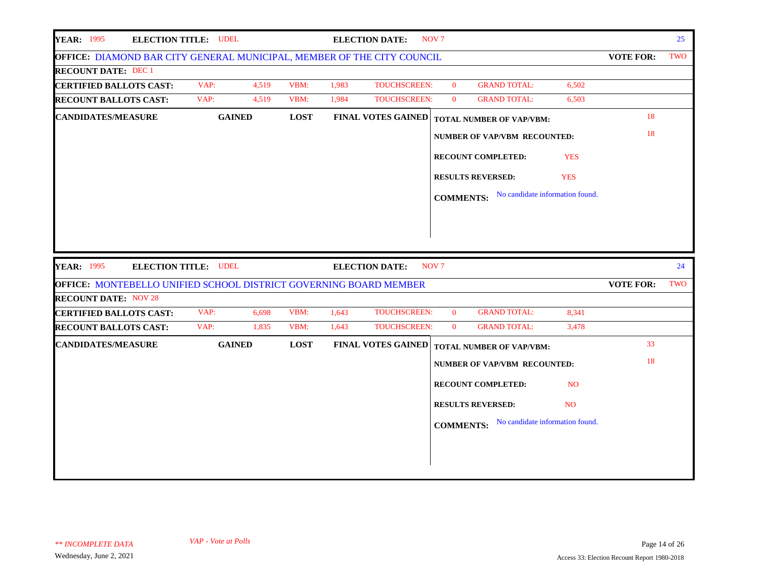**YEAR:** 1995 **ELECTION TITLE:** UDEL **ELECTION DATE:** NOV 7 25

**OFFICE:** DIAMOND BAR CITY GENERAL MUNICIPAL, MEMBER OF THE CITY COUNCIL **VOTE FOR:** TWO

**RECOUNT DATE:** DEC 1

| | VAP: | | VBM: | | TOUCHSCREEN: | | GRAND TOTAL: | |
|---|---|---|---|---|---|---|---|---|
| **CERTIFIED BALLOTS CAST:** | VAP: | 4,519 | VBM: | 1,983 | TOUCHSCREEN: | 0 | GRAND TOTAL: | 6,502 |
| **RECOUNT BALLOTS CAST:** | VAP: | 4,519 | VBM: | 1,984 | TOUCHSCREEN: | 0 | GRAND TOTAL: | 6,503 |

| CANDIDATES/MEASURE | GAINED | LOST | FINAL VOTES GAINED |
|---|---|---|---|

**TOTAL NUMBER OF VAP/VBM:** 18

**NUMBER OF VAP/VBM RECOUNTED:** 18

**RECOUNT COMPLETED:** YES

**RESULTS REVERSED:** YES

**COMMENTS:** No candidate information found.

---

**YEAR:** 1995 **ELECTION TITLE:** UDEL **ELECTION DATE:** NOV 7 24

**OFFICE:** MONTEBELLO UNIFIED SCHOOL DISTRICT GOVERNING BOARD MEMBER **VOTE FOR:** TWO

**RECOUNT DATE:** NOV 28

| | VAP: | | VBM: | | TOUCHSCREEN: | | GRAND TOTAL: | |
|---|---|---|---|---|---|---|---|---|
| **CERTIFIED BALLOTS CAST:** | VAP: | 6,698 | VBM: | 1,643 | TOUCHSCREEN: | 0 | GRAND TOTAL: | 8,341 |
| **RECOUNT BALLOTS CAST:** | VAP: | 1,835 | VBM: | 1,643 | TOUCHSCREEN: | 0 | GRAND TOTAL: | 3,478 |

| CANDIDATES/MEASURE | GAINED | LOST | FINAL VOTES GAINED |
|---|---|---|---|

**TOTAL NUMBER OF VAP/VBM:** 33

**NUMBER OF VAP/VBM RECOUNTED:** 18

**RECOUNT COMPLETED:** NO

**RESULTS REVERSED:** NO

**COMMENTS:** No candidate information found.

*** INCOMPLETE DATA*

*VAP - Vote at Polls*

Wednesday, June 2, 2021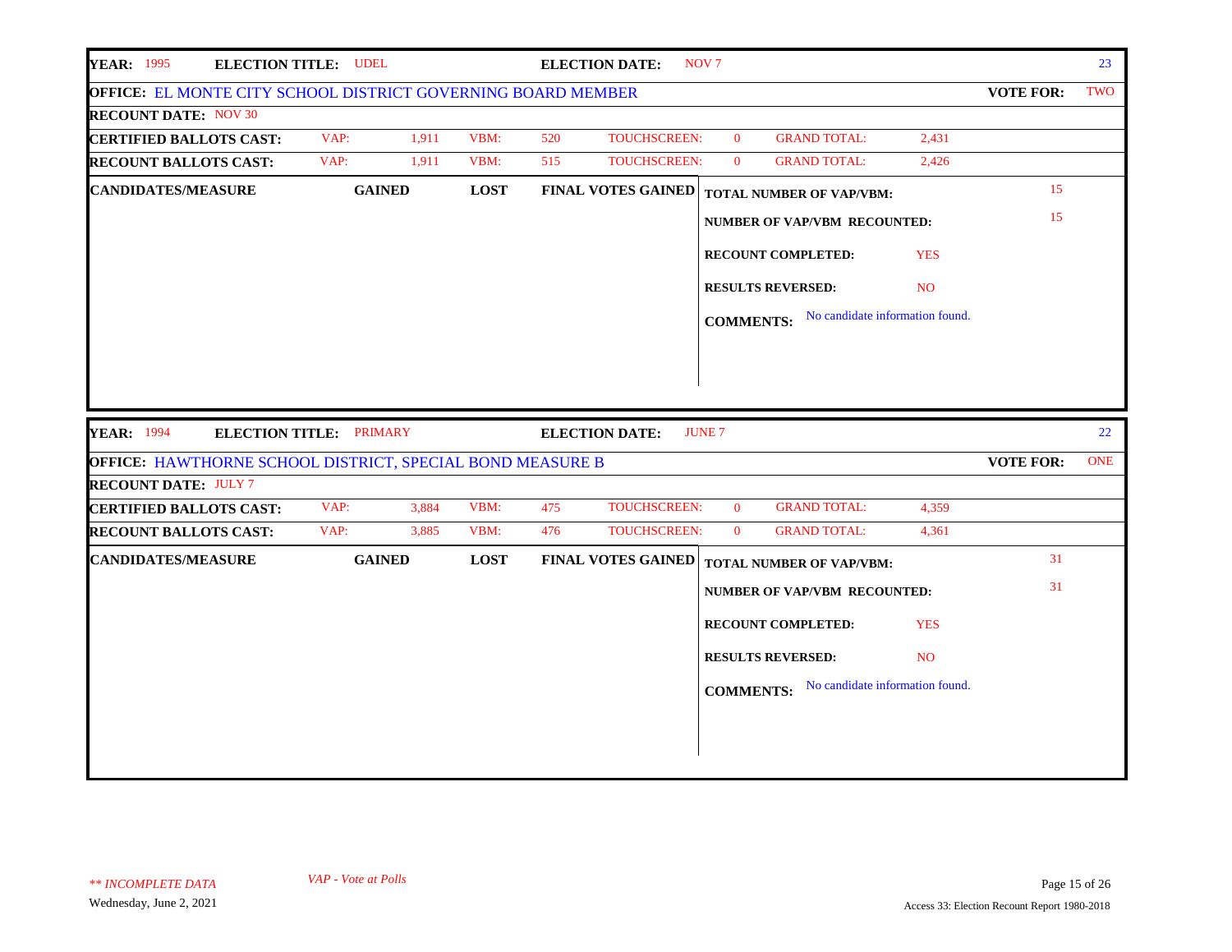| YEAR: 1995 | ELECTION TITLE: UDEL | | | ELECTION DATE: NOV 7 | | | 23 |
|---|---|---|---|---|---|---|---|
| **OFFICE:** EL MONTE CITY SCHOOL DISTRICT GOVERNING BOARD MEMBER | | | | | | **VOTE FOR:** | TWO |
| **RECOUNT DATE:** NOV 30 | | | | | | | |
| **CERTIFIED BALLOTS CAST:** | VAP: 1,911 | VBM: 520 | TOUCHSCREEN: 0 | GRAND TOTAL: 2,431 | | | |
| **RECOUNT BALLOTS CAST:** | VAP: 1,911 | VBM: 515 | TOUCHSCREEN: 0 | GRAND TOTAL: 2,426 | | | |

| CANDIDATES/MEASURE | GAINED | LOST | FINAL VOTES GAINED |
|---|---|---|---|

**TOTAL NUMBER OF VAP/VBM:** 15

**NUMBER OF VAP/VBM RECOUNTED:** 15

**RECOUNT COMPLETED:** YES

**RESULTS REVERSED:** NO

**COMMENTS:** No candidate information found.

| YEAR: 1994 | ELECTION TITLE: PRIMARY | | | ELECTION DATE: JUNE 7 | | | 22 |
|---|---|---|---|---|---|---|---|
| **OFFICE:** HAWTHORNE SCHOOL DISTRICT, SPECIAL BOND MEASURE B | | | | | | **VOTE FOR:** | ONE |
| **RECOUNT DATE:** JULY 7 | | | | | | | |
| **CERTIFIED BALLOTS CAST:** | VAP: 3,884 | VBM: 475 | TOUCHSCREEN: 0 | GRAND TOTAL: 4,359 | | | |
| **RECOUNT BALLOTS CAST:** | VAP: 3,885 | VBM: 476 | TOUCHSCREEN: 0 | GRAND TOTAL: 4,361 | | | |

| CANDIDATES/MEASURE | GAINED | LOST | FINAL VOTES GAINED |
|---|---|---|---|

**TOTAL NUMBER OF VAP/VBM:** 31

**NUMBER OF VAP/VBM RECOUNTED:** 31

**RECOUNT COMPLETED:** YES

**RESULTS REVERSED:** NO

**COMMENTS:** No candidate information found.

*** INCOMPLETE DATA*

*VAP - Vote at Polls*

Wednesday, June 2, 2021

Access 33: Election Recount Report 1980-2018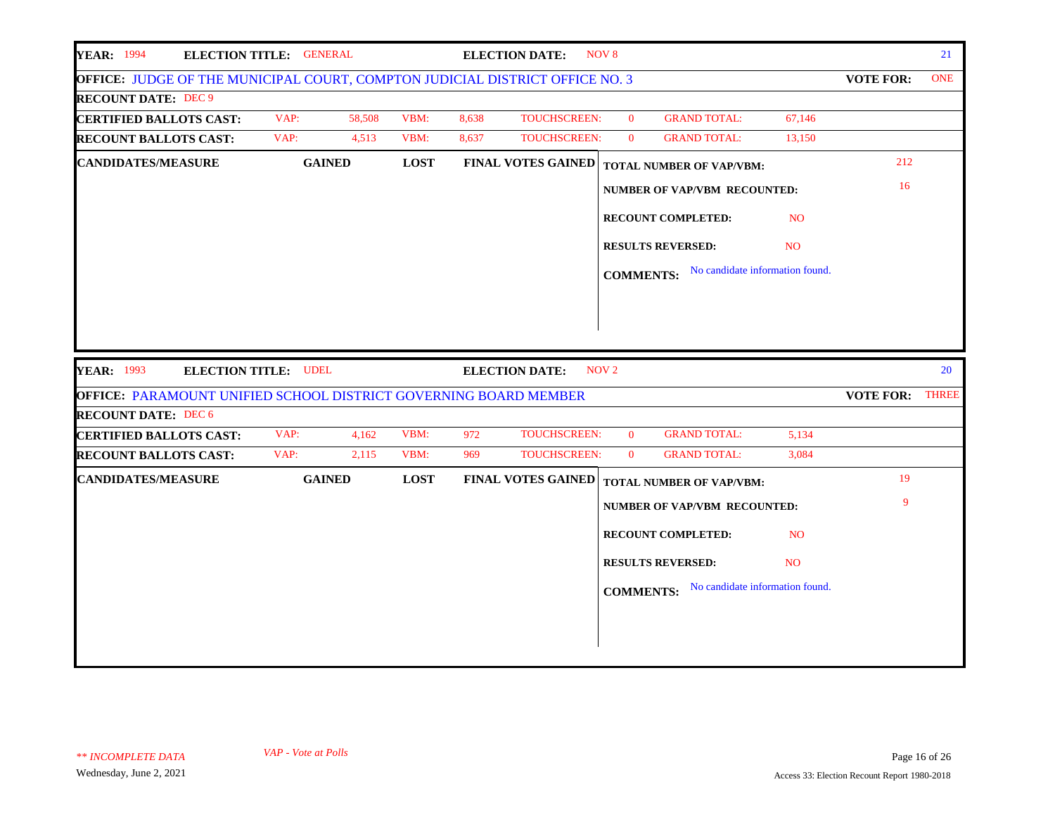**YEAR:** 1994 **ELECTION TITLE:** GENERAL **ELECTION DATE:** NOV 8 21

**OFFICE:** JUDGE OF THE MUNICIPAL COURT, COMPTON JUDICIAL DISTRICT OFFICE NO. 3 **VOTE FOR:** ONE

**RECOUNT DATE:** DEC 9

| | VAP: | | VBM: | | TOUCHSCREEN: | | GRAND TOTAL: | |
|---|---|---|---|---|---|---|---|---|
| **CERTIFIED BALLOTS CAST:** | VAP: | 58,508 | VBM: | 8,638 | TOUCHSCREEN: | 0 | GRAND TOTAL: | 67,146 |
| **RECOUNT BALLOTS CAST:** | VAP: | 4,513 | VBM: | 8,637 | TOUCHSCREEN: | 0 | GRAND TOTAL: | 13,150 |

| CANDIDATES/MEASURE | GAINED | LOST | FINAL VOTES GAINED |
|---|---|---|---|

**TOTAL NUMBER OF VAP/VBM:** 212

**NUMBER OF VAP/VBM RECOUNTED:** 16

**RECOUNT COMPLETED:** NO

**RESULTS REVERSED:** NO

**COMMENTS:** No candidate information found.

---

**YEAR:** 1993 **ELECTION TITLE:** UDEL **ELECTION DATE:** NOV 2 20

**OFFICE:** PARAMOUNT UNIFIED SCHOOL DISTRICT GOVERNING BOARD MEMBER **VOTE FOR:** THREE

**RECOUNT DATE:** DEC 6

| | VAP: | | VBM: | | TOUCHSCREEN: | | GRAND TOTAL: | |
|---|---|---|---|---|---|---|---|---|
| **CERTIFIED BALLOTS CAST:** | VAP: | 4,162 | VBM: | 972 | TOUCHSCREEN: | 0 | GRAND TOTAL: | 5,134 |
| **RECOUNT BALLOTS CAST:** | VAP: | 2,115 | VBM: | 969 | TOUCHSCREEN: | 0 | GRAND TOTAL: | 3,084 |

| CANDIDATES/MEASURE | GAINED | LOST | FINAL VOTES GAINED |
|---|---|---|---|

**TOTAL NUMBER OF VAP/VBM:** 19

**NUMBER OF VAP/VBM RECOUNTED:** 9

**RECOUNT COMPLETED:** NO

**RESULTS REVERSED:** NO

**COMMENTS:** No candidate information found.

*** INCOMPLETE DATA* *VAP - Vote at Polls*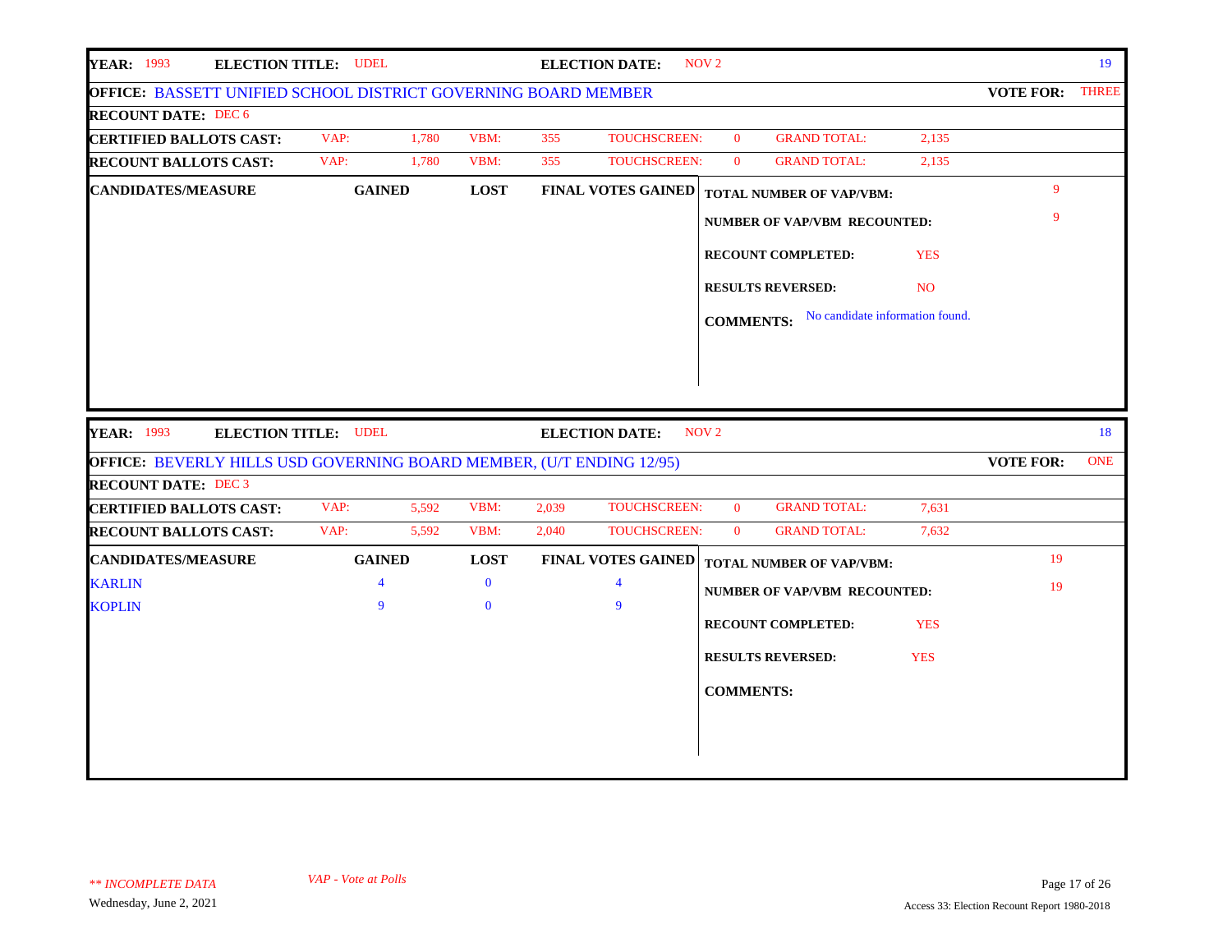**YEAR:** 1993 **ELECTION TITLE:** UDEL **ELECTION DATE:** NOV 2 19

**OFFICE:** BASSETT UNIFIED SCHOOL DISTRICT GOVERNING BOARD MEMBER **VOTE FOR:** THREE

**RECOUNT DATE:** DEC 6

| | VAP: | | VBM: | | TOUCHSCREEN: | | GRAND TOTAL: | |
|---|---|---|---|---|---|---|---|---|
| **CERTIFIED BALLOTS CAST:** | VAP: | 1,780 | VBM: | 355 | TOUCHSCREEN: | 0 | GRAND TOTAL: | 2,135 |
| **RECOUNT BALLOTS CAST:** | VAP: | 1,780 | VBM: | 355 | TOUCHSCREEN: | 0 | GRAND TOTAL: | 2,135 |

| CANDIDATES/MEASURE | GAINED | LOST | FINAL VOTES GAINED |
|---|---|---|---|

**TOTAL NUMBER OF VAP/VBM:** 9

**NUMBER OF VAP/VBM RECOUNTED:** 9

**RECOUNT COMPLETED:** YES

**RESULTS REVERSED:** NO

**COMMENTS:** No candidate information found.

---

**YEAR:** 1993 **ELECTION TITLE:** UDEL **ELECTION DATE:** NOV 2 18

**OFFICE:** BEVERLY HILLS USD GOVERNING BOARD MEMBER, (U/T ENDING 12/95) **VOTE FOR:** ONE

**RECOUNT DATE:** DEC 3

| | VAP: | | VBM: | | TOUCHSCREEN: | | GRAND TOTAL: | |
|---|---|---|---|---|---|---|---|---|
| **CERTIFIED BALLOTS CAST:** | VAP: | 5,592 | VBM: | 2,039 | TOUCHSCREEN: | 0 | GRAND TOTAL: | 7,631 |
| **RECOUNT BALLOTS CAST:** | VAP: | 5,592 | VBM: | 2,040 | TOUCHSCREEN: | 0 | GRAND TOTAL: | 7,632 |

| CANDIDATES/MEASURE | GAINED | LOST | FINAL VOTES GAINED |
|---|---|---|---|
| KARLIN | 4 | 0 | 4 |
| KOPLIN | 9 | 0 | 9 |

**TOTAL NUMBER OF VAP/VBM:** 19

**NUMBER OF VAP/VBM RECOUNTED:** 19

**RECOUNT COMPLETED:** YES

**RESULTS REVERSED:** YES

**COMMENTS:**

*\*\* INCOMPLETE DATA*

*VAP - Vote at Polls*

Wednesday, June 2, 2021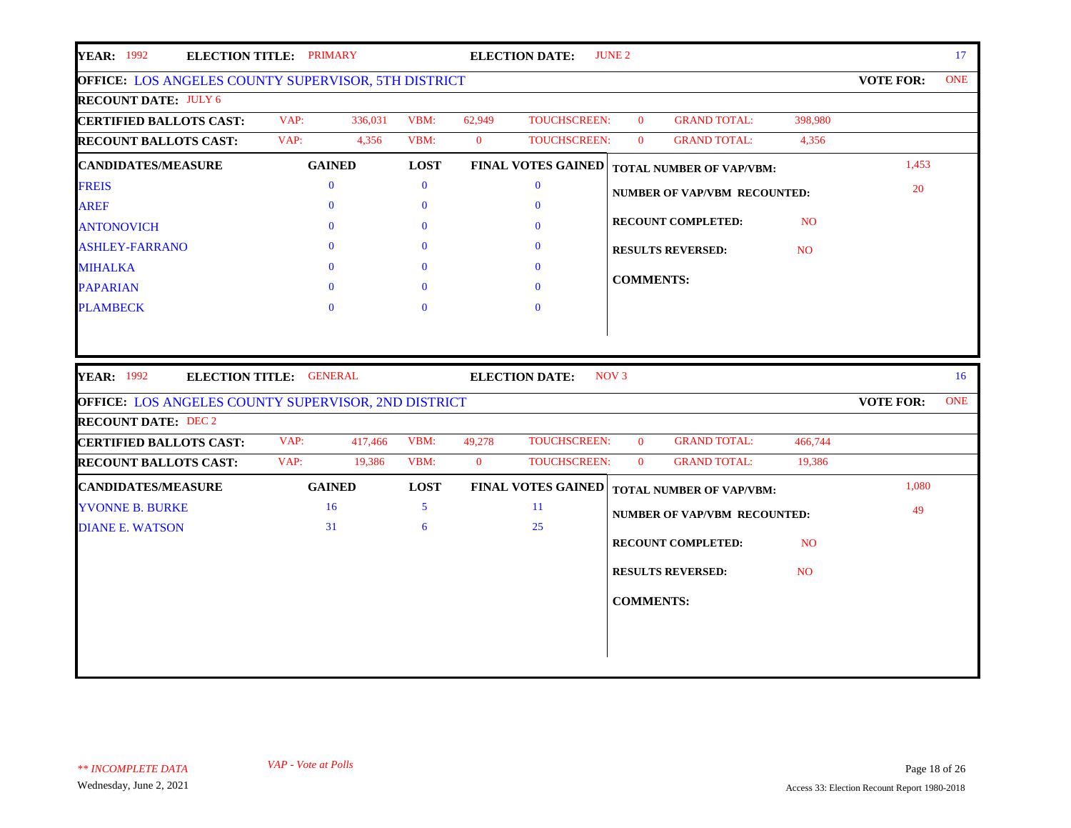**YEAR:** 1992 **ELECTION TITLE:** PRIMARY **ELECTION DATE:** JUNE 2 17

**OFFICE:** LOS ANGELES COUNTY SUPERVISOR, 5TH DISTRICT **VOTE FOR:** ONE

**RECOUNT DATE:** JULY 6

| | | | | | | | | |
|---|---|---|---|---|---|---|---|---|
| **CERTIFIED BALLOTS CAST:** | VAP: | 336,031 | VBM: | 62,949 | TOUCHSCREEN: | 0 | GRAND TOTAL: | 398,980 |
| **RECOUNT BALLOTS CAST:** | VAP: | 4,356 | VBM: | 0 | TOUCHSCREEN: | 0 | GRAND TOTAL: | 4,356 |

| CANDIDATES/MEASURE | GAINED | LOST | FINAL VOTES GAINED |
|---|---|---|---|
| FREIS | 0 | 0 | 0 |
| AREF | 0 | 0 | 0 |
| ANTONOVICH | 0 | 0 | 0 |
| ASHLEY-FARRANO | 0 | 0 | 0 |
| MIHALKA | 0 | 0 | 0 |
| PAPARIAN | 0 | 0 | 0 |
| PLAMBECK | 0 | 0 | 0 |

**TOTAL NUMBER OF VAP/VBM:** 1,453

**NUMBER OF VAP/VBM RECOUNTED:** 20

**RECOUNT COMPLETED:** NO

**RESULTS REVERSED:** NO

**COMMENTS:**

---

**YEAR:** 1992 **ELECTION TITLE:** GENERAL **ELECTION DATE:** NOV 3 16

**OFFICE:** LOS ANGELES COUNTY SUPERVISOR, 2ND DISTRICT **VOTE FOR:** ONE

**RECOUNT DATE:** DEC 2

| | | | | | | | | |
|---|---|---|---|---|---|---|---|---|
| **CERTIFIED BALLOTS CAST:** | VAP: | 417,466 | VBM: | 49,278 | TOUCHSCREEN: | 0 | GRAND TOTAL: | 466,744 |
| **RECOUNT BALLOTS CAST:** | VAP: | 19,386 | VBM: | 0 | TOUCHSCREEN: | 0 | GRAND TOTAL: | 19,386 |

| CANDIDATES/MEASURE | GAINED | LOST | FINAL VOTES GAINED |
|---|---|---|---|
| YVONNE B. BURKE | 16 | 5 | 11 |
| DIANE E. WATSON | 31 | 6 | 25 |

**TOTAL NUMBER OF VAP/VBM:** 1,080

**NUMBER OF VAP/VBM RECOUNTED:** 49

**RECOUNT COMPLETED:** NO

**RESULTS REVERSED:** NO

**COMMENTS:**

*** INCOMPLETE DATA* *VAP - Vote at Polls*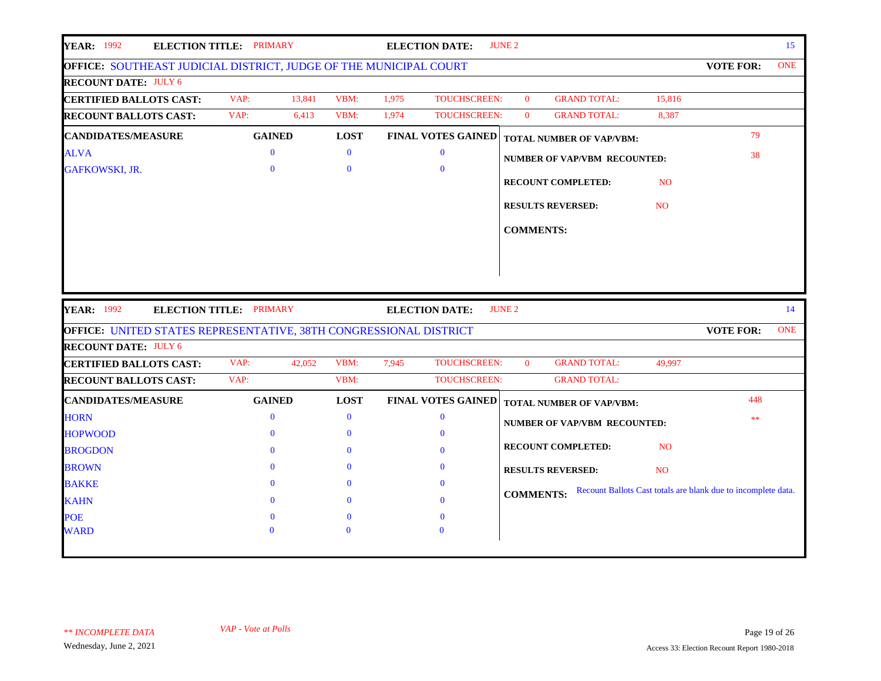**YEAR:** 1992 **ELECTION TITLE:** PRIMARY **ELECTION DATE:** JUNE 2 — 15

**OFFICE:** SOUTHEAST JUDICIAL DISTRICT, JUDGE OF THE MUNICIPAL COURT **VOTE FOR:** ONE

**RECOUNT DATE:** JULY 6

| | VAP: | VBM: | TOUCHSCREEN: | GRAND TOTAL: |
|---|---|---|---|---|
| **CERTIFIED BALLOTS CAST:** | 13,841 | 1,975 | 0 | 15,816 |
| **RECOUNT BALLOTS CAST:** | 6,413 | 1,974 | 0 | 8,387 |

| CANDIDATES/MEASURE | GAINED | LOST | FINAL VOTES GAINED |
|---|---|---|---|
| ALVA | 0 | 0 | 0 |
| GAFKOWSKI, JR. | 0 | 0 | 0 |

**TOTAL NUMBER OF VAP/VBM:** 79

**NUMBER OF VAP/VBM RECOUNTED:** 38

**RECOUNT COMPLETED:** NO

**RESULTS REVERSED:** NO

**COMMENTS:**

---

**YEAR:** 1992 **ELECTION TITLE:** PRIMARY **ELECTION DATE:** JUNE 2 — 14

**OFFICE:** UNITED STATES REPRESENTATIVE, 38TH CONGRESSIONAL DISTRICT **VOTE FOR:** ONE

**RECOUNT DATE:** JULY 6

| | VAP: | VBM: | TOUCHSCREEN: | GRAND TOTAL: |
|---|---|---|---|---|
| **CERTIFIED BALLOTS CAST:** | 42,052 | 7,945 | 0 | 49,997 |
| **RECOUNT BALLOTS CAST:** | | | | |

| CANDIDATES/MEASURE | GAINED | LOST | FINAL VOTES GAINED |
|---|---|---|---|
| HORN | 0 | 0 | 0 |
| HOPWOOD | 0 | 0 | 0 |
| BROGDON | 0 | 0 | 0 |
| BROWN | 0 | 0 | 0 |
| BAKKE | 0 | 0 | 0 |
| KAHN | 0 | 0 | 0 |
| POE | 0 | 0 | 0 |
| WARD | 0 | 0 | 0 |

**TOTAL NUMBER OF VAP/VBM:** 448

**NUMBER OF VAP/VBM RECOUNTED:** **

**RECOUNT COMPLETED:** NO

**RESULTS REVERSED:** NO

**COMMENTS:** Recount Ballots Cast totals are blank due to incomplete data.

*** INCOMPLETE DATA*

*VAP - Vote at Polls*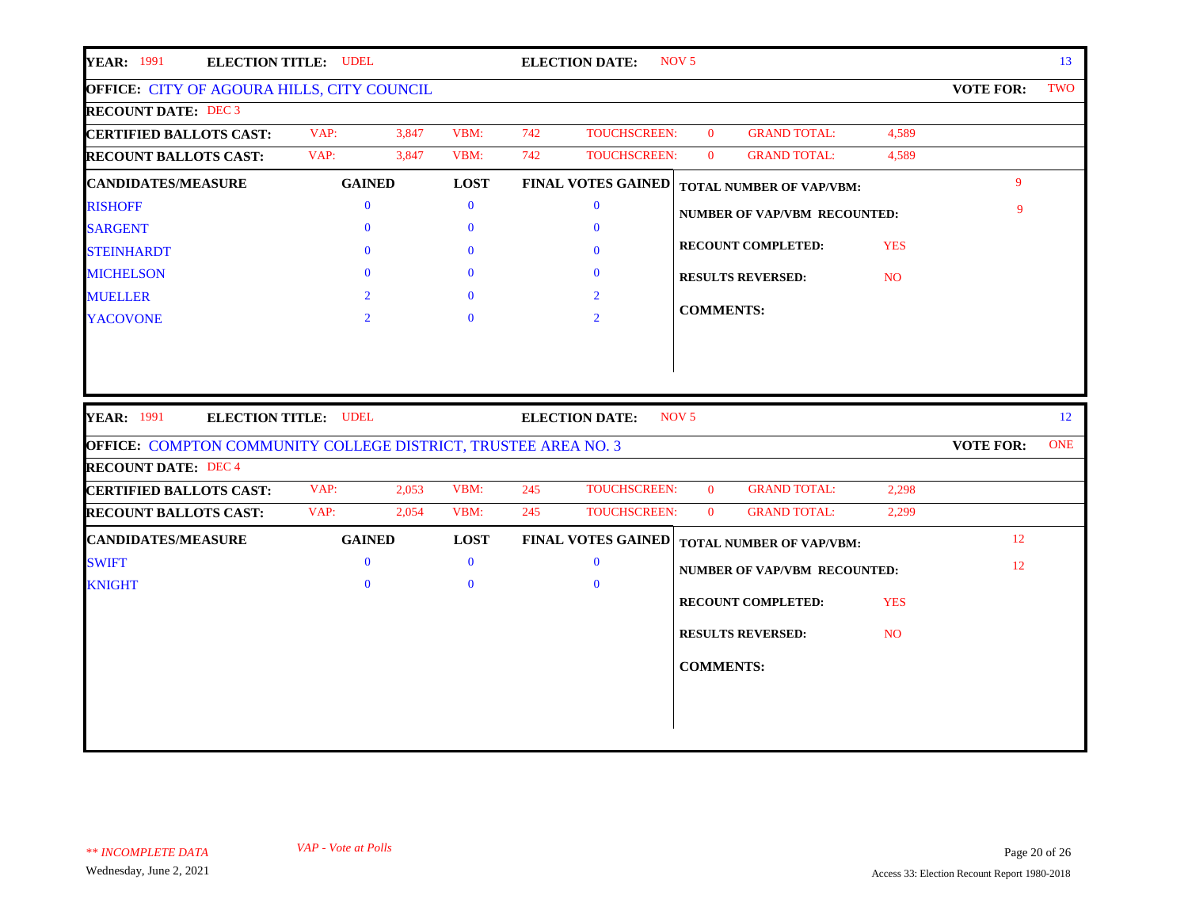**YEAR:** 1991 **ELECTION TITLE:** UDEL **ELECTION DATE:** NOV 5 13

**OFFICE:** CITY OF AGOURA HILLS, CITY COUNCIL **VOTE FOR:** TWO

**RECOUNT DATE:** DEC 3

| | VAP: | | VBM: | TOUCHSCREEN: | GRAND TOTAL: |
|---|---|---|---|---|---|
| **CERTIFIED BALLOTS CAST:** | 3,847 | | 742 | 0 | 4,589 |
| **RECOUNT BALLOTS CAST:** | 3,847 | | 742 | 0 | 4,589 |

| CANDIDATES/MEASURE | GAINED | LOST | FINAL VOTES GAINED |
|---|---|---|---|
| RISHOFF | 0 | 0 | 0 |
| SARGENT | 0 | 0 | 0 |
| STEINHARDT | 0 | 0 | 0 |
| MICHELSON | 0 | 0 | 0 |
| MUELLER | 2 | 0 | 2 |
| YACOVONE | 2 | 0 | 2 |

**TOTAL NUMBER OF VAP/VBM:** 9

**NUMBER OF VAP/VBM RECOUNTED:** 9

**RECOUNT COMPLETED:** YES

**RESULTS REVERSED:** NO

**COMMENTS:**

---

**YEAR:** 1991 **ELECTION TITLE:** UDEL **ELECTION DATE:** NOV 5 12

**OFFICE:** COMPTON COMMUNITY COLLEGE DISTRICT, TRUSTEE AREA NO. 3 **VOTE FOR:** ONE

**RECOUNT DATE:** DEC 4

| | VAP: | VBM: | TOUCHSCREEN: | GRAND TOTAL: |
|---|---|---|---|---|
| **CERTIFIED BALLOTS CAST:** | 2,053 | 245 | 0 | 2,298 |
| **RECOUNT BALLOTS CAST:** | 2,054 | 245 | 0 | 2,299 |

| CANDIDATES/MEASURE | GAINED | LOST | FINAL VOTES GAINED |
|---|---|---|---|
| SWIFT | 0 | 0 | 0 |
| KNIGHT | 0 | 0 | 0 |

**TOTAL NUMBER OF VAP/VBM:** 12

**NUMBER OF VAP/VBM RECOUNTED:** 12

**RECOUNT COMPLETED:** YES

**RESULTS REVERSED:** NO

**COMMENTS:**

---

*\*\* INCOMPLETE DATA*

*VAP - Vote at Polls*

Wednesday, June 2, 2021

Access 33: Election Recount Report 1980-2018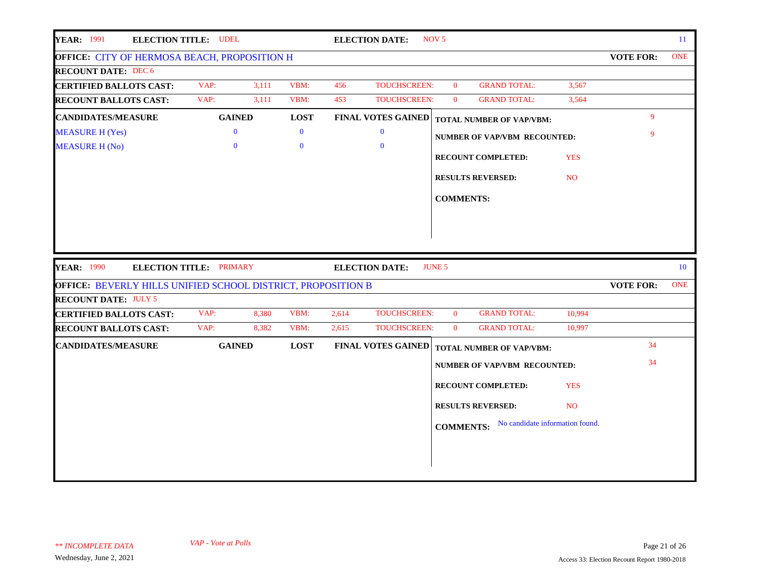**YEAR:** 1991 **ELECTION TITLE:** UDEL **ELECTION DATE:** NOV 5 11

**OFFICE:** CITY OF HERMOSA BEACH, PROPOSITION H **VOTE FOR:** ONE

**RECOUNT DATE:** DEC 6

| | VAP: | | VBM: | | TOUCHSCREEN: | | GRAND TOTAL: | |
|---|---|---|---|---|---|---|---|---|
| **CERTIFIED BALLOTS CAST:** | VAP: | 3,111 | VBM: | 456 | TOUCHSCREEN: | 0 | GRAND TOTAL: | 3,567 |
| **RECOUNT BALLOTS CAST:** | VAP: | 3,111 | VBM: | 453 | TOUCHSCREEN: | 0 | GRAND TOTAL: | 3,564 |

| CANDIDATES/MEASURE | GAINED | LOST | FINAL VOTES GAINED |
|---|---|---|---|
| MEASURE H (Yes) | 0 | 0 | 0 |
| MEASURE H (No) | 0 | 0 | 0 |

**TOTAL NUMBER OF VAP/VBM:** 9

**NUMBER OF VAP/VBM RECOUNTED:** 9

**RECOUNT COMPLETED:** YES

**RESULTS REVERSED:** NO

**COMMENTS:**

---

**YEAR:** 1990 **ELECTION TITLE:** PRIMARY **ELECTION DATE:** JUNE 5 10

**OFFICE:** BEVERLY HILLS UNIFIED SCHOOL DISTRICT, PROPOSITION B **VOTE FOR:** ONE

**RECOUNT DATE:** JULY 5

| | VAP: | | VBM: | | TOUCHSCREEN: | | GRAND TOTAL: | |
|---|---|---|---|---|---|---|---|---|
| **CERTIFIED BALLOTS CAST:** | VAP: | 8,380 | VBM: | 2,614 | TOUCHSCREEN: | 0 | GRAND TOTAL: | 10,994 |
| **RECOUNT BALLOTS CAST:** | VAP: | 8,382 | VBM: | 2,615 | TOUCHSCREEN: | 0 | GRAND TOTAL: | 10,997 |

| CANDIDATES/MEASURE | GAINED | LOST | FINAL VOTES GAINED |
|---|---|---|---|

**TOTAL NUMBER OF VAP/VBM:** 34

**NUMBER OF VAP/VBM RECOUNTED:** 34

**RECOUNT COMPLETED:** YES

**RESULTS REVERSED:** NO

**COMMENTS:** No candidate information found.

*** INCOMPLETE DATA*

*VAP - Vote at Polls*

Wednesday, June 2, 2021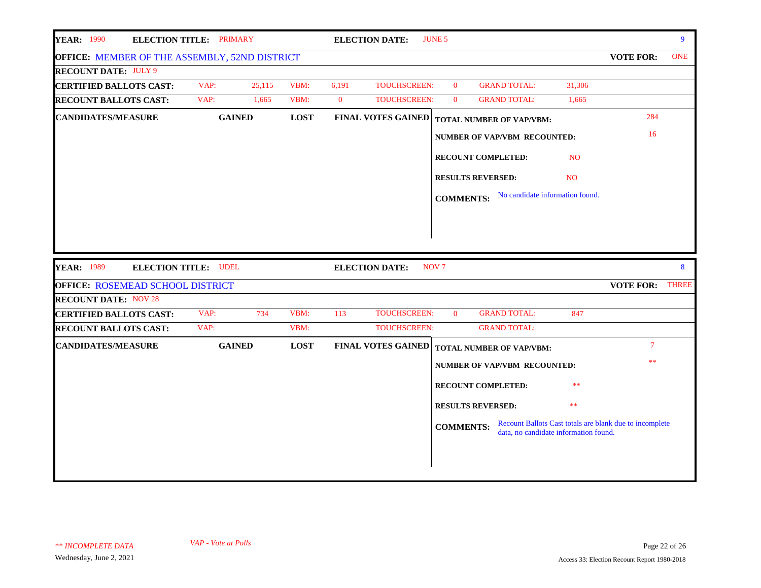**YEAR:** 1990 **ELECTION TITLE:** PRIMARY **ELECTION DATE:** JUNE 5 9

**OFFICE:** MEMBER OF THE ASSEMBLY, 52ND DISTRICT **VOTE FOR:** ONE

**RECOUNT DATE:** JULY 9

| | VAP: | | VBM: | | TOUCHSCREEN: | | GRAND TOTAL: | |
|---|---|---|---|---|---|---|---|---|
| **CERTIFIED BALLOTS CAST:** | VAP: | 25,115 | VBM: | 6,191 | TOUCHSCREEN: | 0 | GRAND TOTAL: | 31,306 |
| **RECOUNT BALLOTS CAST:** | VAP: | 1,665 | VBM: | 0 | TOUCHSCREEN: | 0 | GRAND TOTAL: | 1,665 |

| CANDIDATES/MEASURE | GAINED | LOST | FINAL VOTES GAINED |
|---|---|---|---|

**TOTAL NUMBER OF VAP/VBM:** 284

**NUMBER OF VAP/VBM RECOUNTED:** 16

**RECOUNT COMPLETED:** NO

**RESULTS REVERSED:** NO

**COMMENTS:** No candidate information found.

---

**YEAR:** 1989 **ELECTION TITLE:** UDEL **ELECTION DATE:** NOV 7 8

**OFFICE:** ROSEMEAD SCHOOL DISTRICT **VOTE FOR:** THREE

**RECOUNT DATE:** NOV 28

| | VAP: | | VBM: | | TOUCHSCREEN: | | GRAND TOTAL: | |
|---|---|---|---|---|---|---|---|---|
| **CERTIFIED BALLOTS CAST:** | VAP: | 734 | VBM: | 113 | TOUCHSCREEN: | 0 | GRAND TOTAL: | 847 |
| **RECOUNT BALLOTS CAST:** | VAP: | | VBM: | | TOUCHSCREEN: | | GRAND TOTAL: | |

| CANDIDATES/MEASURE | GAINED | LOST | FINAL VOTES GAINED |
|---|---|---|---|

**TOTAL NUMBER OF VAP/VBM:** 7

**NUMBER OF VAP/VBM RECOUNTED:** **

**RECOUNT COMPLETED:** **

**RESULTS REVERSED:** **

**COMMENTS:** Recount Ballots Cast totals are blank due to incomplete data, no candidate information found.

*** INCOMPLETE DATA* *VAP - Vote at Polls*

Wednesday, June 2, 2021

Access 33: Election Recount Report 1980-2018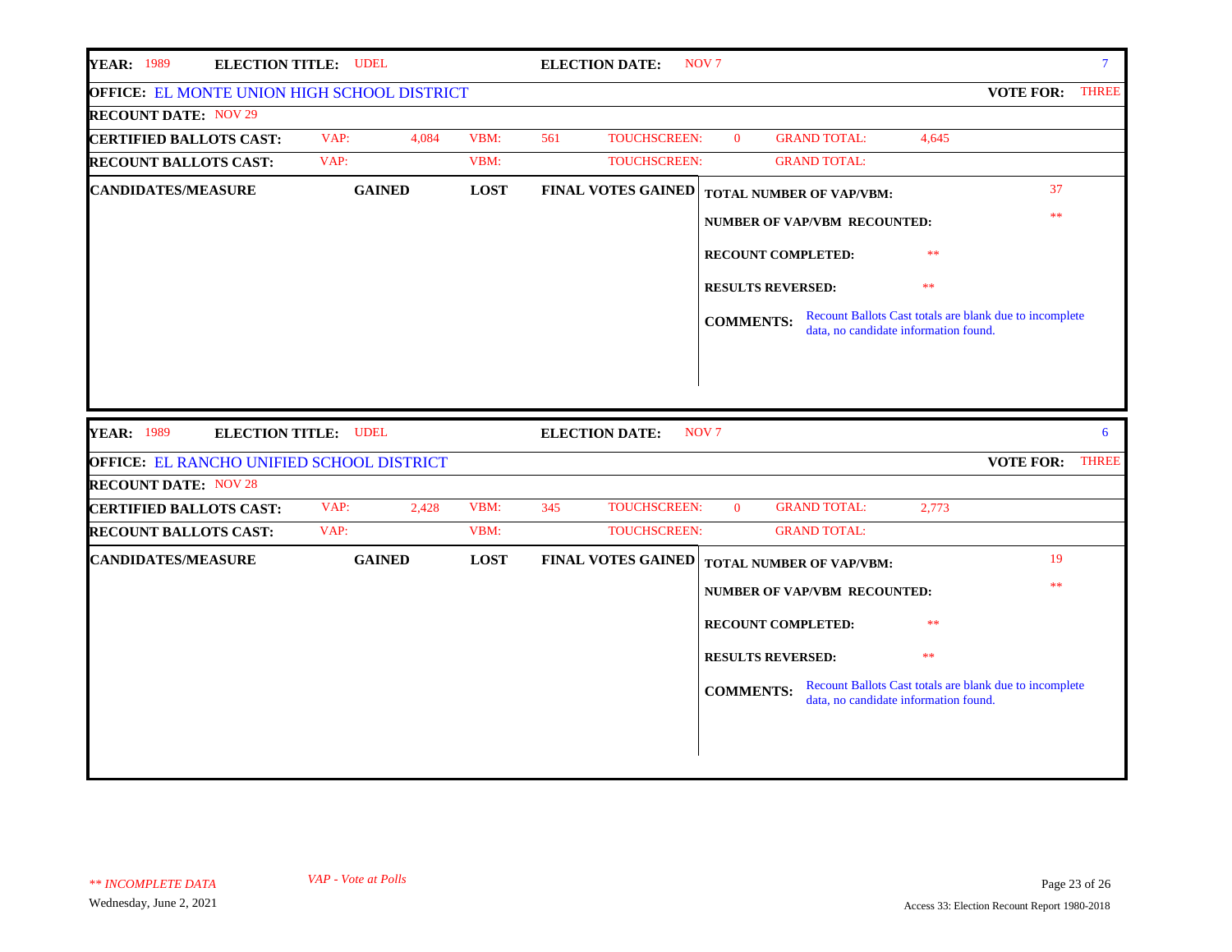**YEAR:** 1989 **ELECTION TITLE:** UDEL **ELECTION DATE:** NOV 7 7

**OFFICE:** EL MONTE UNION HIGH SCHOOL DISTRICT **VOTE FOR:** THREE

**RECOUNT DATE:** NOV 29

| | | | | | | | | |
|---|---|---|---|---|---|---|---|---|
| **CERTIFIED BALLOTS CAST:** | VAP: | 4,084 | VBM: | 561 | TOUCHSCREEN: | 0 | GRAND TOTAL: | 4,645 |
| **RECOUNT BALLOTS CAST:** | VAP: | | VBM: | | TOUCHSCREEN: | | GRAND TOTAL: | |

| CANDIDATES/MEASURE | GAINED | LOST | FINAL VOTES GAINED |
|---|---|---|---|

**TOTAL NUMBER OF VAP/VBM:** 37

**NUMBER OF VAP/VBM RECOUNTED:** **

**RECOUNT COMPLETED:** **

**RESULTS REVERSED:** **

**COMMENTS:** Recount Ballots Cast totals are blank due to incomplete data, no candidate information found.

---

**YEAR:** 1989 **ELECTION TITLE:** UDEL **ELECTION DATE:** NOV 7 6

**OFFICE:** EL RANCHO UNIFIED SCHOOL DISTRICT **VOTE FOR:** THREE

**RECOUNT DATE:** NOV 28

| | | | | | | | | |
|---|---|---|---|---|---|---|---|---|
| **CERTIFIED BALLOTS CAST:** | VAP: | 2,428 | VBM: | 345 | TOUCHSCREEN: | 0 | GRAND TOTAL: | 2,773 |
| **RECOUNT BALLOTS CAST:** | VAP: | | VBM: | | TOUCHSCREEN: | | GRAND TOTAL: | |

| CANDIDATES/MEASURE | GAINED | LOST | FINAL VOTES GAINED |
|---|---|---|---|

**TOTAL NUMBER OF VAP/VBM:** 19

**NUMBER OF VAP/VBM RECOUNTED:** **

**RECOUNT COMPLETED:** **

**RESULTS REVERSED:** **

**COMMENTS:** Recount Ballots Cast totals are blank due to incomplete data, no candidate information found.

*** INCOMPLETE DATA*

*VAP - Vote at Polls*

Wednesday, June 2, 2021

Access 33: Election Recount Report 1980-2018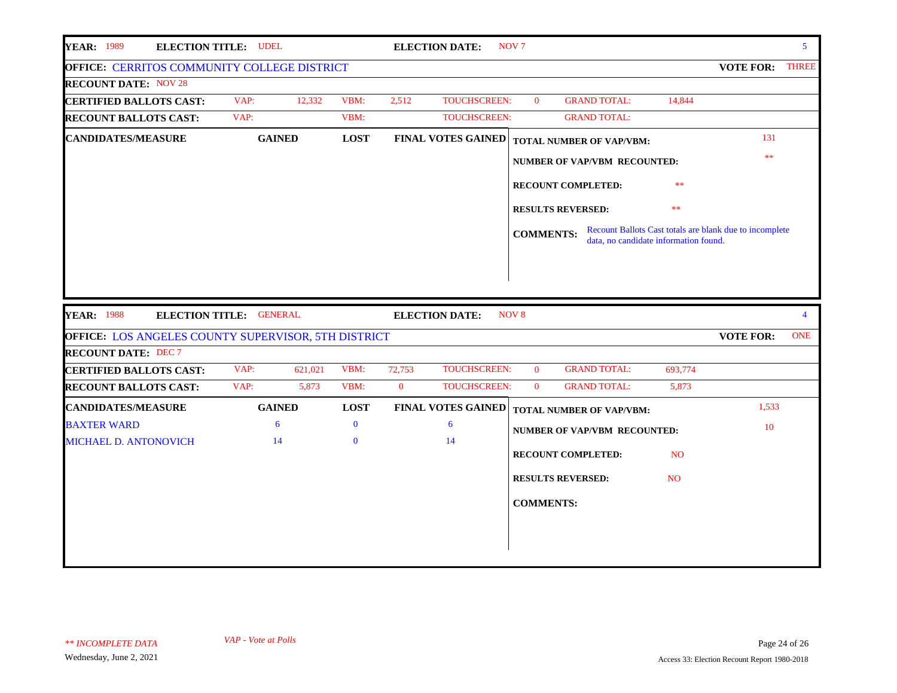**YEAR:** 1989 **ELECTION TITLE:** UDEL **ELECTION DATE:** NOV 7 5

**OFFICE:** CERRITOS COMMUNITY COLLEGE DISTRICT **VOTE FOR:** THREE

**RECOUNT DATE:** NOV 28

| | | | | | | | | |
|---|---|---|---|---|---|---|---|---|
| **CERTIFIED BALLOTS CAST:** | VAP: | 12,332 | VBM: | 2,512 | TOUCHSCREEN: | 0 | GRAND TOTAL: | 14,844 |
| **RECOUNT BALLOTS CAST:** | VAP: | | VBM: | | TOUCHSCREEN: | | GRAND TOTAL: | |

| CANDIDATES/MEASURE | GAINED | LOST | FINAL VOTES GAINED |
|---|---|---|---|

**TOTAL NUMBER OF VAP/VBM:** 131

**NUMBER OF VAP/VBM RECOUNTED:** **

**RECOUNT COMPLETED:** **

**RESULTS REVERSED:** **

**COMMENTS:** Recount Ballots Cast totals are blank due to incomplete data, no candidate information found.

---

**YEAR:** 1988 **ELECTION TITLE:** GENERAL **ELECTION DATE:** NOV 8 4

**OFFICE:** LOS ANGELES COUNTY SUPERVISOR, 5TH DISTRICT **VOTE FOR:** ONE

**RECOUNT DATE:** DEC 7

| | | | | | | | | |
|---|---|---|---|---|---|---|---|---|
| **CERTIFIED BALLOTS CAST:** | VAP: | 621,021 | VBM: | 72,753 | TOUCHSCREEN: | 0 | GRAND TOTAL: | 693,774 |
| **RECOUNT BALLOTS CAST:** | VAP: | 5,873 | VBM: | 0 | TOUCHSCREEN: | 0 | GRAND TOTAL: | 5,873 |

| CANDIDATES/MEASURE | GAINED | LOST | FINAL VOTES GAINED |
|---|---|---|---|
| BAXTER WARD | 6 | 0 | 6 |
| MICHAEL D. ANTONOVICH | 14 | 0 | 14 |

**TOTAL NUMBER OF VAP/VBM:** 1,533

**NUMBER OF VAP/VBM RECOUNTED:** 10

**RECOUNT COMPLETED:** NO

**RESULTS REVERSED:** NO

**COMMENTS:**

*** INCOMPLETE DATA* *VAP - Vote at Polls*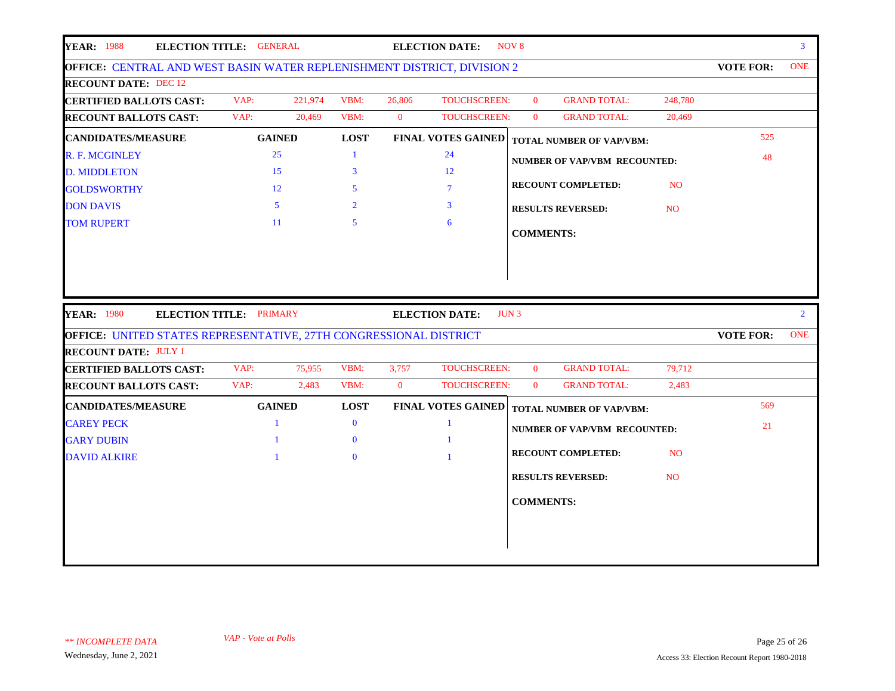**YEAR:** 1988 **ELECTION TITLE:** GENERAL **ELECTION DATE:** NOV 8 — 3

**OFFICE:** CENTRAL AND WEST BASIN WATER REPLENISHMENT DISTRICT, DIVISION 2 — **VOTE FOR:** ONE

**RECOUNT DATE:** DEC 12

| | VAP: | | VBM: | | TOUCHSCREEN: | | GRAND TOTAL: | |
|---|---|---|---|---|---|---|---|---|
| **CERTIFIED BALLOTS CAST:** | VAP: | 221,974 | VBM: | 26,806 | TOUCHSCREEN: | 0 | GRAND TOTAL: | 248,780 |
| **RECOUNT BALLOTS CAST:** | VAP: | 20,469 | VBM: | 0 | TOUCHSCREEN: | 0 | GRAND TOTAL: | 20,469 |

| CANDIDATES/MEASURE | GAINED | LOST | FINAL VOTES GAINED |
|---|---|---|---|
| R. F. MCGINLEY | 25 | 1 | 24 |
| D. MIDDLETON | 15 | 3 | 12 |
| GOLDSWORTHY | 12 | 5 | 7 |
| DON DAVIS | 5 | 2 | 3 |
| TOM RUPERT | 11 | 5 | 6 |

**TOTAL NUMBER OF VAP/VBM:** 525

**NUMBER OF VAP/VBM RECOUNTED:** 48

**RECOUNT COMPLETED:** NO

**RESULTS REVERSED:** NO

**COMMENTS:**

---

**YEAR:** 1980 **ELECTION TITLE:** PRIMARY **ELECTION DATE:** JUN 3 — 2

**OFFICE:** UNITED STATES REPRESENTATIVE, 27TH CONGRESSIONAL DISTRICT — **VOTE FOR:** ONE

**RECOUNT DATE:** JULY 1

| | VAP: | | VBM: | | TOUCHSCREEN: | | GRAND TOTAL: | |
|---|---|---|---|---|---|---|---|---|
| **CERTIFIED BALLOTS CAST:** | VAP: | 75,955 | VBM: | 3,757 | TOUCHSCREEN: | 0 | GRAND TOTAL: | 79,712 |
| **RECOUNT BALLOTS CAST:** | VAP: | 2,483 | VBM: | 0 | TOUCHSCREEN: | 0 | GRAND TOTAL: | 2,483 |

| CANDIDATES/MEASURE | GAINED | LOST | FINAL VOTES GAINED |
|---|---|---|---|
| CAREY PECK | 1 | 0 | 1 |
| GARY DUBIN | 1 | 0 | 1 |
| DAVID ALKIRE | 1 | 0 | 1 |

**TOTAL NUMBER OF VAP/VBM:** 569

**NUMBER OF VAP/VBM RECOUNTED:** 21

**RECOUNT COMPLETED:** NO

**RESULTS REVERSED:** NO

**COMMENTS:**

*\** INCOMPLETE DATA*

*VAP - Vote at Polls*

Wednesday, June 2, 2021

Access 33: Election Recount Report 1980-2018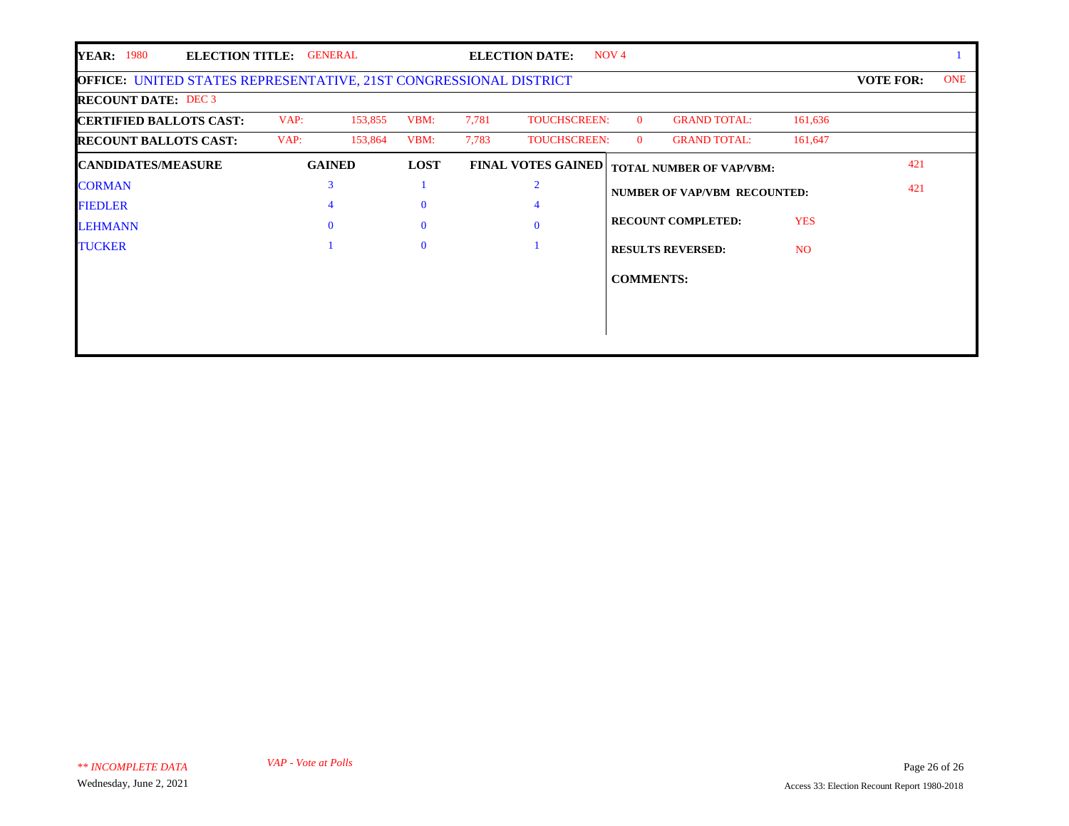**YEAR:** 1980 **ELECTION TITLE:** GENERAL **ELECTION DATE:** NOV 4 1

**OFFICE:** UNITED STATES REPRESENTATIVE, 21ST CONGRESSIONAL DISTRICT **VOTE FOR:** ONE

**RECOUNT DATE:** DEC 3

| | | | | | | | | |
|---|---|---|---|---|---|---|---|---|
| **CERTIFIED BALLOTS CAST:** | VAP: | 153,855 | VBM: | 7,781 | TOUCHSCREEN: | 0 | GRAND TOTAL: | 161,636 |
| **RECOUNT BALLOTS CAST:** | VAP: | 153,864 | VBM: | 7,783 | TOUCHSCREEN: | 0 | GRAND TOTAL: | 161,647 |

| CANDIDATES/MEASURE | GAINED | LOST | FINAL VOTES GAINED |
|---|---|---|---|
| CORMAN | 3 | 1 | 2 |
| FIEDLER | 4 | 0 | 4 |
| LEHMANN | 0 | 0 | 0 |
| TUCKER | 1 | 0 | 1 |

**TOTAL NUMBER OF VAP/VBM:** 421

**NUMBER OF VAP/VBM RECOUNTED:** 421

**RECOUNT COMPLETED:** YES

**RESULTS REVERSED:** NO

**COMMENTS:**

*\*\* INCOMPLETE DATA* *VAP - Vote at Polls*

Wednesday, June 2, 2021

Access 33: Election Recount Report 1980-2018